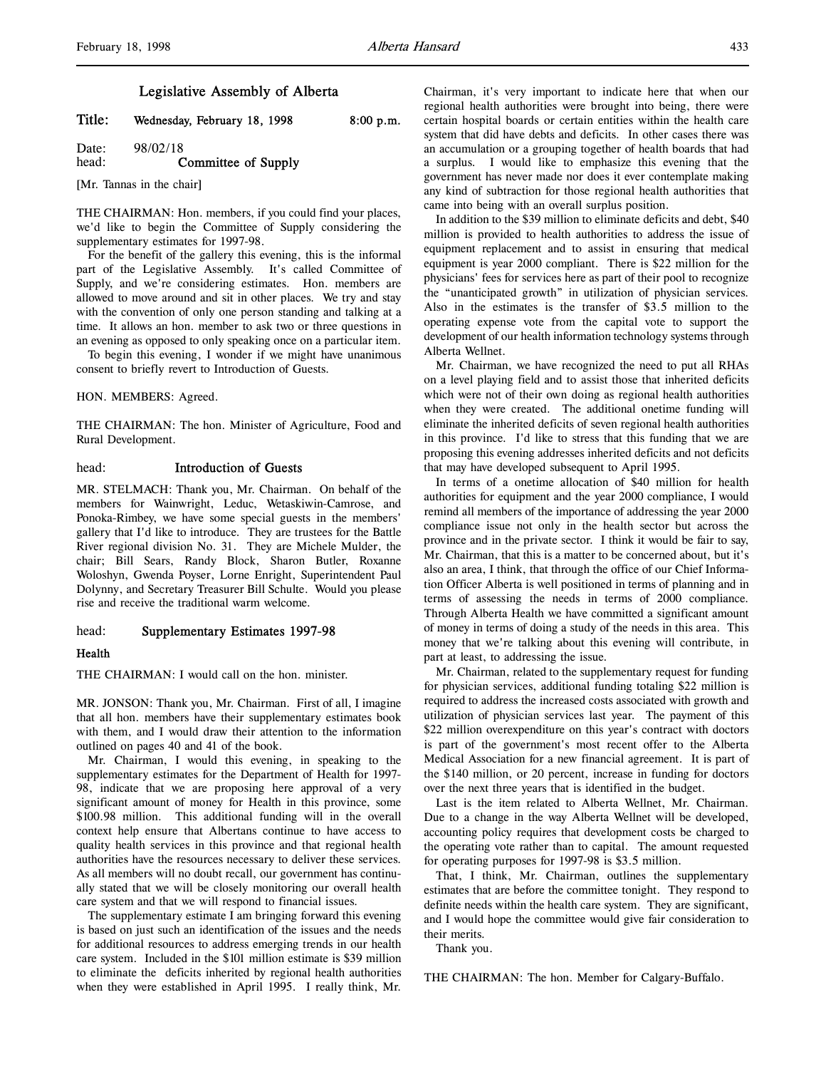# Legislative Assembly of Alberta

**Title: Wednesday, February 18, 1998 8:00 p.m.**

Date: 98/02/18

head: **Committee of Supply**

[Mr. Tannas in the chair]

THE CHAIRMAN: Hon. members, if you could find your places, we'd like to begin the Committee of Supply considering the supplementary estimates for 1997-98.

For the benefit of the gallery this evening, this is the informal part of the Legislative Assembly. It's called Committee of Supply, and we're considering estimates. Hon. members are allowed to move around and sit in other places. We try and stay with the convention of only one person standing and talking at a time. It allows an hon. member to ask two or three questions in an evening as opposed to only speaking once on a particular item.

To begin this evening, I wonder if we might have unanimous consent to briefly revert to Introduction of Guests.

HON. MEMBERS: Agreed.

THE CHAIRMAN: The hon. Minister of Agriculture, Food and Rural Development.

head: **Introduction of Guests**

MR. STELMACH: Thank you, Mr. Chairman. On behalf of the members for Wainwright, Leduc, Wetaskiwin-Camrose, and Ponoka-Rimbey, we have some special guests in the members' gallery that I'd like to introduce. They are trustees for the Battle River regional division No. 31. They are Michele Mulder, the chair; Bill Sears, Randy Block, Sharon Butler, Roxanne Woloshyn, Gwenda Poyser, Lorne Enright, Superintendent Paul Dolynny, and Secretary Treasurer Bill Schulte. Would you please rise and receive the traditional warm welcome.

head: **Supplementary Estimates 1997-98**

**Health**

THE CHAIRMAN: I would call on the hon. minister.

MR. JONSON: Thank you, Mr. Chairman. First of all, I imagine that all hon. members have their supplementary estimates book with them, and I would draw their attention to the information outlined on pages 40 and 41 of the book.

Mr. Chairman, I would this evening, in speaking to the supplementary estimates for the Department of Health for 1997-98, indicate that we are proposing here approval of a very significant amount of money for Health in this province, some $100.98 million. This additional funding will in the overall context help ensure that Albertans continue to have access to quality health services in this province and that regional health authorities have the resources necessary to deliver these services. As all members will no doubt recall, our government has continually stated that we will be closely monitoring our overall health care system and that we will respond to financial issues.

The supplementary estimate I am bringing forward this evening is based on just such an identification of the issues and the needs for additional resources to address emerging trends in our health care system. Included in the $101 million estimate is $39 million to eliminate the deficits inherited by regional health authorities when they were established in April 1995. I really think, Mr. Chairman, it's very important to indicate here that when our regional health authorities were brought into being, there were certain hospital boards or certain entities within the health care system that did have debts and deficits. In other cases there was an accumulation or a grouping together of health boards that had a surplus. I would like to emphasize this evening that the government has never made nor does it ever contemplate making any kind of subtraction for those regional health authorities that came into being with an overall surplus position.

In addition to the $39 million to eliminate deficits and debt, $40 million is provided to health authorities to address the issue of equipment replacement and to assist in ensuring that medical equipment is year 2000 compliant. There is $22 million for the physicians' fees for services here as part of their pool to recognize the "unanticipated growth" in utilization of physician services. Also in the estimates is the transfer of $3.5 million to the operating expense vote from the capital vote to support the development of our health information technology systems through Alberta Wellnet.

Mr. Chairman, we have recognized the need to put all RHAs on a level playing field and to assist those that inherited deficits which were not of their own doing as regional health authorities when they were created. The additional onetime funding will eliminate the inherited deficits of seven regional health authorities in this province. I'd like to stress that this funding that we are proposing this evening addresses inherited deficits and not deficits that may have developed subsequent to April 1995.

In terms of a onetime allocation of $40 million for health authorities for equipment and the year 2000 compliance, I would remind all members of the importance of addressing the year 2000 compliance issue not only in the health sector but across the province and in the private sector. I think it would be fair to say, Mr. Chairman, that this is a matter to be concerned about, but it's also an area, I think, that through the office of our Chief Information Officer Alberta is well positioned in terms of planning and in terms of assessing the needs in terms of 2000 compliance. Through Alberta Health we have committed a significant amount of money in terms of doing a study of the needs in this area. This money that we're talking about this evening will contribute, in part at least, to addressing the issue.

Mr. Chairman, related to the supplementary request for funding for physician services, additional funding totaling $22 million is required to address the increased costs associated with growth and utilization of physician services last year. The payment of this $22 million overexpenditure on this year's contract with doctors is part of the government's most recent offer to the Alberta Medical Association for a new financial agreement. It is part of the $140 million, or 20 percent, increase in funding for doctors over the next three years that is identified in the budget.

Last is the item related to Alberta Wellnet, Mr. Chairman. Due to a change in the way Alberta Wellnet will be developed, accounting policy requires that development costs be charged to the operating vote rather than to capital. The amount requested for operating purposes for 1997-98 is $3.5 million.

That, I think, Mr. Chairman, outlines the supplementary estimates that are before the committee tonight. They respond to definite needs within the health care system. They are significant, and I would hope the committee would give fair consideration to their merits.

Thank you.

THE CHAIRMAN: The hon. Member for Calgary-Buffalo.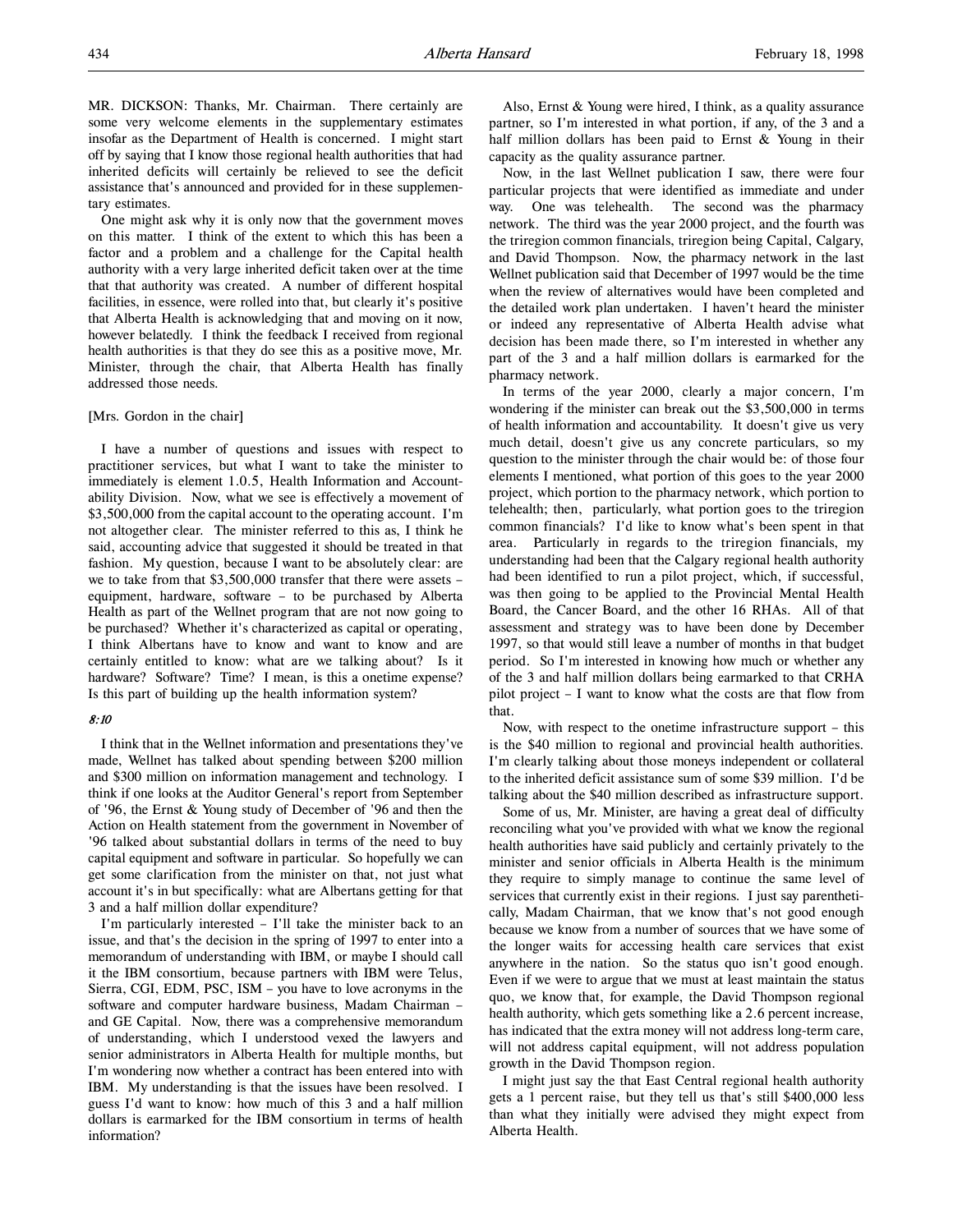MR. DICKSON: Thanks, Mr. Chairman. There certainly are some very welcome elements in the supplementary estimates insofar as the Department of Health is concerned. I might start off by saying that I know those regional health authorities that had inherited deficits will certainly be relieved to see the deficit assistance that's announced and provided for in these supplementary estimates.

One might ask why it is only now that the government moves on this matter. I think of the extent to which this has been a factor and a problem and a challenge for the Capital health authority with a very large inherited deficit taken over at the time that that authority was created. A number of different hospital facilities, in essence, were rolled into that, but clearly it's positive that Alberta Health is acknowledging that and moving on it now, however belatedly. I think the feedback I received from regional health authorities is that they do see this as a positive move, Mr. Minister, through the chair, that Alberta Health has finally addressed those needs.

[Mrs. Gordon in the chair]

I have a number of questions and issues with respect to practitioner services, but what I want to take the minister to immediately is element 1.0.5, Health Information and Accountability Division. Now, what we see is effectively a movement of $3,500,000 from the capital account to the operating account. I'm not altogether clear. The minister referred to this as, I think he said, accounting advice that suggested it should be treated in that fashion. My question, because I want to be absolutely clear: are we to take from that $3,500,000 transfer that there were assets – equipment, hardware, software – to be purchased by Alberta Health as part of the Wellnet program that are not now going to be purchased? Whether it's characterized as capital or operating, I think Albertans have to know and want to know and are certainly entitled to know: what are we talking about? Is it hardware? Software? Time? I mean, is this a onetime expense? Is this part of building up the health information system?

*8:10*

I think that in the Wellnet information and presentations they've made, Wellnet has talked about spending between $200 million and $300 million on information management and technology. I think if one looks at the Auditor General's report from September of '96, the Ernst & Young study of December of '96 and then the Action on Health statement from the government in November of '96 talked about substantial dollars in terms of the need to buy capital equipment and software in particular. So hopefully we can get some clarification from the minister on that, not just what account it's in but specifically: what are Albertans getting for that 3 and a half million dollar expenditure?

I'm particularly interested – I'll take the minister back to an issue, and that's the decision in the spring of 1997 to enter into a memorandum of understanding with IBM, or maybe I should call it the IBM consortium, because partners with IBM were Telus, Sierra, CGI, EDM, PSC, ISM – you have to love acronyms in the software and computer hardware business, Madam Chairman – and GE Capital. Now, there was a comprehensive memorandum of understanding, which I understood vexed the lawyers and senior administrators in Alberta Health for multiple months, but I'm wondering now whether a contract has been entered into with IBM. My understanding is that the issues have been resolved. I guess I'd want to know: how much of this 3 and a half million dollars is earmarked for the IBM consortium in terms of health information?

Also, Ernst & Young were hired, I think, as a quality assurance partner, so I'm interested in what portion, if any, of the 3 and a half million dollars has been paid to Ernst & Young in their capacity as the quality assurance partner.

Now, in the last Wellnet publication I saw, there were four particular projects that were identified as immediate and under way. One was telehealth. The second was the pharmacy network. The third was the year 2000 project, and the fourth was the triregion common financials, triregion being Capital, Calgary, and David Thompson. Now, the pharmacy network in the last Wellnet publication said that December of 1997 would be the time when the review of alternatives would have been completed and the detailed work plan undertaken. I haven't heard the minister or indeed any representative of Alberta Health advise what decision has been made there, so I'm interested in whether any part of the 3 and a half million dollars is earmarked for the pharmacy network.

In terms of the year 2000, clearly a major concern, I'm wondering if the minister can break out the $3,500,000 in terms of health information and accountability. It doesn't give us very much detail, doesn't give us any concrete particulars, so my question to the minister through the chair would be: of those four elements I mentioned, what portion of this goes to the year 2000 project, which portion to the pharmacy network, which portion to telehealth; then, particularly, what portion goes to the triregion common financials? I'd like to know what's been spent in that area. Particularly in regards to the triregion financials, my understanding had been that the Calgary regional health authority had been identified to run a pilot project, which, if successful, was then going to be applied to the Provincial Mental Health Board, the Cancer Board, and the other 16 RHAs. All of that assessment and strategy was to have been done by December 1997, so that would still leave a number of months in that budget period. So I'm interested in knowing how much or whether any of the 3 and half million dollars being earmarked to that CRHA pilot project – I want to know what the costs are that flow from that.

Now, with respect to the onetime infrastructure support – this is the $40 million to regional and provincial health authorities. I'm clearly talking about those moneys independent or collateral to the inherited deficit assistance sum of some $39 million. I'd be talking about the $40 million described as infrastructure support.

Some of us, Mr. Minister, are having a great deal of difficulty reconciling what you've provided with what we know the regional health authorities have said publicly and certainly privately to the minister and senior officials in Alberta Health is the minimum they require to simply manage to continue the same level of services that currently exist in their regions. I just say parenthetically, Madam Chairman, that we know that's not good enough because we know from a number of sources that we have some of the longer waits for accessing health care services that exist anywhere in the nation. So the status quo isn't good enough. Even if we were to argue that we must at least maintain the status quo, we know that, for example, the David Thompson regional health authority, which gets something like a 2.6 percent increase, has indicated that the extra money will not address long-term care, will not address capital equipment, will not address population growth in the David Thompson region.

I might just say the that East Central regional health authority gets a 1 percent raise, but they tell us that's still $400,000 less than what they initially were advised they might expect from Alberta Health.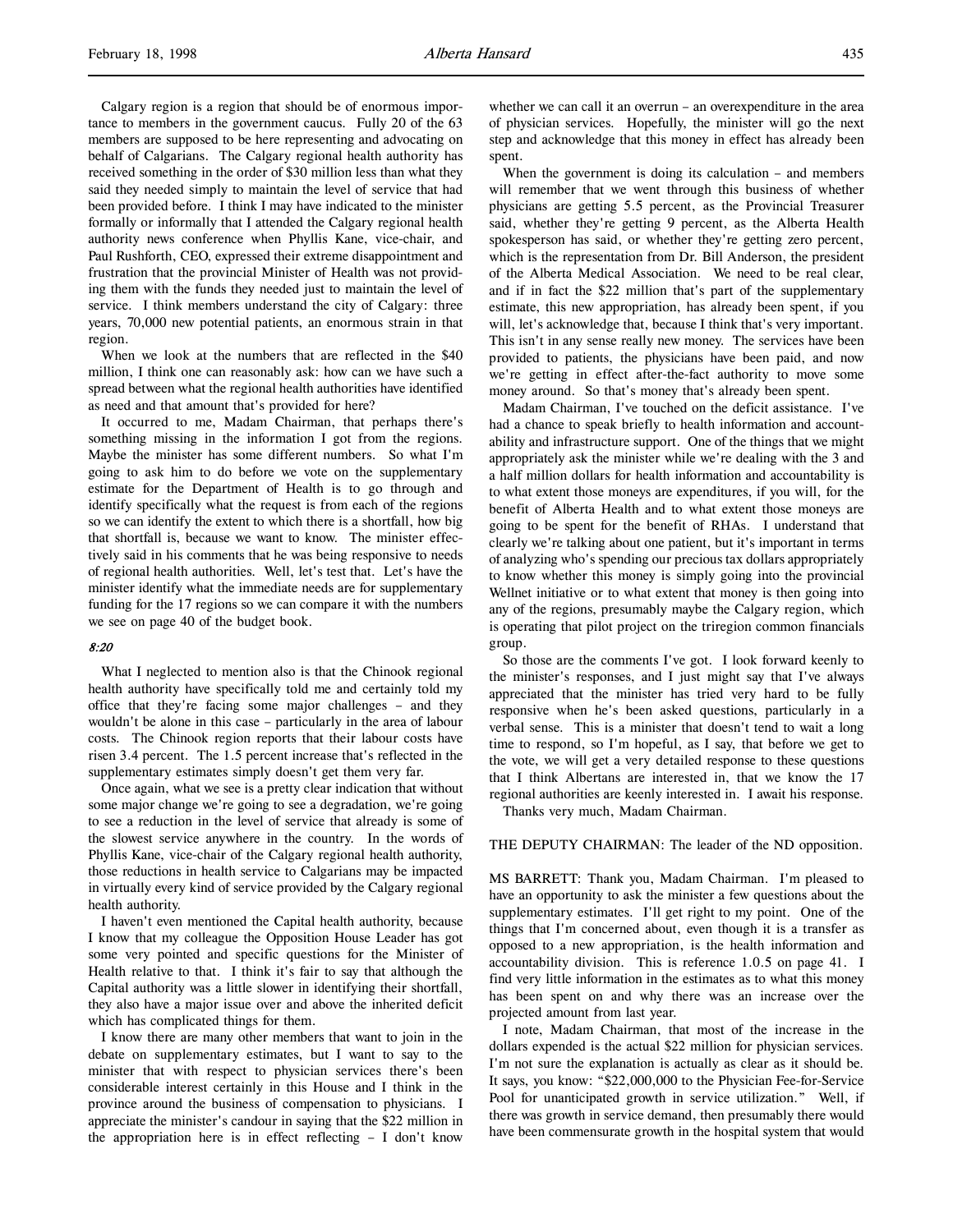Calgary region is a region that should be of enormous importance to members in the government caucus. Fully 20 of the 63 members are supposed to be here representing and advocating on behalf of Calgarians. The Calgary regional health authority has received something in the order of $30 million less than what they said they needed simply to maintain the level of service that had been provided before. I think I may have indicated to the minister formally or informally that I attended the Calgary regional health authority news conference when Phyllis Kane, vice-chair, and Paul Rushforth, CEO, expressed their extreme disappointment and frustration that the provincial Minister of Health was not providing them with the funds they needed just to maintain the level of service. I think members understand the city of Calgary: three years, 70,000 new potential patients, an enormous strain in that region.

When we look at the numbers that are reflected in the $40 million, I think one can reasonably ask: how can we have such a spread between what the regional health authorities have identified as need and that amount that's provided for here?

It occurred to me, Madam Chairman, that perhaps there's something missing in the information I got from the regions. Maybe the minister has some different numbers. So what I'm going to ask him to do before we vote on the supplementary estimate for the Department of Health is to go through and identify specifically what the request is from each of the regions so we can identify the extent to which there is a shortfall, how big that shortfall is, because we want to know. The minister effectively said in his comments that he was being responsive to needs of regional health authorities. Well, let's test that. Let's have the minister identify what the immediate needs are for supplementary funding for the 17 regions so we can compare it with the numbers we see on page 40 of the budget book.

*8:20*

What I neglected to mention also is that the Chinook regional health authority have specifically told me and certainly told my office that they're facing some major challenges – and they wouldn't be alone in this case – particularly in the area of labour costs. The Chinook region reports that their labour costs have risen 3.4 percent. The 1.5 percent increase that's reflected in the supplementary estimates simply doesn't get them very far.

Once again, what we see is a pretty clear indication that without some major change we're going to see a degradation, we're going to see a reduction in the level of service that already is some of the slowest service anywhere in the country. In the words of Phyllis Kane, vice-chair of the Calgary regional health authority, those reductions in health service to Calgarians may be impacted in virtually every kind of service provided by the Calgary regional health authority.

I haven't even mentioned the Capital health authority, because I know that my colleague the Opposition House Leader has got some very pointed and specific questions for the Minister of Health relative to that. I think it's fair to say that although the Capital authority was a little slower in identifying their shortfall, they also have a major issue over and above the inherited deficit which has complicated things for them.

I know there are many other members that want to join in the debate on supplementary estimates, but I want to say to the minister that with respect to physician services there's been considerable interest certainly in this House and I think in the province around the business of compensation to physicians. I appreciate the minister's candour in saying that the $22 million in the appropriation here is in effect reflecting – I don't know whether we can call it an overrun – an overexpenditure in the area of physician services. Hopefully, the minister will go the next step and acknowledge that this money in effect has already been spent.

When the government is doing its calculation – and members will remember that we went through this business of whether physicians are getting 5.5 percent, as the Provincial Treasurer said, whether they're getting 9 percent, as the Alberta Health spokesperson has said, or whether they're getting zero percent, which is the representation from Dr. Bill Anderson, the president of the Alberta Medical Association. We need to be real clear, and if in fact the $22 million that's part of the supplementary estimate, this new appropriation, has already been spent, if you will, let's acknowledge that, because I think that's very important. This isn't in any sense really new money. The services have been provided to patients, the physicians have been paid, and now we're getting in effect after-the-fact authority to move some money around. So that's money that's already been spent.

Madam Chairman, I've touched on the deficit assistance. I've had a chance to speak briefly to health information and accountability and infrastructure support. One of the things that we might appropriately ask the minister while we're dealing with the 3 and a half million dollars for health information and accountability is to what extent those moneys are expenditures, if you will, for the benefit of Alberta Health and to what extent those moneys are going to be spent for the benefit of RHAs. I understand that clearly we're talking about one patient, but it's important in terms of analyzing who's spending our precious tax dollars appropriately to know whether this money is simply going into the provincial Wellnet initiative or to what extent that money is then going into any of the regions, presumably maybe the Calgary region, which is operating that pilot project on the triregion common financials group.

So those are the comments I've got. I look forward keenly to the minister's responses, and I just might say that I've always appreciated that the minister has tried very hard to be fully responsive when he's been asked questions, particularly in a verbal sense. This is a minister that doesn't tend to wait a long time to respond, so I'm hopeful, as I say, that before we get to the vote, we will get a very detailed response to these questions that I think Albertans are interested in, that we know the 17 regional authorities are keenly interested in. I await his response.

Thanks very much, Madam Chairman.

THE DEPUTY CHAIRMAN: The leader of the ND opposition.

MS BARRETT: Thank you, Madam Chairman. I'm pleased to have an opportunity to ask the minister a few questions about the supplementary estimates. I'll get right to my point. One of the things that I'm concerned about, even though it is a transfer as opposed to a new appropriation, is the health information and accountability division. This is reference 1.0.5 on page 41. I find very little information in the estimates as to what this money has been spent on and why there was an increase over the projected amount from last year.

I note, Madam Chairman, that most of the increase in the dollars expended is the actual $22 million for physician services. I'm not sure the explanation is actually as clear as it should be. It says, you know: "$22,000,000 to the Physician Fee-for-Service Pool for unanticipated growth in service utilization." Well, if there was growth in service demand, then presumably there would have been commensurate growth in the hospital system that would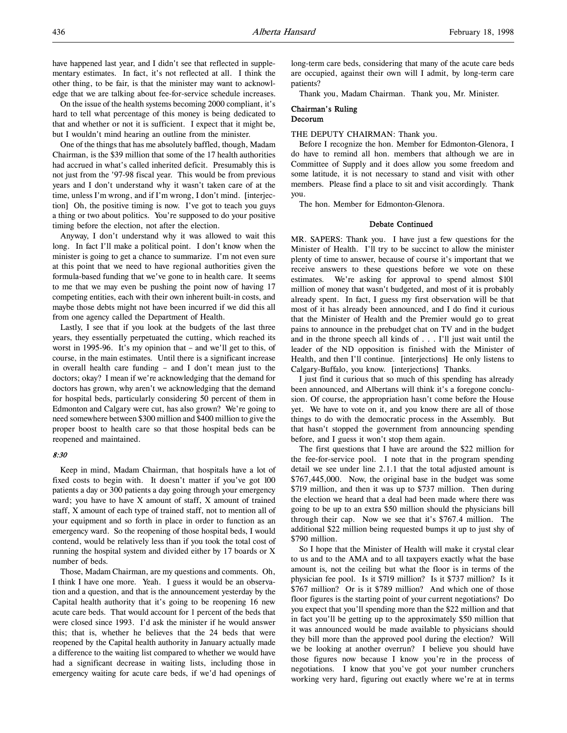have happened last year, and I didn't see that reflected in supplementary estimates. In fact, it's not reflected at all. I think the other thing, to be fair, is that the minister may want to acknowledge that we are talking about fee-for-service schedule increases.

On the issue of the health systems becoming 2000 compliant, it's hard to tell what percentage of this money is being dedicated to that and whether or not it is sufficient. I expect that it might be, but I wouldn't mind hearing an outline from the minister.

One of the things that has me absolutely baffled, though, Madam Chairman, is the $39 million that some of the 17 health authorities had accrued in what's called inherited deficit. Presumably this is not just from the '97-98 fiscal year. This would be from previous years and I don't understand why it wasn't taken care of at the time, unless I'm wrong, and if I'm wrong, I don't mind. [interjection] Oh, the positive timing is now. I've got to teach you guys a thing or two about politics. You're supposed to do your positive timing before the election, not after the election.

Anyway, I don't understand why it was allowed to wait this long. In fact I'll make a political point. I don't know when the minister is going to get a chance to summarize. I'm not even sure at this point that we need to have regional authorities given the formula-based funding that we've gone to in health care. It seems to me that we may even be pushing the point now of having 17 competing entities, each with their own inherent built-in costs, and maybe those debts might not have been incurred if we did this all from one agency called the Department of Health.

Lastly, I see that if you look at the budgets of the last three years, they essentially perpetuated the cutting, which reached its worst in 1995-96. It's my opinion that – and we'll get to this, of course, in the main estimates. Until there is a significant increase in overall health care funding – and I don't mean just to the doctors; okay? I mean if we're acknowledging that the demand for doctors has grown, why aren't we acknowledging that the demand for hospital beds, particularly considering 50 percent of them in Edmonton and Calgary were cut, has also grown? We're going to need somewhere between $300 million and $400 million to give the proper boost to health care so that those hospital beds can be reopened and maintained.

*8:30*

Keep in mind, Madam Chairman, that hospitals have a lot of fixed costs to begin with. It doesn't matter if you've got 100 patients a day or 300 patients a day going through your emergency ward; you have to have X amount of staff, X amount of trained staff, X amount of each type of trained staff, not to mention all of your equipment and so forth in place in order to function as an emergency ward. So the reopening of those hospital beds, I would contend, would be relatively less than if you took the total cost of running the hospital system and divided either by 17 boards or X number of beds.

Those, Madam Chairman, are my questions and comments. Oh, I think I have one more. Yeah. I guess it would be an observation and a question, and that is the announcement yesterday by the Capital health authority that it's going to be reopening 16 new acute care beds. That would account for 1 percent of the beds that were closed since 1993. I'd ask the minister if he would answer this; that is, whether he believes that the 24 beds that were reopened by the Capital health authority in January actually made a difference to the waiting list compared to whether we would have had a significant decrease in waiting lists, including those in emergency waiting for acute care beds, if we'd had openings of long-term care beds, considering that many of the acute care beds are occupied, against their own will I admit, by long-term care patients?

Thank you, Madam Chairman. Thank you, Mr. Minister.

### Chairman's Ruling
### Decorum

THE DEPUTY CHAIRMAN: Thank you.

Before I recognize the hon. Member for Edmonton-Glenora, I do have to remind all hon. members that although we are in Committee of Supply and it does allow you some freedom and some latitude, it is not necessary to stand and visit with other members. Please find a place to sit and visit accordingly. Thank you.

The hon. Member for Edmonton-Glenora.

### Debate Continued

MR. SAPERS: Thank you. I have just a few questions for the Minister of Health. I'll try to be succinct to allow the minister plenty of time to answer, because of course it's important that we receive answers to these questions before we vote on these estimates. We're asking for approval to spend almost $101 million of money that wasn't budgeted, and most of it is probably already spent. In fact, I guess my first observation will be that most of it has already been announced, and I do find it curious that the Minister of Health and the Premier would go to great pains to announce in the prebudget chat on TV and in the budget and in the throne speech all kinds of . . . I'll just wait until the leader of the ND opposition is finished with the Minister of Health, and then I'll continue. [interjections] He only listens to Calgary-Buffalo, you know. [interjections] Thanks.

I just find it curious that so much of this spending has already been announced, and Albertans will think it's a foregone conclusion. Of course, the appropriation hasn't come before the House yet. We have to vote on it, and you know there are all of those things to do with the democratic process in the Assembly. But that hasn't stopped the government from announcing spending before, and I guess it won't stop them again.

The first questions that I have are around the $22 million for the fee-for-service pool. I note that in the program spending detail we see under line 2.1.1 that the total adjusted amount is $767,445,000. Now, the original base in the budget was some $719 million, and then it was up to $737 million. Then during the election we heard that a deal had been made where there was going to be up to an extra $50 million should the physicians bill through their cap. Now we see that it's $767.4 million. The additional $22 million being requested bumps it up to just shy of $790 million.

So I hope that the Minister of Health will make it crystal clear to us and to the AMA and to all taxpayers exactly what the base amount is, not the ceiling but what the floor is in terms of the physician fee pool. Is it $719 million? Is it $737 million? Is it $767 million? Or is it $789 million? And which one of those floor figures is the starting point of your current negotiations? Do you expect that you'll spending more than the $22 million and that in fact you'll be getting up to the approximately $50 million that was announced would be made available to physicians should they bill more than the approved pool during the election? Will we be looking at another overrun? I believe you should have those figures now because I know you're in the process of negotiations. I know that you've got your number crunchers working very hard, figuring out exactly where we're at in terms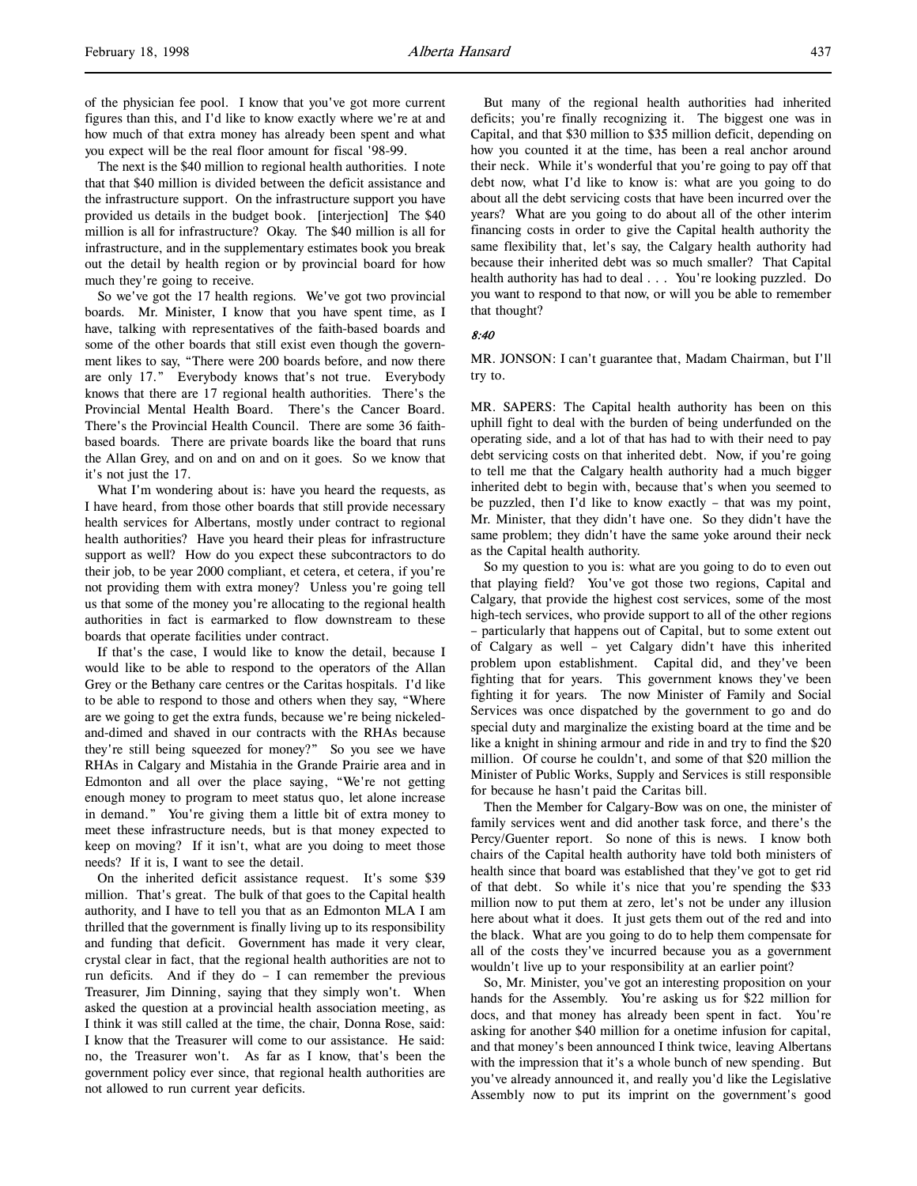of the physician fee pool. I know that you've got more current figures than this, and I'd like to know exactly where we're at and how much of that extra money has already been spent and what you expect will be the real floor amount for fiscal '98-99.

The next is the $40 million to regional health authorities. I note that that $40 million is divided between the deficit assistance and the infrastructure support. On the infrastructure support you have provided us details in the budget book. [interjection] The $40 million is all for infrastructure? Okay. The $40 million is all for infrastructure, and in the supplementary estimates book you break out the detail by health region or by provincial board for how much they're going to receive.

So we've got the 17 health regions. We've got two provincial boards. Mr. Minister, I know that you have spent time, as I have, talking with representatives of the faith-based boards and some of the other boards that still exist even though the government likes to say, "There were 200 boards before, and now there are only 17." Everybody knows that's not true. Everybody knows that there are 17 regional health authorities. There's the Provincial Mental Health Board. There's the Cancer Board. There's the Provincial Health Council. There are some 36 faith-based boards. There are private boards like the board that runs the Allan Grey, and on and on and on it goes. So we know that it's not just the 17.

What I'm wondering about is: have you heard the requests, as I have heard, from those other boards that still provide necessary health services for Albertans, mostly under contract to regional health authorities? Have you heard their pleas for infrastructure support as well? How do you expect these subcontractors to do their job, to be year 2000 compliant, et cetera, et cetera, if you're not providing them with extra money? Unless you're going tell us that some of the money you're allocating to the regional health authorities in fact is earmarked to flow downstream to these boards that operate facilities under contract.

If that's the case, I would like to know the detail, because I would like to be able to respond to the operators of the Allan Grey or the Bethany care centres or the Caritas hospitals. I'd like to be able to respond to those and others when they say, "Where are we going to get the extra funds, because we're being nickeled-and-dimed and shaved in our contracts with the RHAs because they're still being squeezed for money?" So you see we have RHAs in Calgary and Mistahia in the Grande Prairie area and in Edmonton and all over the place saying, "We're not getting enough money to program to meet status quo, let alone increase in demand." You're giving them a little bit of extra money to meet these infrastructure needs, but is that money expected to keep on moving? If it isn't, what are you doing to meet those needs? If it is, I want to see the detail.

On the inherited deficit assistance request. It's some $39 million. That's great. The bulk of that goes to the Capital health authority, and I have to tell you that as an Edmonton MLA I am thrilled that the government is finally living up to its responsibility and funding that deficit. Government has made it very clear, crystal clear in fact, that the regional health authorities are not to run deficits. And if they do – I can remember the previous Treasurer, Jim Dinning, saying that they simply won't. When asked the question at a provincial health association meeting, as I think it was still called at the time, the chair, Donna Rose, said: I know that the Treasurer will come to our assistance. He said: no, the Treasurer won't. As far as I know, that's been the government policy ever since, that regional health authorities are not allowed to run current year deficits.

But many of the regional health authorities had inherited deficits; you're finally recognizing it. The biggest one was in Capital, and that $30 million to $35 million deficit, depending on how you counted it at the time, has been a real anchor around their neck. While it's wonderful that you're going to pay off that debt now, what I'd like to know is: what are you going to do about all the debt servicing costs that have been incurred over the years? What are you going to do about all of the other interim financing costs in order to give the Capital health authority the same flexibility that, let's say, the Calgary health authority had because their inherited debt was so much smaller? That Capital health authority has had to deal . . . You're looking puzzled. Do you want to respond to that now, or will you be able to remember that thought?

*8:40*

MR. JONSON: I can't guarantee that, Madam Chairman, but I'll try to.

MR. SAPERS: The Capital health authority has been on this uphill fight to deal with the burden of being underfunded on the operating side, and a lot of that has had to with their need to pay debt servicing costs on that inherited debt. Now, if you're going to tell me that the Calgary health authority had a much bigger inherited debt to begin with, because that's when you seemed to be puzzled, then I'd like to know exactly – that was my point, Mr. Minister, that they didn't have one. So they didn't have the same problem; they didn't have the same yoke around their neck as the Capital health authority.

So my question to you is: what are you going to do to even out that playing field? You've got those two regions, Capital and Calgary, that provide the highest cost services, some of the most high-tech services, who provide support to all of the other regions – particularly that happens out of Capital, but to some extent out of Calgary as well – yet Calgary didn't have this inherited problem upon establishment. Capital did, and they've been fighting that for years. This government knows they've been fighting it for years. The now Minister of Family and Social Services was once dispatched by the government to go and do special duty and marginalize the existing board at the time and be like a knight in shining armour and ride in and try to find the $20 million. Of course he couldn't, and some of that $20 million the Minister of Public Works, Supply and Services is still responsible for because he hasn't paid the Caritas bill.

Then the Member for Calgary-Bow was on one, the minister of family services went and did another task force, and there's the Percy/Guenter report. So none of this is news. I know both chairs of the Capital health authority have told both ministers of health since that board was established that they've got to get rid of that debt. So while it's nice that you're spending the $33 million now to put them at zero, let's not be under any illusion here about what it does. It just gets them out of the red and into the black. What are you going to do to help them compensate for all of the costs they've incurred because you as a government wouldn't live up to your responsibility at an earlier point?

So, Mr. Minister, you've got an interesting proposition on your hands for the Assembly. You're asking us for $22 million for docs, and that money has already been spent in fact. You're asking for another $40 million for a onetime infusion for capital, and that money's been announced I think twice, leaving Albertans with the impression that it's a whole bunch of new spending. But you've already announced it, and really you'd like the Legislative Assembly now to put its imprint on the government's good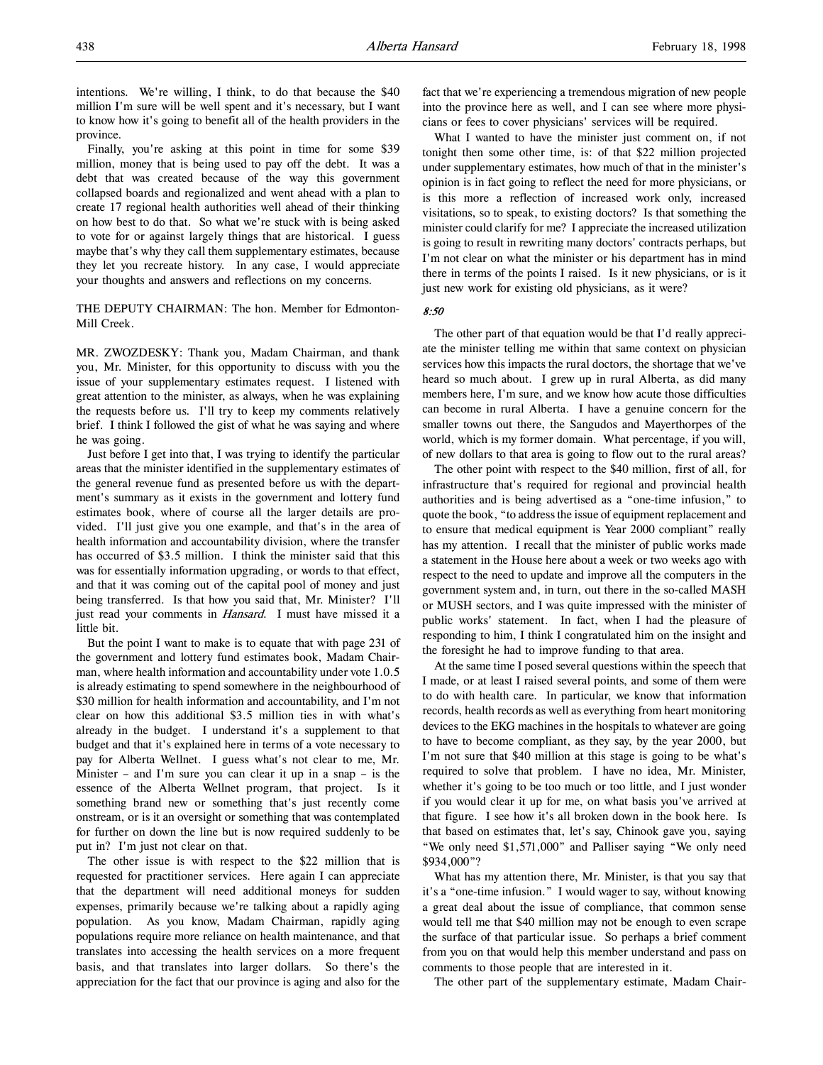intentions. We're willing, I think, to do that because the $40 million I'm sure will be well spent and it's necessary, but I want to know how it's going to benefit all of the health providers in the province.

Finally, you're asking at this point in time for some $39 million, money that is being used to pay off the debt. It was a debt that was created because of the way this government collapsed boards and regionalized and went ahead with a plan to create 17 regional health authorities well ahead of their thinking on how best to do that. So what we're stuck with is being asked to vote for or against largely things that are historical. I guess maybe that's why they call them supplementary estimates, because they let you recreate history. In any case, I would appreciate your thoughts and answers and reflections on my concerns.

THE DEPUTY CHAIRMAN: The hon. Member for Edmonton-Mill Creek.

MR. ZWOZDESKY: Thank you, Madam Chairman, and thank you, Mr. Minister, for this opportunity to discuss with you the issue of your supplementary estimates request. I listened with great attention to the minister, as always, when he was explaining the requests before us. I'll try to keep my comments relatively brief. I think I followed the gist of what he was saying and where he was going.

Just before I get into that, I was trying to identify the particular areas that the minister identified in the supplementary estimates of the general revenue fund as presented before us with the department's summary as it exists in the government and lottery fund estimates book, where of course all the larger details are provided. I'll just give you one example, and that's in the area of health information and accountability division, where the transfer has occurred of $3.5 million. I think the minister said that this was for essentially information upgrading, or words to that effect, and that it was coming out of the capital pool of money and just being transferred. Is that how you said that, Mr. Minister? I'll just read your comments in *Hansard*. I must have missed it a little bit.

But the point I want to make is to equate that with page 231 of the government and lottery fund estimates book, Madam Chairman, where health information and accountability under vote 1.0.5 is already estimating to spend somewhere in the neighbourhood of $30 million for health information and accountability, and I'm not clear on how this additional $3.5 million ties in with what's already in the budget. I understand it's a supplement to that budget and that it's explained here in terms of a vote necessary to pay for Alberta Wellnet. I guess what's not clear to me, Mr. Minister – and I'm sure you can clear it up in a snap – is the essence of the Alberta Wellnet program, that project. Is it something brand new or something that's just recently come onstream, or is it an oversight or something that was contemplated for further on down the line but is now required suddenly to be put in? I'm just not clear on that.

The other issue is with respect to the $22 million that is requested for practitioner services. Here again I can appreciate that the department will need additional moneys for sudden expenses, primarily because we're talking about a rapidly aging population. As you know, Madam Chairman, rapidly aging populations require more reliance on health maintenance, and that translates into accessing the health services on a more frequent basis, and that translates into larger dollars. So there's the appreciation for the fact that our province is aging and also for the fact that we're experiencing a tremendous migration of new people into the province here as well, and I can see where more physicians or fees to cover physicians' services will be required.

What I wanted to have the minister just comment on, if not tonight then some other time, is: of that $22 million projected under supplementary estimates, how much of that in the minister's opinion is in fact going to reflect the need for more physicians, or is this more a reflection of increased work only, increased visitations, so to speak, to existing doctors? Is that something the minister could clarify for me? I appreciate the increased utilization is going to result in rewriting many doctors' contracts perhaps, but I'm not clear on what the minister or his department has in mind there in terms of the points I raised. Is it new physicians, or is it just new work for existing old physicians, as it were?

*8:50*

The other part of that equation would be that I'd really appreciate the minister telling me within that same context on physician services how this impacts the rural doctors, the shortage that we've heard so much about. I grew up in rural Alberta, as did many members here, I'm sure, and we know how acute those difficulties can become in rural Alberta. I have a genuine concern for the smaller towns out there, the Sangudos and Mayerthorpes of the world, which is my former domain. What percentage, if you will, of new dollars to that area is going to flow out to the rural areas?

The other point with respect to the $40 million, first of all, for infrastructure that's required for regional and provincial health authorities and is being advertised as a "one-time infusion," to quote the book, "to address the issue of equipment replacement and to ensure that medical equipment is Year 2000 compliant" really has my attention. I recall that the minister of public works made a statement in the House here about a week or two weeks ago with respect to the need to update and improve all the computers in the government system and, in turn, out there in the so-called MASH or MUSH sectors, and I was quite impressed with the minister of public works' statement. In fact, when I had the pleasure of responding to him, I think I congratulated him on the insight and the foresight he had to improve funding to that area.

At the same time I posed several questions within the speech that I made, or at least I raised several points, and some of them were to do with health care. In particular, we know that information records, health records as well as everything from heart monitoring devices to the EKG machines in the hospitals to whatever are going to have to become compliant, as they say, by the year 2000, but I'm not sure that $40 million at this stage is going to be what's required to solve that problem. I have no idea, Mr. Minister, whether it's going to be too much or too little, and I just wonder if you would clear it up for me, on what basis you've arrived at that figure. I see how it's all broken down in the book here. Is that based on estimates that, let's say, Chinook gave you, saying "We only need $1,571,000" and Palliser saying "We only need $934,000"?

What has my attention there, Mr. Minister, is that you say that it's a "one-time infusion." I would wager to say, without knowing a great deal about the issue of compliance, that common sense would tell me that $40 million may not be enough to even scrape the surface of that particular issue. So perhaps a brief comment from you on that would help this member understand and pass on comments to those people that are interested in it.

The other part of the supplementary estimate, Madam Chair-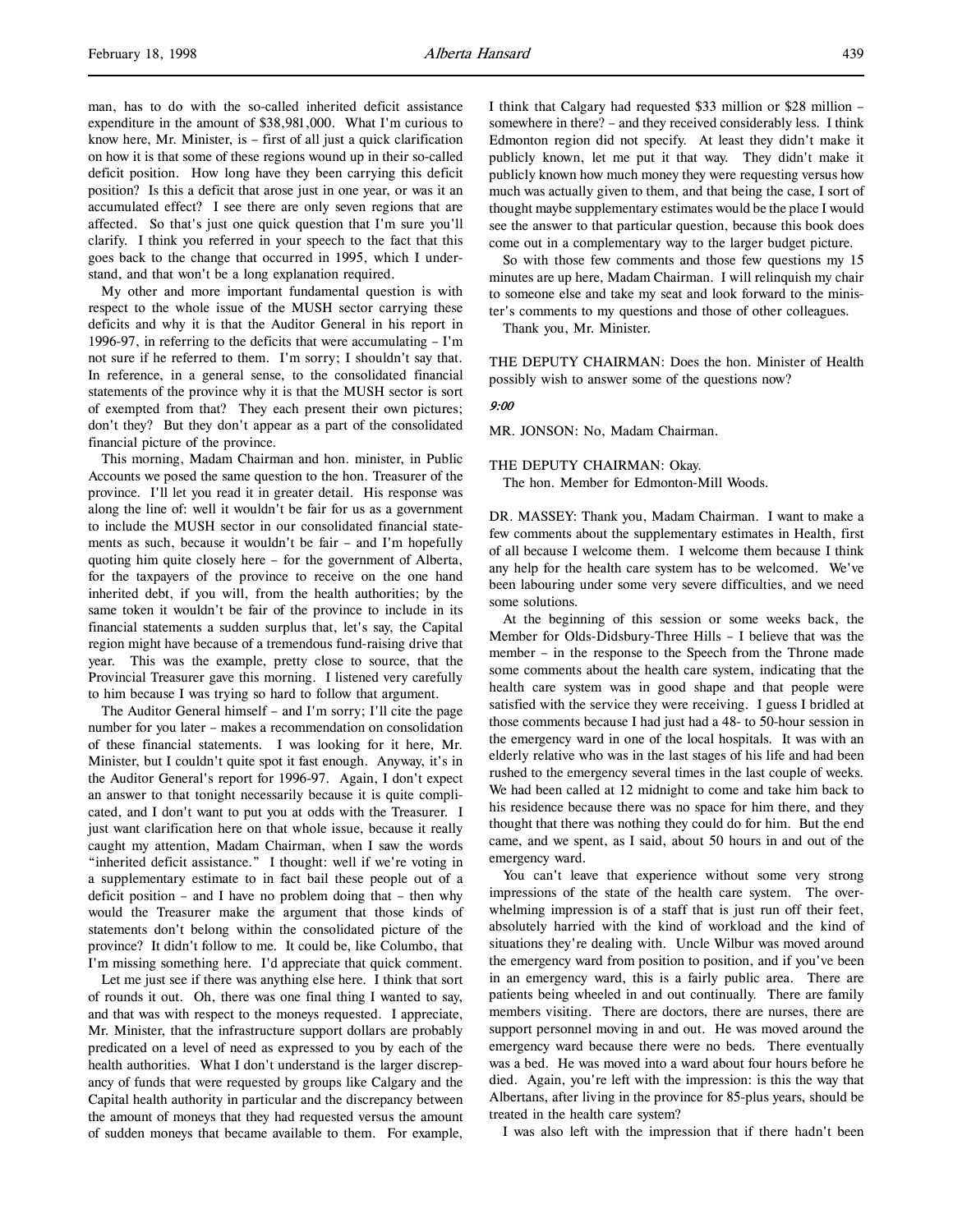man, has to do with the so-called inherited deficit assistance expenditure in the amount of $38,981,000. What I'm curious to know here, Mr. Minister, is – first of all just a quick clarification on how it is that some of these regions wound up in their so-called deficit position. How long have they been carrying this deficit position? Is this a deficit that arose just in one year, or was it an accumulated effect? I see there are only seven regions that are affected. So that's just one quick question that I'm sure you'll clarify. I think you referred in your speech to the fact that this goes back to the change that occurred in 1995, which I understand, and that won't be a long explanation required.

My other and more important fundamental question is with respect to the whole issue of the MUSH sector carrying these deficits and why it is that the Auditor General in his report in 1996-97, in referring to the deficits that were accumulating – I'm not sure if he referred to them. I'm sorry; I shouldn't say that. In reference, in a general sense, to the consolidated financial statements of the province why it is that the MUSH sector is sort of exempted from that? They each present their own pictures; don't they? But they don't appear as a part of the consolidated financial picture of the province.

This morning, Madam Chairman and hon. minister, in Public Accounts we posed the same question to the hon. Treasurer of the province. I'll let you read it in greater detail. His response was along the line of: well it wouldn't be fair for us as a government to include the MUSH sector in our consolidated financial statements as such, because it wouldn't be fair – and I'm hopefully quoting him quite closely here – for the government of Alberta, for the taxpayers of the province to receive on the one hand inherited debt, if you will, from the health authorities; by the same token it wouldn't be fair of the province to include in its financial statements a sudden surplus that, let's say, the Capital region might have because of a tremendous fund-raising drive that year. This was the example, pretty close to source, that the Provincial Treasurer gave this morning. I listened very carefully to him because I was trying so hard to follow that argument.

The Auditor General himself – and I'm sorry; I'll cite the page number for you later – makes a recommendation on consolidation of these financial statements. I was looking for it here, Mr. Minister, but I couldn't quite spot it fast enough. Anyway, it's in the Auditor General's report for 1996-97. Again, I don't expect an answer to that tonight necessarily because it is quite complicated, and I don't want to put you at odds with the Treasurer. I just want clarification here on that whole issue, because it really caught my attention, Madam Chairman, when I saw the words "inherited deficit assistance." I thought: well if we're voting in a supplementary estimate to in fact bail these people out of a deficit position – and I have no problem doing that – then why would the Treasurer make the argument that those kinds of statements don't belong within the consolidated picture of the province? It didn't follow to me. It could be, like Columbo, that I'm missing something here. I'd appreciate that quick comment.

Let me just see if there was anything else here. I think that sort of rounds it out. Oh, there was one final thing I wanted to say, and that was with respect to the moneys requested. I appreciate, Mr. Minister, that the infrastructure support dollars are probably predicated on a level of need as expressed to you by each of the health authorities. What I don't understand is the larger discrepancy of funds that were requested by groups like Calgary and the Capital health authority in particular and the discrepancy between the amount of moneys that they had requested versus the amount of sudden moneys that became available to them. For example, I think that Calgary had requested $33 million or $28 million – somewhere in there? – and they received considerably less. I think Edmonton region did not specify. At least they didn't make it publicly known, let me put it that way. They didn't make it publicly known how much money they were requesting versus how much was actually given to them, and that being the case, I sort of thought maybe supplementary estimates would be the place I would see the answer to that particular question, because this book does come out in a complementary way to the larger budget picture.

So with those few comments and those few questions my 15 minutes are up here, Madam Chairman. I will relinquish my chair to someone else and take my seat and look forward to the minister's comments to my questions and those of other colleagues.

Thank you, Mr. Minister.

THE DEPUTY CHAIRMAN: Does the hon. Minister of Health possibly wish to answer some of the questions now?

*9:00*

MR. JONSON: No, Madam Chairman.

THE DEPUTY CHAIRMAN: Okay.
The hon. Member for Edmonton-Mill Woods.

DR. MASSEY: Thank you, Madam Chairman. I want to make a few comments about the supplementary estimates in Health, first of all because I welcome them. I welcome them because I think any help for the health care system has to be welcomed. We've been labouring under some very severe difficulties, and we need some solutions.

At the beginning of this session or some weeks back, the Member for Olds-Didsbury-Three Hills – I believe that was the member – in the response to the Speech from the Throne made some comments about the health care system, indicating that the health care system was in good shape and that people were satisfied with the service they were receiving. I guess I bridled at those comments because I had just had a 48- to 50-hour session in the emergency ward in one of the local hospitals. It was with an elderly relative who was in the last stages of his life and had been rushed to the emergency several times in the last couple of weeks. We had been called at 12 midnight to come and take him back to his residence because there was no space for him there, and they thought that there was nothing they could do for him. But the end came, and we spent, as I said, about 50 hours in and out of the emergency ward.

You can't leave that experience without some very strong impressions of the state of the health care system. The overwhelming impression is of a staff that is just run off their feet, absolutely harried with the kind of workload and the kind of situations they're dealing with. Uncle Wilbur was moved around the emergency ward from position to position, and if you've been in an emergency ward, this is a fairly public area. There are patients being wheeled in and out continually. There are family members visiting. There are doctors, there are nurses, there are support personnel moving in and out. He was moved around the emergency ward because there were no beds. There eventually was a bed. He was moved into a ward about four hours before he died. Again, you're left with the impression: is this the way that Albertans, after living in the province for 85-plus years, should be treated in the health care system?

I was also left with the impression that if there hadn't been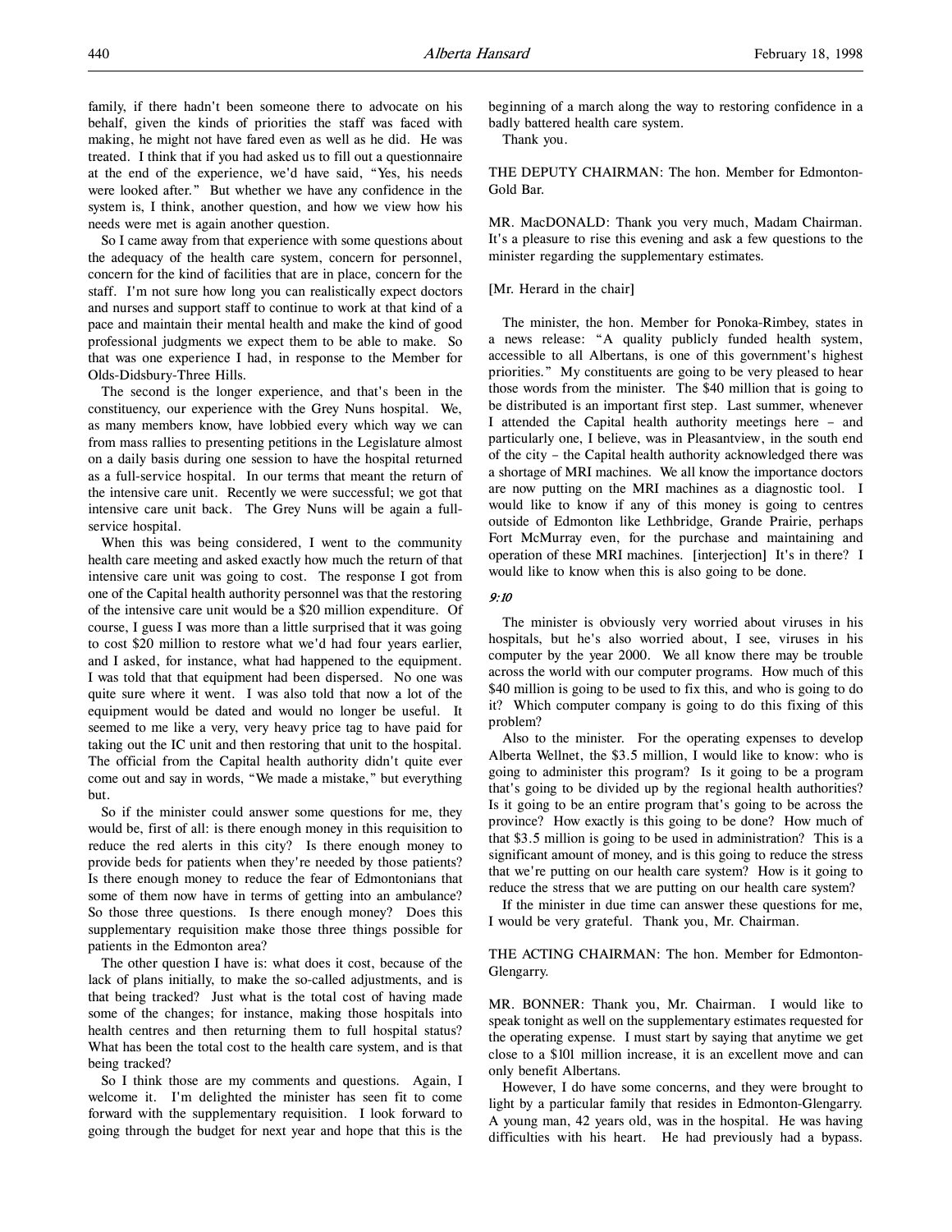family, if there hadn't been someone there to advocate on his behalf, given the kinds of priorities the staff was faced with making, he might not have fared even as well as he did. He was treated. I think that if you had asked us to fill out a questionnaire at the end of the experience, we'd have said, "Yes, his needs were looked after." But whether we have any confidence in the system is, I think, another question, and how we view how his needs were met is again another question.

So I came away from that experience with some questions about the adequacy of the health care system, concern for personnel, concern for the kind of facilities that are in place, concern for the staff. I'm not sure how long you can realistically expect doctors and nurses and support staff to continue to work at that kind of a pace and maintain their mental health and make the kind of good professional judgments we expect them to be able to make. So that was one experience I had, in response to the Member for Olds-Didsbury-Three Hills.

The second is the longer experience, and that's been in the constituency, our experience with the Grey Nuns hospital. We, as many members know, have lobbied every which way we can from mass rallies to presenting petitions in the Legislature almost on a daily basis during one session to have the hospital returned as a full-service hospital. In our terms that meant the return of the intensive care unit. Recently we were successful; we got that intensive care unit back. The Grey Nuns will be again a full-service hospital.

When this was being considered, I went to the community health care meeting and asked exactly how much the return of that intensive care unit was going to cost. The response I got from one of the Capital health authority personnel was that the restoring of the intensive care unit would be a $20 million expenditure. Of course, I guess I was more than a little surprised that it was going to cost $20 million to restore what we'd had four years earlier, and I asked, for instance, what had happened to the equipment. I was told that that equipment had been dispersed. No one was quite sure where it went. I was also told that now a lot of the equipment would be dated and would no longer be useful. It seemed to me like a very, very heavy price tag to have paid for taking out the IC unit and then restoring that unit to the hospital. The official from the Capital health authority didn't quite ever come out and say in words, "We made a mistake," but everything but.

So if the minister could answer some questions for me, they would be, first of all: is there enough money in this requisition to reduce the red alerts in this city? Is there enough money to provide beds for patients when they're needed by those patients? Is there enough money to reduce the fear of Edmontonians that some of them now have in terms of getting into an ambulance? So those three questions. Is there enough money? Does this supplementary requisition make those three things possible for patients in the Edmonton area?

The other question I have is: what does it cost, because of the lack of plans initially, to make the so-called adjustments, and is that being tracked? Just what is the total cost of having made some of the changes; for instance, making those hospitals into health centres and then returning them to full hospital status? What has been the total cost to the health care system, and is that being tracked?

So I think those are my comments and questions. Again, I welcome it. I'm delighted the minister has seen fit to come forward with the supplementary requisition. I look forward to going through the budget for next year and hope that this is the beginning of a march along the way to restoring confidence in a badly battered health care system.

Thank you.

THE DEPUTY CHAIRMAN: The hon. Member for Edmonton-Gold Bar.

MR. MacDONALD: Thank you very much, Madam Chairman. It's a pleasure to rise this evening and ask a few questions to the minister regarding the supplementary estimates.

[Mr. Herard in the chair]

The minister, the hon. Member for Ponoka-Rimbey, states in a news release: "A quality publicly funded health system, accessible to all Albertans, is one of this government's highest priorities." My constituents are going to be very pleased to hear those words from the minister. The $40 million that is going to be distributed is an important first step. Last summer, whenever I attended the Capital health authority meetings here – and particularly one, I believe, was in Pleasantview, in the south end of the city – the Capital health authority acknowledged there was a shortage of MRI machines. We all know the importance doctors are now putting on the MRI machines as a diagnostic tool. I would like to know if any of this money is going to centres outside of Edmonton like Lethbridge, Grande Prairie, perhaps Fort McMurray even, for the purchase and maintaining and operation of these MRI machines. [interjection] It's in there? I would like to know when this is also going to be done.

*9:10*

The minister is obviously very worried about viruses in his hospitals, but he's also worried about, I see, viruses in his computer by the year 2000. We all know there may be trouble across the world with our computer programs. How much of this $40 million is going to be used to fix this, and who is going to do it? Which computer company is going to do this fixing of this problem?

Also to the minister. For the operating expenses to develop Alberta Wellnet, the $3.5 million, I would like to know: who is going to administer this program? Is it going to be a program that's going to be divided up by the regional health authorities? Is it going to be an entire program that's going to be across the province? How exactly is this going to be done? How much of that $3.5 million is going to be used in administration? This is a significant amount of money, and is this going to reduce the stress that we're putting on our health care system? How is it going to reduce the stress that we are putting on our health care system?

If the minister in due time can answer these questions for me, I would be very grateful. Thank you, Mr. Chairman.

THE ACTING CHAIRMAN: The hon. Member for Edmonton-Glengarry.

MR. BONNER: Thank you, Mr. Chairman. I would like to speak tonight as well on the supplementary estimates requested for the operating expense. I must start by saying that anytime we get close to a $101 million increase, it is an excellent move and can only benefit Albertans.

However, I do have some concerns, and they were brought to light by a particular family that resides in Edmonton-Glengarry. A young man, 42 years old, was in the hospital. He was having difficulties with his heart. He had previously had a bypass.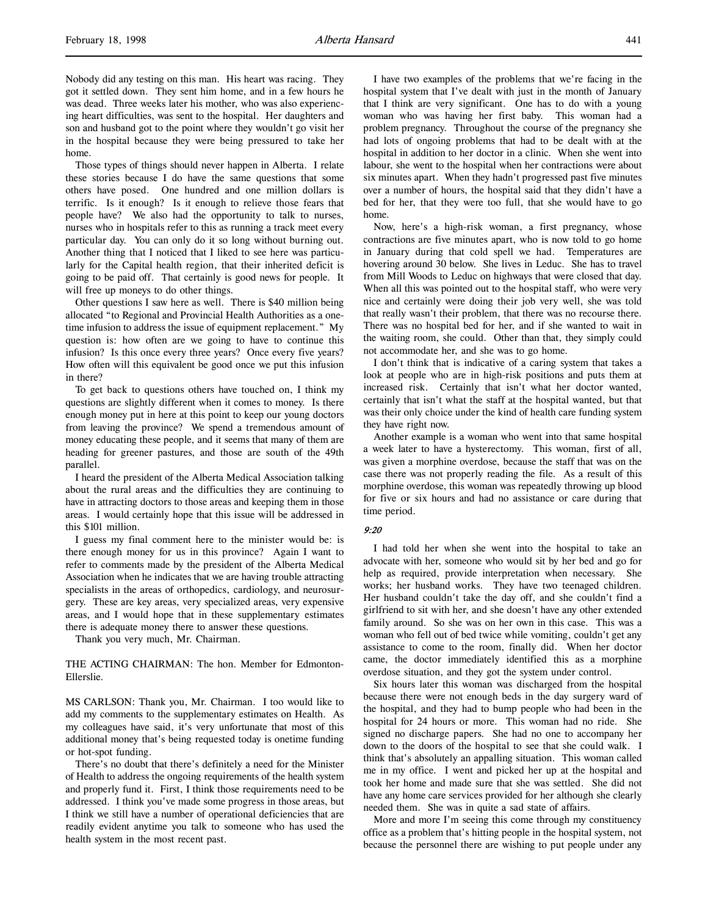Nobody did any testing on this man. His heart was racing. They got it settled down. They sent him home, and in a few hours he was dead. Three weeks later his mother, who was also experiencing heart difficulties, was sent to the hospital. Her daughters and son and husband got to the point where they wouldn't go visit her in the hospital because they were being pressured to take her home.

Those types of things should never happen in Alberta. I relate these stories because I do have the same questions that some others have posed. One hundred and one million dollars is terrific. Is it enough? Is it enough to relieve those fears that people have? We also had the opportunity to talk to nurses, nurses who in hospitals refer to this as running a track meet every particular day. You can only do it so long without burning out. Another thing that I noticed that I liked to see here was particularly for the Capital health region, that their inherited deficit is going to be paid off. That certainly is good news for people. It will free up moneys to do other things.

Other questions I saw here as well. There is $40 million being allocated "to Regional and Provincial Health Authorities as a one-time infusion to address the issue of equipment replacement." My question is: how often are we going to have to continue this infusion? Is this once every three years? Once every five years? How often will this equivalent be good once we put this infusion in there?

To get back to questions others have touched on, I think my questions are slightly different when it comes to money. Is there enough money put in here at this point to keep our young doctors from leaving the province? We spend a tremendous amount of money educating these people, and it seems that many of them are heading for greener pastures, and those are south of the 49th parallel.

I heard the president of the Alberta Medical Association talking about the rural areas and the difficulties they are continuing to have in attracting doctors to those areas and keeping them in those areas. I would certainly hope that this issue will be addressed in this $101 million.

I guess my final comment here to the minister would be: is there enough money for us in this province? Again I want to refer to comments made by the president of the Alberta Medical Association when he indicates that we are having trouble attracting specialists in the areas of orthopedics, cardiology, and neurosurgery. These are key areas, very specialized areas, very expensive areas, and I would hope that in these supplementary estimates there is adequate money there to answer these questions.

Thank you very much, Mr. Chairman.

THE ACTING CHAIRMAN: The hon. Member for Edmonton-Ellerslie.

MS CARLSON: Thank you, Mr. Chairman. I too would like to add my comments to the supplementary estimates on Health. As my colleagues have said, it's very unfortunate that most of this additional money that's being requested today is onetime funding or hot-spot funding.

There's no doubt that there's definitely a need for the Minister of Health to address the ongoing requirements of the health system and properly fund it. First, I think those requirements need to be addressed. I think you've made some progress in those areas, but I think we still have a number of operational deficiencies that are readily evident anytime you talk to someone who has used the health system in the most recent past.

I have two examples of the problems that we're facing in the hospital system that I've dealt with just in the month of January that I think are very significant. One has to do with a young woman who was having her first baby. This woman had a problem pregnancy. Throughout the course of the pregnancy she had lots of ongoing problems that had to be dealt with at the hospital in addition to her doctor in a clinic. When she went into labour, she went to the hospital when her contractions were about six minutes apart. When they hadn't progressed past five minutes over a number of hours, the hospital said that they didn't have a bed for her, that they were too full, that she would have to go home.

Now, here's a high-risk woman, a first pregnancy, whose contractions are five minutes apart, who is now told to go home in January during that cold spell we had. Temperatures are hovering around 30 below. She lives in Leduc. She has to travel from Mill Woods to Leduc on highways that were closed that day. When all this was pointed out to the hospital staff, who were very nice and certainly were doing their job very well, she was told that really wasn't their problem, that there was no recourse there. There was no hospital bed for her, and if she wanted to wait in the waiting room, she could. Other than that, they simply could not accommodate her, and she was to go home.

I don't think that is indicative of a caring system that takes a look at people who are in high-risk positions and puts them at increased risk. Certainly that isn't what her doctor wanted, certainly that isn't what the staff at the hospital wanted, but that was their only choice under the kind of health care funding system they have right now.

Another example is a woman who went into that same hospital a week later to have a hysterectomy. This woman, first of all, was given a morphine overdose, because the staff that was on the case there was not properly reading the file. As a result of this morphine overdose, this woman was repeatedly throwing up blood for five or six hours and had no assistance or care during that time period.

*9:20*

I had told her when she went into the hospital to take an advocate with her, someone who would sit by her bed and go for help as required, provide interpretation when necessary. She works; her husband works. They have two teenaged children. Her husband couldn't take the day off, and she couldn't find a girlfriend to sit with her, and she doesn't have any other extended family around. So she was on her own in this case. This was a woman who fell out of bed twice while vomiting, couldn't get any assistance to come to the room, finally did. When her doctor came, the doctor immediately identified this as a morphine overdose situation, and they got the system under control.

Six hours later this woman was discharged from the hospital because there were not enough beds in the day surgery ward of the hospital, and they had to bump people who had been in the hospital for 24 hours or more. This woman had no ride. She signed no discharge papers. She had no one to accompany her down to the doors of the hospital to see that she could walk. I think that's absolutely an appalling situation. This woman called me in my office. I went and picked her up at the hospital and took her home and made sure that she was settled. She did not have any home care services provided for her although she clearly needed them. She was in quite a sad state of affairs.

More and more I'm seeing this come through my constituency office as a problem that's hitting people in the hospital system, not because the personnel there are wishing to put people under any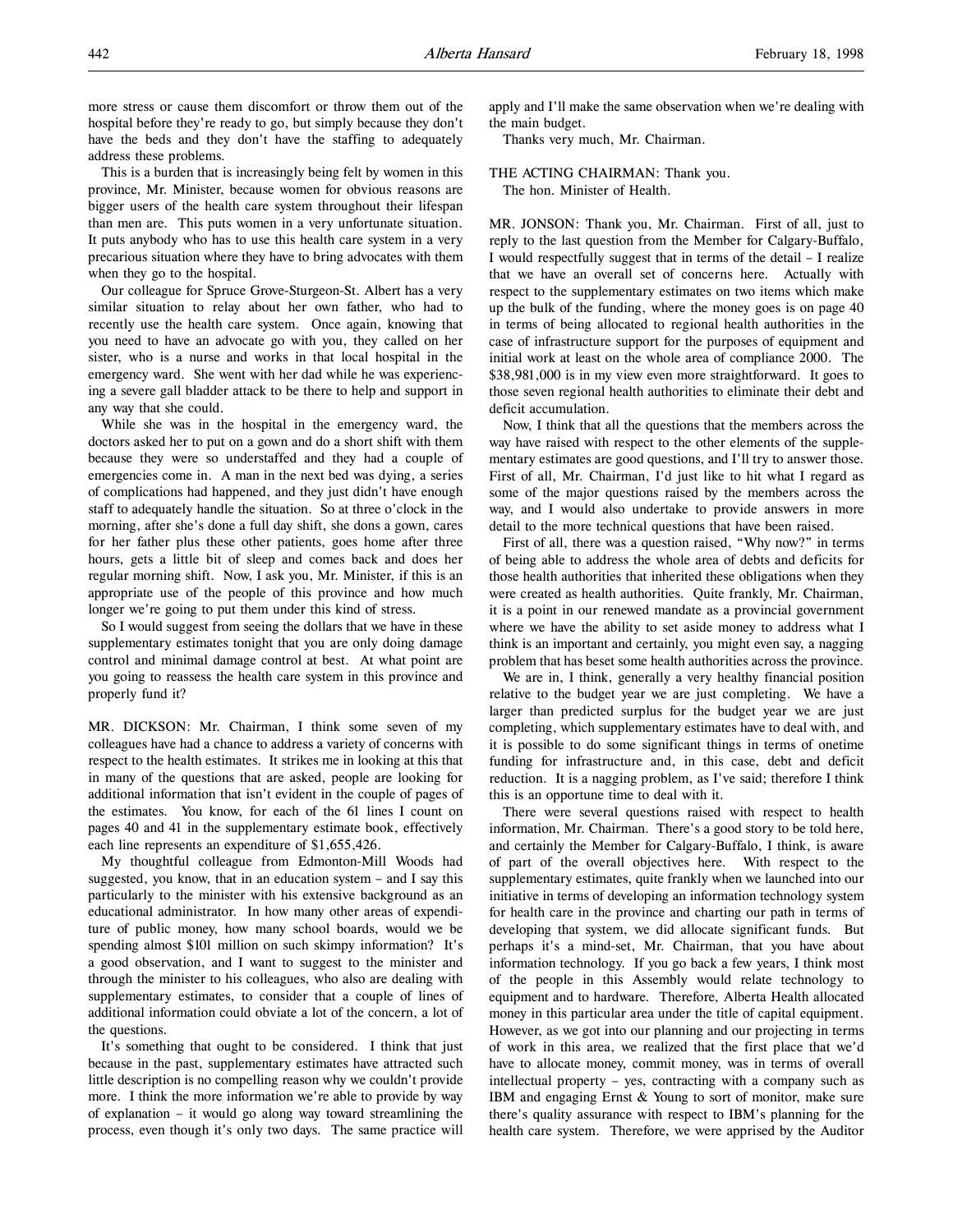more stress or cause them discomfort or throw them out of the hospital before they're ready to go, but simply because they don't have the beds and they don't have the staffing to adequately address these problems.

This is a burden that is increasingly being felt by women in this province, Mr. Minister, because women for obvious reasons are bigger users of the health care system throughout their lifespan than men are. This puts women in a very unfortunate situation. It puts anybody who has to use this health care system in a very precarious situation where they have to bring advocates with them when they go to the hospital.

Our colleague for Spruce Grove-Sturgeon-St. Albert has a very similar situation to relay about her own father, who had to recently use the health care system. Once again, knowing that you need to have an advocate go with you, they called on her sister, who is a nurse and works in that local hospital in the emergency ward. She went with her dad while he was experiencing a severe gall bladder attack to be there to help and support in any way that she could.

While she was in the hospital in the emergency ward, the doctors asked her to put on a gown and do a short shift with them because they were so understaffed and they had a couple of emergencies come in. A man in the next bed was dying, a series of complications had happened, and they just didn't have enough staff to adequately handle the situation. So at three o'clock in the morning, after she's done a full day shift, she dons a gown, cares for her father plus these other patients, goes home after three hours, gets a little bit of sleep and comes back and does her regular morning shift. Now, I ask you, Mr. Minister, if this is an appropriate use of the people of this province and how much longer we're going to put them under this kind of stress.

So I would suggest from seeing the dollars that we have in these supplementary estimates tonight that you are only doing damage control and minimal damage control at best. At what point are you going to reassess the health care system in this province and properly fund it?

MR. DICKSON: Mr. Chairman, I think some seven of my colleagues have had a chance to address a variety of concerns with respect to the health estimates. It strikes me in looking at this that in many of the questions that are asked, people are looking for additional information that isn't evident in the couple of pages of the estimates. You know, for each of the 61 lines I count on pages 40 and 41 in the supplementary estimate book, effectively each line represents an expenditure of $1,655,426.

My thoughtful colleague from Edmonton-Mill Woods had suggested, you know, that in an education system – and I say this particularly to the minister with his extensive background as an educational administrator. In how many other areas of expenditure of public money, how many school boards, would we be spending almost $101 million on such skimpy information? It's a good observation, and I want to suggest to the minister and through the minister to his colleagues, who also are dealing with supplementary estimates, to consider that a couple of lines of additional information could obviate a lot of the concern, a lot of the questions.

It's something that ought to be considered. I think that just because in the past, supplementary estimates have attracted such little description is no compelling reason why we couldn't provide more. I think the more information we're able to provide by way of explanation – it would go along way toward streamlining the process, even though it's only two days. The same practice will apply and I'll make the same observation when we're dealing with the main budget.

Thanks very much, Mr. Chairman.

THE ACTING CHAIRMAN: Thank you.
The hon. Minister of Health.

MR. JONSON: Thank you, Mr. Chairman. First of all, just to reply to the last question from the Member for Calgary-Buffalo, I would respectfully suggest that in terms of the detail – I realize that we have an overall set of concerns here. Actually with respect to the supplementary estimates on two items which make up the bulk of the funding, where the money goes is on page 40 in terms of being allocated to regional health authorities in the case of infrastructure support for the purposes of equipment and initial work at least on the whole area of compliance 2000. The $38,981,000 is in my view even more straightforward. It goes to those seven regional health authorities to eliminate their debt and deficit accumulation.

Now, I think that all the questions that the members across the way have raised with respect to the other elements of the supplementary estimates are good questions, and I'll try to answer those. First of all, Mr. Chairman, I'd just like to hit what I regard as some of the major questions raised by the members across the way, and I would also undertake to provide answers in more detail to the more technical questions that have been raised.

First of all, there was a question raised, "Why now?" in terms of being able to address the whole area of debts and deficits for those health authorities that inherited these obligations when they were created as health authorities. Quite frankly, Mr. Chairman, it is a point in our renewed mandate as a provincial government where we have the ability to set aside money to address what I think is an important and certainly, you might even say, a nagging problem that has beset some health authorities across the province.

We are in, I think, generally a very healthy financial position relative to the budget year we are just completing. We have a larger than predicted surplus for the budget year we are just completing, which supplementary estimates have to deal with, and it is possible to do some significant things in terms of onetime funding for infrastructure and, in this case, debt and deficit reduction. It is a nagging problem, as I've said; therefore I think this is an opportune time to deal with it.

There were several questions raised with respect to health information, Mr. Chairman. There's a good story to be told here, and certainly the Member for Calgary-Buffalo, I think, is aware of part of the overall objectives here. With respect to the supplementary estimates, quite frankly when we launched into our initiative in terms of developing an information technology system for health care in the province and charting our path in terms of developing that system, we did allocate significant funds. But perhaps it's a mind-set, Mr. Chairman, that you have about information technology. If you go back a few years, I think most of the people in this Assembly would relate technology to equipment and to hardware. Therefore, Alberta Health allocated money in this particular area under the title of capital equipment. However, as we got into our planning and our projecting in terms of work in this area, we realized that the first place that we'd have to allocate money, commit money, was in terms of overall intellectual property – yes, contracting with a company such as IBM and engaging Ernst & Young to sort of monitor, make sure there's quality assurance with respect to IBM's planning for the health care system. Therefore, we were apprised by the Auditor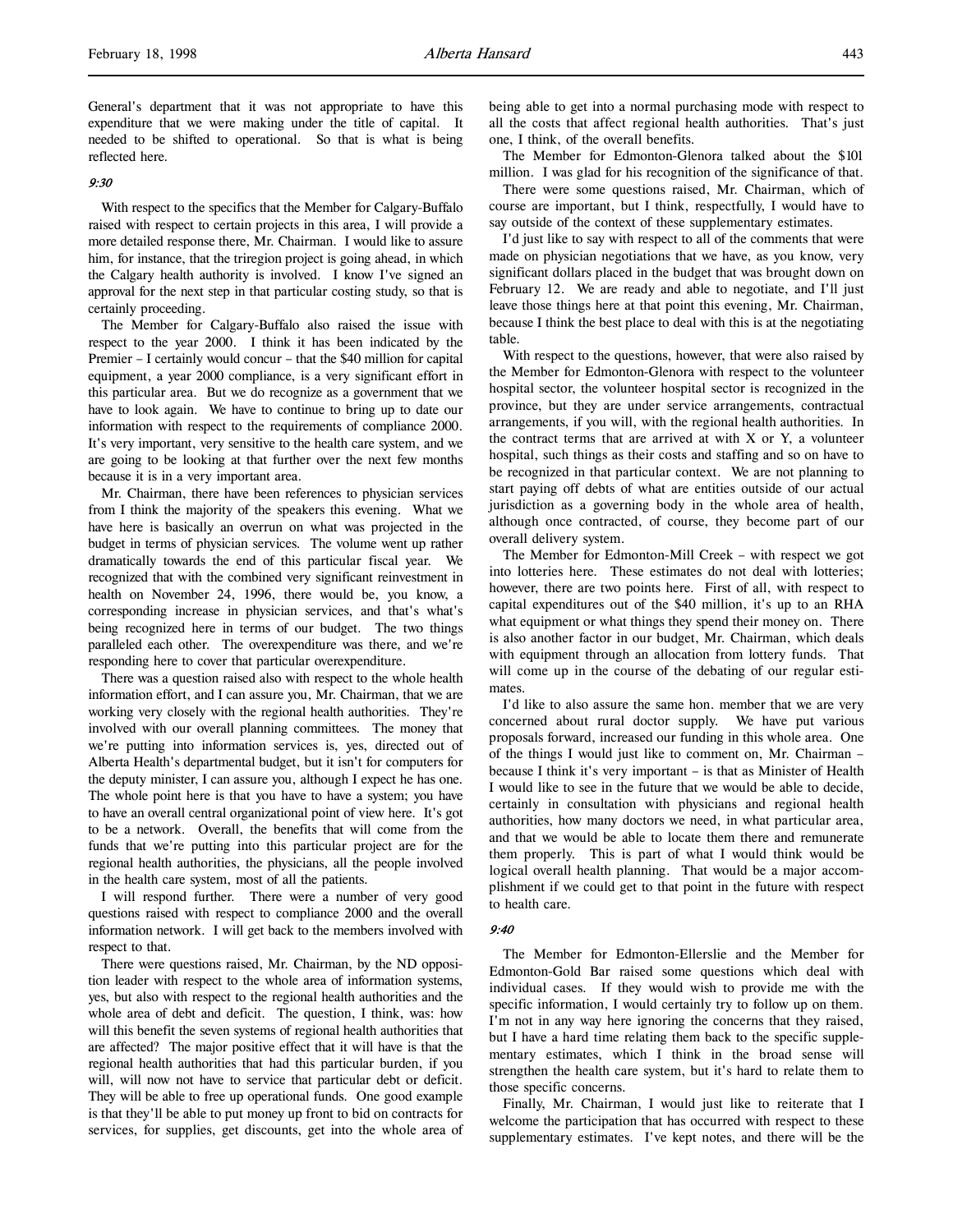General's department that it was not appropriate to have this expenditure that we were making under the title of capital. It needed to be shifted to operational. So that is what is being reflected here.

*9:30*

With respect to the specifics that the Member for Calgary-Buffalo raised with respect to certain projects in this area, I will provide a more detailed response there, Mr. Chairman. I would like to assure him, for instance, that the triregion project is going ahead, in which the Calgary health authority is involved. I know I've signed an approval for the next step in that particular costing study, so that is certainly proceeding.

The Member for Calgary-Buffalo also raised the issue with respect to the year 2000. I think it has been indicated by the Premier – I certainly would concur – that the $40 million for capital equipment, a year 2000 compliance, is a very significant effort in this particular area. But we do recognize as a government that we have to look again. We have to continue to bring up to date our information with respect to the requirements of compliance 2000. It's very important, very sensitive to the health care system, and we are going to be looking at that further over the next few months because it is in a very important area.

Mr. Chairman, there have been references to physician services from I think the majority of the speakers this evening. What we have here is basically an overrun on what was projected in the budget in terms of physician services. The volume went up rather dramatically towards the end of this particular fiscal year. We recognized that with the combined very significant reinvestment in health on November 24, 1996, there would be, you know, a corresponding increase in physician services, and that's what's being recognized here in terms of our budget. The two things paralleled each other. The overexpenditure was there, and we're responding here to cover that particular overexpenditure.

There was a question raised also with respect to the whole health information effort, and I can assure you, Mr. Chairman, that we are working very closely with the regional health authorities. They're involved with our overall planning committees. The money that we're putting into information services is, yes, directed out of Alberta Health's departmental budget, but it isn't for computers for the deputy minister, I can assure you, although I expect he has one. The whole point here is that you have to have a system; you have to have an overall central organizational point of view here. It's got to be a network. Overall, the benefits that will come from the funds that we're putting into this particular project are for the regional health authorities, the physicians, all the people involved in the health care system, most of all the patients.

I will respond further. There were a number of very good questions raised with respect to compliance 2000 and the overall information network. I will get back to the members involved with respect to that.

There were questions raised, Mr. Chairman, by the ND opposition leader with respect to the whole area of information systems, yes, but also with respect to the regional health authorities and the whole area of debt and deficit. The question, I think, was: how will this benefit the seven systems of regional health authorities that are affected? The major positive effect that it will have is that the regional health authorities that had this particular burden, if you will, will now not have to service that particular debt or deficit. They will be able to free up operational funds. One good example is that they'll be able to put money up front to bid on contracts for services, for supplies, get discounts, get into the whole area of being able to get into a normal purchasing mode with respect to all the costs that affect regional health authorities. That's just one, I think, of the overall benefits.

The Member for Edmonton-Glenora talked about the $101 million. I was glad for his recognition of the significance of that.

There were some questions raised, Mr. Chairman, which of course are important, but I think, respectfully, I would have to say outside of the context of these supplementary estimates.

I'd just like to say with respect to all of the comments that were made on physician negotiations that we have, as you know, very significant dollars placed in the budget that was brought down on February 12. We are ready and able to negotiate, and I'll just leave those things here at that point this evening, Mr. Chairman, because I think the best place to deal with this is at the negotiating table.

With respect to the questions, however, that were also raised by the Member for Edmonton-Glenora with respect to the volunteer hospital sector, the volunteer hospital sector is recognized in the province, but they are under service arrangements, contractual arrangements, if you will, with the regional health authorities. In the contract terms that are arrived at with X or Y, a volunteer hospital, such things as their costs and staffing and so on have to be recognized in that particular context. We are not planning to start paying off debts of what are entities outside of our actual jurisdiction as a governing body in the whole area of health, although once contracted, of course, they become part of our overall delivery system.

The Member for Edmonton-Mill Creek – with respect we got into lotteries here. These estimates do not deal with lotteries; however, there are two points here. First of all, with respect to capital expenditures out of the $40 million, it's up to an RHA what equipment or what things they spend their money on. There is also another factor in our budget, Mr. Chairman, which deals with equipment through an allocation from lottery funds. That will come up in the course of the debating of our regular estimates.

I'd like to also assure the same hon. member that we are very concerned about rural doctor supply. We have put various proposals forward, increased our funding in this whole area. One of the things I would just like to comment on, Mr. Chairman – because I think it's very important – is that as Minister of Health I would like to see in the future that we would be able to decide, certainly in consultation with physicians and regional health authorities, how many doctors we need, in what particular area, and that we would be able to locate them there and remunerate them properly. This is part of what I would think would be logical overall health planning. That would be a major accomplishment if we could get to that point in the future with respect to health care.

*9:40*

The Member for Edmonton-Ellerslie and the Member for Edmonton-Gold Bar raised some questions which deal with individual cases. If they would wish to provide me with the specific information, I would certainly try to follow up on them. I'm not in any way here ignoring the concerns that they raised, but I have a hard time relating them back to the specific supplementary estimates, which I think in the broad sense will strengthen the health care system, but it's hard to relate them to those specific concerns.

Finally, Mr. Chairman, I would just like to reiterate that I welcome the participation that has occurred with respect to these supplementary estimates. I've kept notes, and there will be the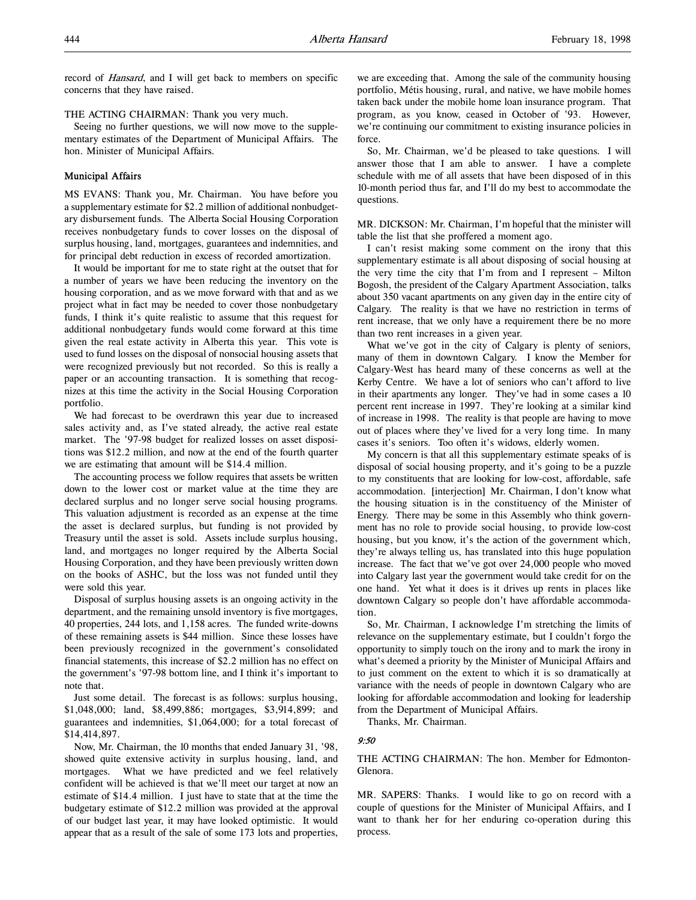record of *Hansard*, and I will get back to members on specific concerns that they have raised.

THE ACTING CHAIRMAN: Thank you very much.

Seeing no further questions, we will now move to the supplementary estimates of the Department of Municipal Affairs. The hon. Minister of Municipal Affairs.

### Municipal Affairs

MS EVANS: Thank you, Mr. Chairman. You have before you a supplementary estimate for $2.2 million of additional nonbudgetary disbursement funds. The Alberta Social Housing Corporation receives nonbudgetary funds to cover losses on the disposal of surplus housing, land, mortgages, guarantees and indemnities, and for principal debt reduction in excess of recorded amortization.

It would be important for me to state right at the outset that for a number of years we have been reducing the inventory on the housing corporation, and as we move forward with that and as we project what in fact may be needed to cover those nonbudgetary funds, I think it's quite realistic to assume that this request for additional nonbudgetary funds would come forward at this time given the real estate activity in Alberta this year. This vote is used to fund losses on the disposal of nonsocial housing assets that were recognized previously but not recorded. So this is really a paper or an accounting transaction. It is something that recognizes at this time the activity in the Social Housing Corporation portfolio.

We had forecast to be overdrawn this year due to increased sales activity and, as I've stated already, the active real estate market. The '97-98 budget for realized losses on asset dispositions was $12.2 million, and now at the end of the fourth quarter we are estimating that amount will be $14.4 million.

The accounting process we follow requires that assets be written down to the lower cost or market value at the time they are declared surplus and no longer serve social housing programs. This valuation adjustment is recorded as an expense at the time the asset is declared surplus, but funding is not provided by Treasury until the asset is sold. Assets include surplus housing, land, and mortgages no longer required by the Alberta Social Housing Corporation, and they have been previously written down on the books of ASHC, but the loss was not funded until they were sold this year.

Disposal of surplus housing assets is an ongoing activity in the department, and the remaining unsold inventory is five mortgages, 40 properties, 244 lots, and 1,158 acres. The funded write-downs of these remaining assets is $44 million. Since these losses have been previously recognized in the government's consolidated financial statements, this increase of $2.2 million has no effect on the government's '97-98 bottom line, and I think it's important to note that.

Just some detail. The forecast is as follows: surplus housing, $1,048,000; land, $8,499,886; mortgages, $3,914,899; and guarantees and indemnities, $1,064,000; for a total forecast of $14,414,897.

Now, Mr. Chairman, the 10 months that ended January 31, '98, showed quite extensive activity in surplus housing, land, and mortgages. What we have predicted and we feel relatively confident will be achieved is that we'll meet our target at now an estimate of $14.4 million. I just have to state that at the time the budgetary estimate of $12.2 million was provided at the approval of our budget last year, it may have looked optimistic. It would appear that as a result of the sale of some 173 lots and properties, we are exceeding that. Among the sale of the community housing portfolio, Métis housing, rural, and native, we have mobile homes taken back under the mobile home loan insurance program. That program, as you know, ceased in October of '93. However, we're continuing our commitment to existing insurance policies in force.

So, Mr. Chairman, we'd be pleased to take questions. I will answer those that I am able to answer. I have a complete schedule with me of all assets that have been disposed of in this 10-month period thus far, and I'll do my best to accommodate the questions.

MR. DICKSON: Mr. Chairman, I'm hopeful that the minister will table the list that she proffered a moment ago.

I can't resist making some comment on the irony that this supplementary estimate is all about disposing of social housing at the very time the city that I'm from and I represent – Milton Bogosh, the president of the Calgary Apartment Association, talks about 350 vacant apartments on any given day in the entire city of Calgary. The reality is that we have no restriction in terms of rent increase, that we only have a requirement there be no more than two rent increases in a given year.

What we've got in the city of Calgary is plenty of seniors, many of them in downtown Calgary. I know the Member for Calgary-West has heard many of these concerns as well at the Kerby Centre. We have a lot of seniors who can't afford to live in their apartments any longer. They've had in some cases a 10 percent rent increase in 1997. They're looking at a similar kind of increase in 1998. The reality is that people are having to move out of places where they've lived for a very long time. In many cases it's seniors. Too often it's widows, elderly women.

My concern is that all this supplementary estimate speaks of is disposal of social housing property, and it's going to be a puzzle to my constituents that are looking for low-cost, affordable, safe accommodation. [interjection] Mr. Chairman, I don't know what the housing situation is in the constituency of the Minister of Energy. There may be some in this Assembly who think government has no role to provide social housing, to provide low-cost housing, but you know, it's the action of the government which, they're always telling us, has translated into this huge population increase. The fact that we've got over 24,000 people who moved into Calgary last year the government would take credit for on the one hand. Yet what it does is it drives up rents in places like downtown Calgary so people don't have affordable accommodation.

So, Mr. Chairman, I acknowledge I'm stretching the limits of relevance on the supplementary estimate, but I couldn't forgo the opportunity to simply touch on the irony and to mark the irony in what's deemed a priority by the Minister of Municipal Affairs and to just comment on the extent to which it is so dramatically at variance with the needs of people in downtown Calgary who are looking for affordable accommodation and looking for leadership from the Department of Municipal Affairs.

Thanks, Mr. Chairman.

*9:50*

THE ACTING CHAIRMAN: The hon. Member for Edmonton-Glenora.

MR. SAPERS: Thanks. I would like to go on record with a couple of questions for the Minister of Municipal Affairs, and I want to thank her for her enduring co-operation during this process.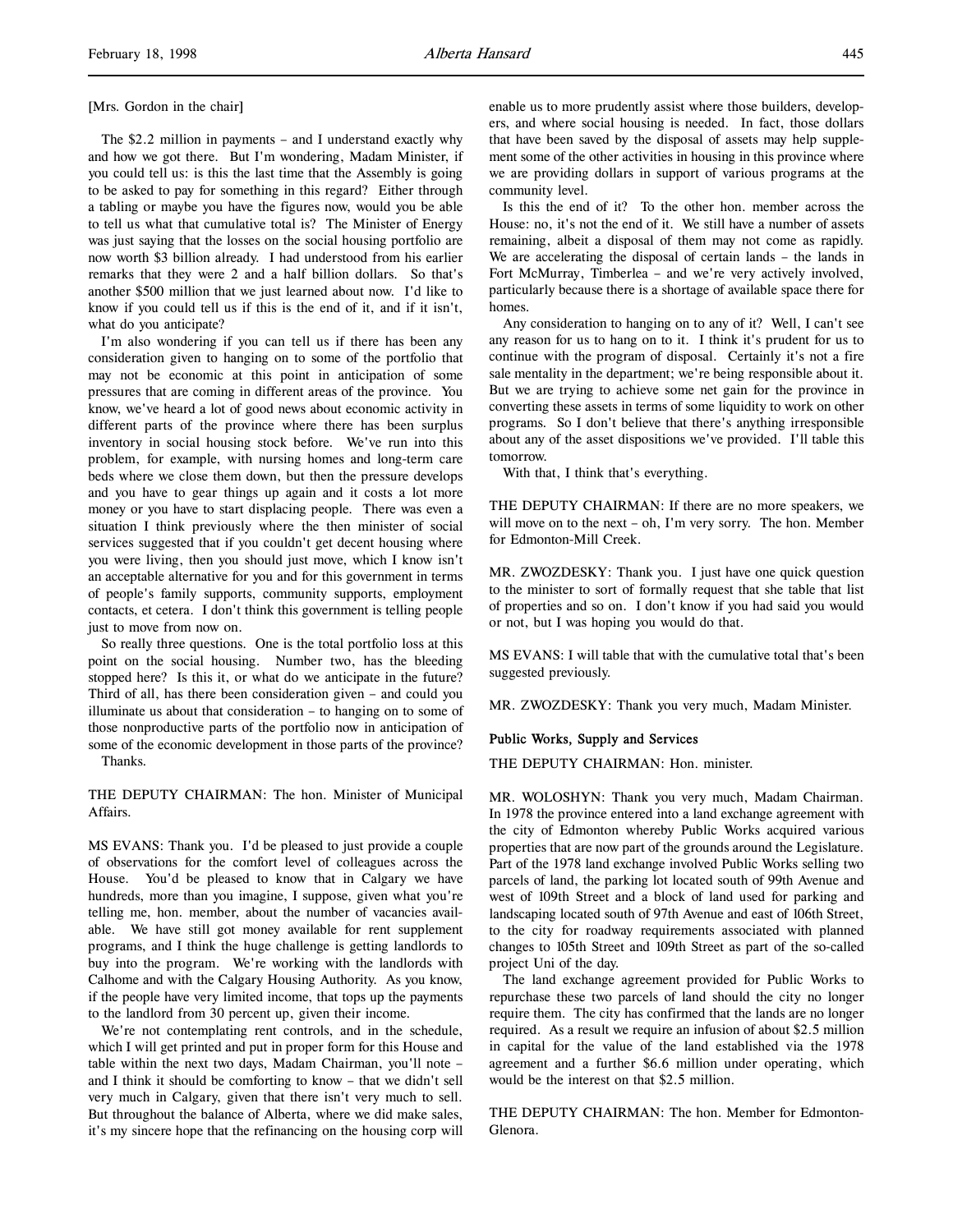[Mrs. Gordon in the chair]

The $2.2 million in payments – and I understand exactly why and how we got there. But I'm wondering, Madam Minister, if you could tell us: is this the last time that the Assembly is going to be asked to pay for something in this regard? Either through a tabling or maybe you have the figures now, would you be able to tell us what that cumulative total is? The Minister of Energy was just saying that the losses on the social housing portfolio are now worth $3 billion already. I had understood from his earlier remarks that they were 2 and a half billion dollars. So that's another $500 million that we just learned about now. I'd like to know if you could tell us if this is the end of it, and if it isn't, what do you anticipate?

I'm also wondering if you can tell us if there has been any consideration given to hanging on to some of the portfolio that may not be economic at this point in anticipation of some pressures that are coming in different areas of the province. You know, we've heard a lot of good news about economic activity in different parts of the province where there has been surplus inventory in social housing stock before. We've run into this problem, for example, with nursing homes and long-term care beds where we close them down, but then the pressure develops and you have to gear things up again and it costs a lot more money or you have to start displacing people. There was even a situation I think previously where the then minister of social services suggested that if you couldn't get decent housing where you were living, then you should just move, which I know isn't an acceptable alternative for you and for this government in terms of people's family supports, community supports, employment contacts, et cetera. I don't think this government is telling people just to move from now on.

So really three questions. One is the total portfolio loss at this point on the social housing. Number two, has the bleeding stopped here? Is this it, or what do we anticipate in the future? Third of all, has there been consideration given – and could you illuminate us about that consideration – to hanging on to some of those nonproductive parts of the portfolio now in anticipation of some of the economic development in those parts of the province?

Thanks.

THE DEPUTY CHAIRMAN: The hon. Minister of Municipal Affairs.

MS EVANS: Thank you. I'd be pleased to just provide a couple of observations for the comfort level of colleagues across the House. You'd be pleased to know that in Calgary we have hundreds, more than you imagine, I suppose, given what you're telling me, hon. member, about the number of vacancies available. We have still got money available for rent supplement programs, and I think the huge challenge is getting landlords to buy into the program. We're working with the landlords with Calhome and with the Calgary Housing Authority. As you know, if the people have very limited income, that tops up the payments to the landlord from 30 percent up, given their income.

We're not contemplating rent controls, and in the schedule, which I will get printed and put in proper form for this House and table within the next two days, Madam Chairman, you'll note – and I think it should be comforting to know – that we didn't sell very much in Calgary, given that there isn't very much to sell. But throughout the balance of Alberta, where we did make sales, it's my sincere hope that the refinancing on the housing corp will enable us to more prudently assist where those builders, developers, and where social housing is needed. In fact, those dollars that have been saved by the disposal of assets may help supplement some of the other activities in housing in this province where we are providing dollars in support of various programs at the community level.

Is this the end of it? To the other hon. member across the House: no, it's not the end of it. We still have a number of assets remaining, albeit a disposal of them may not come as rapidly. We are accelerating the disposal of certain lands – the lands in Fort McMurray, Timberlea – and we're very actively involved, particularly because there is a shortage of available space there for homes.

Any consideration to hanging on to any of it? Well, I can't see any reason for us to hang on to it. I think it's prudent for us to continue with the program of disposal. Certainly it's not a fire sale mentality in the department; we're being responsible about it. But we are trying to achieve some net gain for the province in converting these assets in terms of some liquidity to work on other programs. So I don't believe that there's anything irresponsible about any of the asset dispositions we've provided. I'll table this tomorrow.

With that, I think that's everything.

THE DEPUTY CHAIRMAN: If there are no more speakers, we will move on to the next – oh, I'm very sorry. The hon. Member for Edmonton-Mill Creek.

MR. ZWOZDESKY: Thank you. I just have one quick question to the minister to sort of formally request that she table that list of properties and so on. I don't know if you had said you would or not, but I was hoping you would do that.

MS EVANS: I will table that with the cumulative total that's been suggested previously.

MR. ZWOZDESKY: Thank you very much, Madam Minister.

**Public Works, Supply and Services**

THE DEPUTY CHAIRMAN: Hon. minister.

MR. WOLOSHYN: Thank you very much, Madam Chairman. In 1978 the province entered into a land exchange agreement with the city of Edmonton whereby Public Works acquired various properties that are now part of the grounds around the Legislature. Part of the 1978 land exchange involved Public Works selling two parcels of land, the parking lot located south of 99th Avenue and west of 109th Street and a block of land used for parking and landscaping located south of 97th Avenue and east of 106th Street, to the city for roadway requirements associated with planned changes to 105th Street and 109th Street as part of the so-called project Uni of the day.

The land exchange agreement provided for Public Works to repurchase these two parcels of land should the city no longer require them. The city has confirmed that the lands are no longer required. As a result we require an infusion of about $2.5 million in capital for the value of the land established via the 1978 agreement and a further $6.6 million under operating, which would be the interest on that $2.5 million.

THE DEPUTY CHAIRMAN: The hon. Member for Edmonton-Glenora.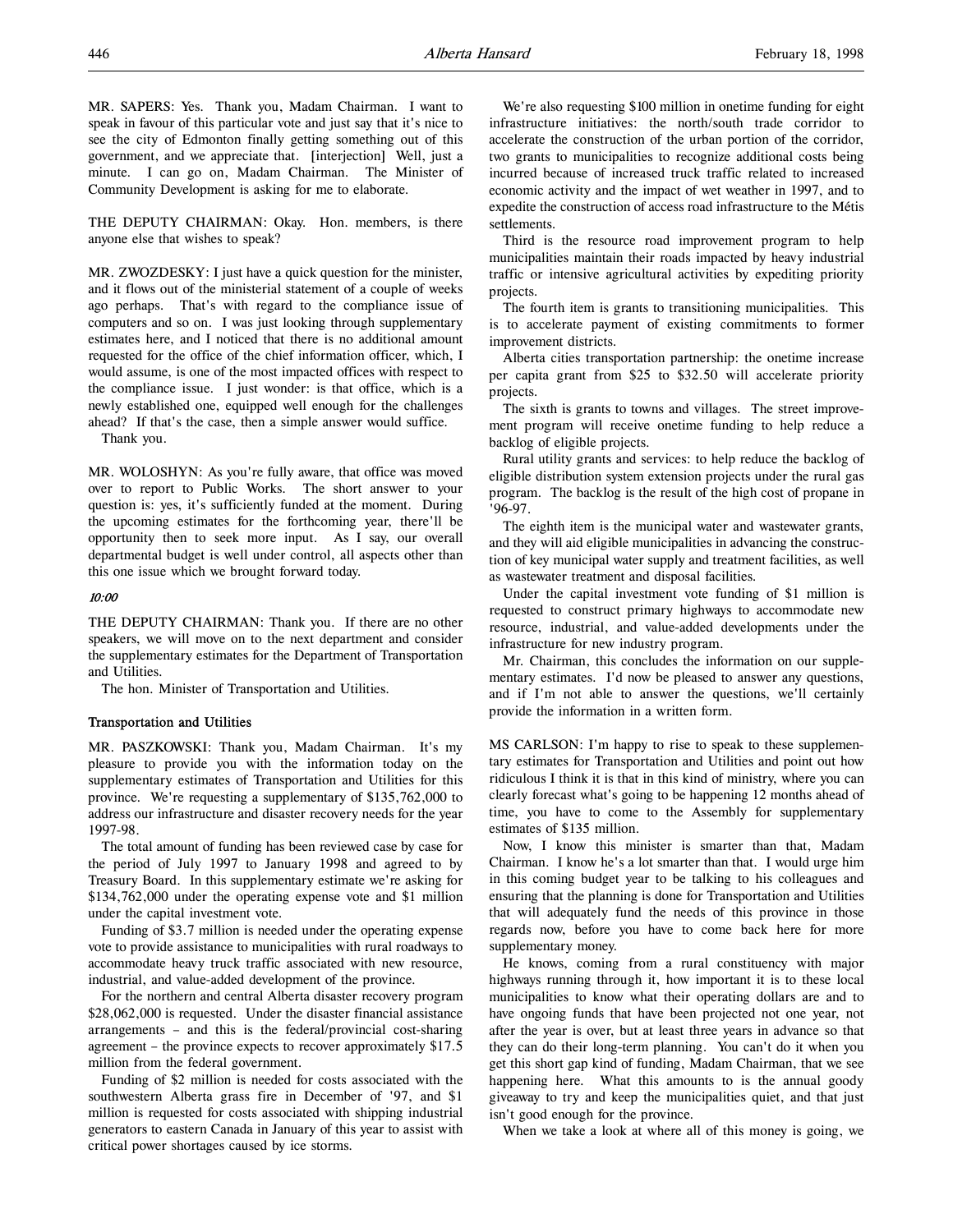MR. SAPERS: Yes. Thank you, Madam Chairman. I want to speak in favour of this particular vote and just say that it's nice to see the city of Edmonton finally getting something out of this government, and we appreciate that. [interjection] Well, just a minute. I can go on, Madam Chairman. The Minister of Community Development is asking for me to elaborate.

THE DEPUTY CHAIRMAN: Okay. Hon. members, is there anyone else that wishes to speak?

MR. ZWOZDESKY: I just have a quick question for the minister, and it flows out of the ministerial statement of a couple of weeks ago perhaps. That's with regard to the compliance issue of computers and so on. I was just looking through supplementary estimates here, and I noticed that there is no additional amount requested for the office of the chief information officer, which, I would assume, is one of the most impacted offices with respect to the compliance issue. I just wonder: is that office, which is a newly established one, equipped well enough for the challenges ahead? If that's the case, then a simple answer would suffice.

Thank you.

MR. WOLOSHYN: As you're fully aware, that office was moved over to report to Public Works. The short answer to your question is: yes, it's sufficiently funded at the moment. During the upcoming estimates for the forthcoming year, there'll be opportunity then to seek more input. As I say, our overall departmental budget is well under control, all aspects other than this one issue which we brought forward today.

*10:00*

THE DEPUTY CHAIRMAN: Thank you. If there are no other speakers, we will move on to the next department and consider the supplementary estimates for the Department of Transportation and Utilities.

The hon. Minister of Transportation and Utilities.

### Transportation and Utilities

MR. PASZKOWSKI: Thank you, Madam Chairman. It's my pleasure to provide you with the information today on the supplementary estimates of Transportation and Utilities for this province. We're requesting a supplementary of $135,762,000 to address our infrastructure and disaster recovery needs for the year 1997-98.

The total amount of funding has been reviewed case by case for the period of July 1997 to January 1998 and agreed to by Treasury Board. In this supplementary estimate we're asking for $134,762,000 under the operating expense vote and $1 million under the capital investment vote.

Funding of $3.7 million is needed under the operating expense vote to provide assistance to municipalities with rural roadways to accommodate heavy truck traffic associated with new resource, industrial, and value-added development of the province.

For the northern and central Alberta disaster recovery program $28,062,000 is requested. Under the disaster financial assistance arrangements – and this is the federal/provincial cost-sharing agreement – the province expects to recover approximately $17.5 million from the federal government.

Funding of $2 million is needed for costs associated with the southwestern Alberta grass fire in December of '97, and $1 million is requested for costs associated with shipping industrial generators to eastern Canada in January of this year to assist with critical power shortages caused by ice storms.

We're also requesting $100 million in onetime funding for eight infrastructure initiatives: the north/south trade corridor to accelerate the construction of the urban portion of the corridor, two grants to municipalities to recognize additional costs being incurred because of increased truck traffic related to increased economic activity and the impact of wet weather in 1997, and to expedite the construction of access road infrastructure to the Métis settlements.

Third is the resource road improvement program to help municipalities maintain their roads impacted by heavy industrial traffic or intensive agricultural activities by expediting priority projects.

The fourth item is grants to transitioning municipalities. This is to accelerate payment of existing commitments to former improvement districts.

Alberta cities transportation partnership: the onetime increase per capita grant from $25 to $32.50 will accelerate priority projects.

The sixth is grants to towns and villages. The street improvement program will receive onetime funding to help reduce a backlog of eligible projects.

Rural utility grants and services: to help reduce the backlog of eligible distribution system extension projects under the rural gas program. The backlog is the result of the high cost of propane in '96-97.

The eighth item is the municipal water and wastewater grants, and they will aid eligible municipalities in advancing the construction of key municipal water supply and treatment facilities, as well as wastewater treatment and disposal facilities.

Under the capital investment vote funding of $1 million is requested to construct primary highways to accommodate new resource, industrial, and value-added developments under the infrastructure for new industry program.

Mr. Chairman, this concludes the information on our supplementary estimates. I'd now be pleased to answer any questions, and if I'm not able to answer the questions, we'll certainly provide the information in a written form.

MS CARLSON: I'm happy to rise to speak to these supplementary estimates for Transportation and Utilities and point out how ridiculous I think it is that in this kind of ministry, where you can clearly forecast what's going to be happening 12 months ahead of time, you have to come to the Assembly for supplementary estimates of $135 million.

Now, I know this minister is smarter than that, Madam Chairman. I know he's a lot smarter than that. I would urge him in this coming budget year to be talking to his colleagues and ensuring that the planning is done for Transportation and Utilities that will adequately fund the needs of this province in those regards now, before you have to come back here for more supplementary money.

He knows, coming from a rural constituency with major highways running through it, how important it is to these local municipalities to know what their operating dollars are and to have ongoing funds that have been projected not one year, not after the year is over, but at least three years in advance so that they can do their long-term planning. You can't do it when you get this short gap kind of funding, Madam Chairman, that we see happening here. What this amounts to is the annual goody giveaway to try and keep the municipalities quiet, and that just isn't good enough for the province.

When we take a look at where all of this money is going, we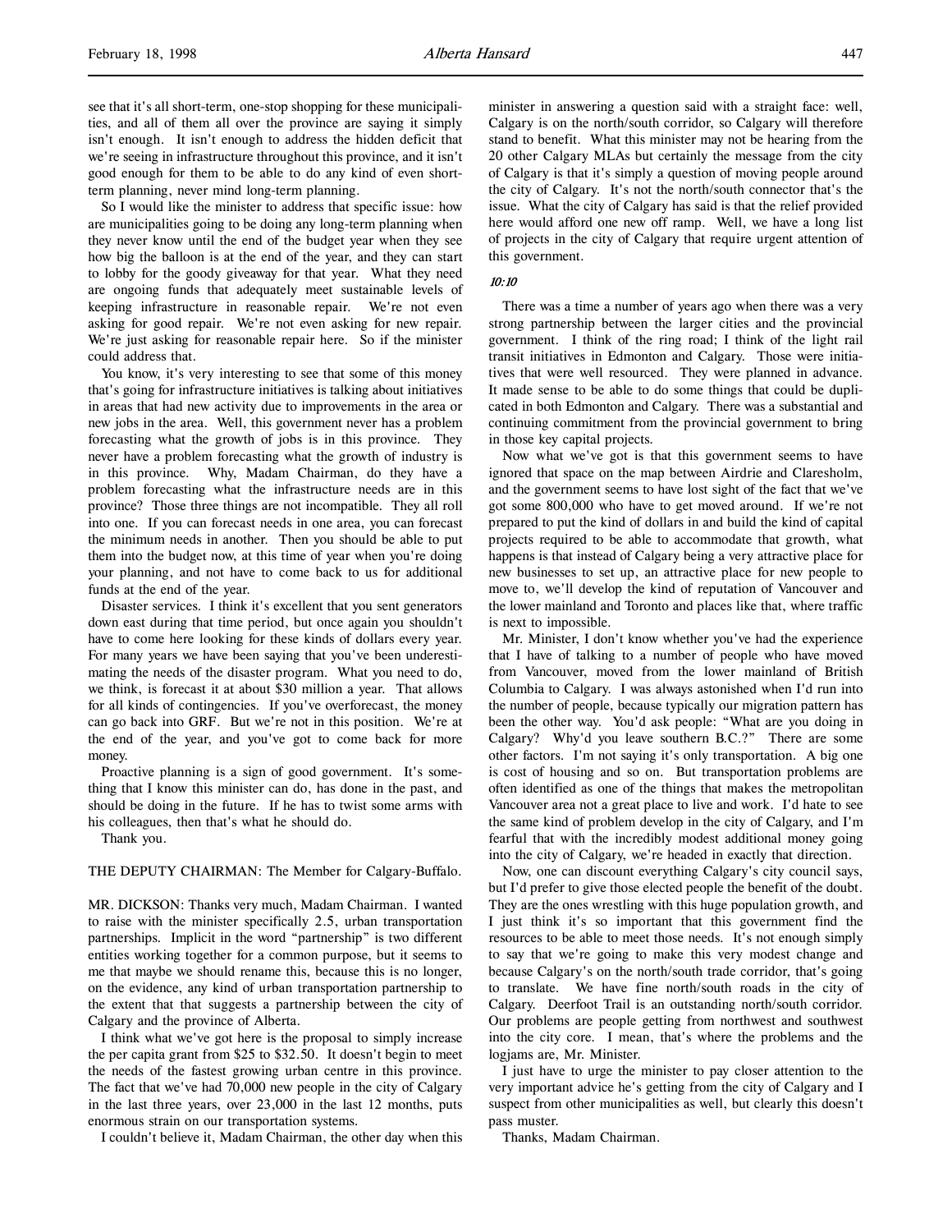see that it's all short-term, one-stop shopping for these municipalities, and all of them all over the province are saying it simply isn't enough. It isn't enough to address the hidden deficit that we're seeing in infrastructure throughout this province, and it isn't good enough for them to be able to do any kind of even short-term planning, never mind long-term planning.

So I would like the minister to address that specific issue: how are municipalities going to be doing any long-term planning when they never know until the end of the budget year when they see how big the balloon is at the end of the year, and they can start to lobby for the goody giveaway for that year. What they need are ongoing funds that adequately meet sustainable levels of keeping infrastructure in reasonable repair. We're not even asking for good repair. We're not even asking for new repair. We're just asking for reasonable repair here. So if the minister could address that.

You know, it's very interesting to see that some of this money that's going for infrastructure initiatives is talking about initiatives in areas that had new activity due to improvements in the area or new jobs in the area. Well, this government never has a problem forecasting what the growth of jobs is in this province. They never have a problem forecasting what the growth of industry is in this province. Why, Madam Chairman, do they have a problem forecasting what the infrastructure needs are in this province? Those three things are not incompatible. They all roll into one. If you can forecast needs in one area, you can forecast the minimum needs in another. Then you should be able to put them into the budget now, at this time of year when you're doing your planning, and not have to come back to us for additional funds at the end of the year.

Disaster services. I think it's excellent that you sent generators down east during that time period, but once again you shouldn't have to come here looking for these kinds of dollars every year. For many years we have been saying that you've been underestimating the needs of the disaster program. What you need to do, we think, is forecast it at about $30 million a year. That allows for all kinds of contingencies. If you've overforecast, the money can go back into GRF. But we're not in this position. We're at the end of the year, and you've got to come back for more money.

Proactive planning is a sign of good government. It's something that I know this minister can do, has done in the past, and should be doing in the future. If he has to twist some arms with his colleagues, then that's what he should do.

Thank you.

THE DEPUTY CHAIRMAN: The Member for Calgary-Buffalo.

MR. DICKSON: Thanks very much, Madam Chairman. I wanted to raise with the minister specifically 2.5, urban transportation partnerships. Implicit in the word "partnership" is two different entities working together for a common purpose, but it seems to me that maybe we should rename this, because this is no longer, on the evidence, any kind of urban transportation partnership to the extent that that suggests a partnership between the city of Calgary and the province of Alberta.

I think what we've got here is the proposal to simply increase the per capita grant from $25 to $32.50. It doesn't begin to meet the needs of the fastest growing urban centre in this province. The fact that we've had 70,000 new people in the city of Calgary in the last three years, over 23,000 in the last 12 months, puts enormous strain on our transportation systems.

I couldn't believe it, Madam Chairman, the other day when this minister in answering a question said with a straight face: well, Calgary is on the north/south corridor, so Calgary will therefore stand to benefit. What this minister may not be hearing from the 20 other Calgary MLAs but certainly the message from the city of Calgary is that it's simply a question of moving people around the city of Calgary. It's not the north/south connector that's the issue. What the city of Calgary has said is that the relief provided here would afford one new off ramp. Well, we have a long list of projects in the city of Calgary that require urgent attention of this government.

*10:10*

There was a time a number of years ago when there was a very strong partnership between the larger cities and the provincial government. I think of the ring road; I think of the light rail transit initiatives in Edmonton and Calgary. Those were initiatives that were well resourced. They were planned in advance. It made sense to be able to do some things that could be duplicated in both Edmonton and Calgary. There was a substantial and continuing commitment from the provincial government to bring in those key capital projects.

Now what we've got is that this government seems to have ignored that space on the map between Airdrie and Claresholm, and the government seems to have lost sight of the fact that we've got some 800,000 who have to get moved around. If we're not prepared to put the kind of dollars in and build the kind of capital projects required to be able to accommodate that growth, what happens is that instead of Calgary being a very attractive place for new businesses to set up, an attractive place for new people to move to, we'll develop the kind of reputation of Vancouver and the lower mainland and Toronto and places like that, where traffic is next to impossible.

Mr. Minister, I don't know whether you've had the experience that I have of talking to a number of people who have moved from Vancouver, moved from the lower mainland of British Columbia to Calgary. I was always astonished when I'd run into the number of people, because typically our migration pattern has been the other way. You'd ask people: "What are you doing in Calgary? Why'd you leave southern B.C.?" There are some other factors. I'm not saying it's only transportation. A big one is cost of housing and so on. But transportation problems are often identified as one of the things that makes the metropolitan Vancouver area not a great place to live and work. I'd hate to see the same kind of problem develop in the city of Calgary, and I'm fearful that with the incredibly modest additional money going into the city of Calgary, we're headed in exactly that direction.

Now, one can discount everything Calgary's city council says, but I'd prefer to give those elected people the benefit of the doubt. They are the ones wrestling with this huge population growth, and I just think it's so important that this government find the resources to be able to meet those needs. It's not enough simply to say that we're going to make this very modest change and because Calgary's on the north/south trade corridor, that's going to translate. We have fine north/south roads in the city of Calgary. Deerfoot Trail is an outstanding north/south corridor. Our problems are people getting from northwest and southwest into the city core. I mean, that's where the problems and the logjams are, Mr. Minister.

I just have to urge the minister to pay closer attention to the very important advice he's getting from the city of Calgary and I suspect from other municipalities as well, but clearly this doesn't pass muster.

Thanks, Madam Chairman.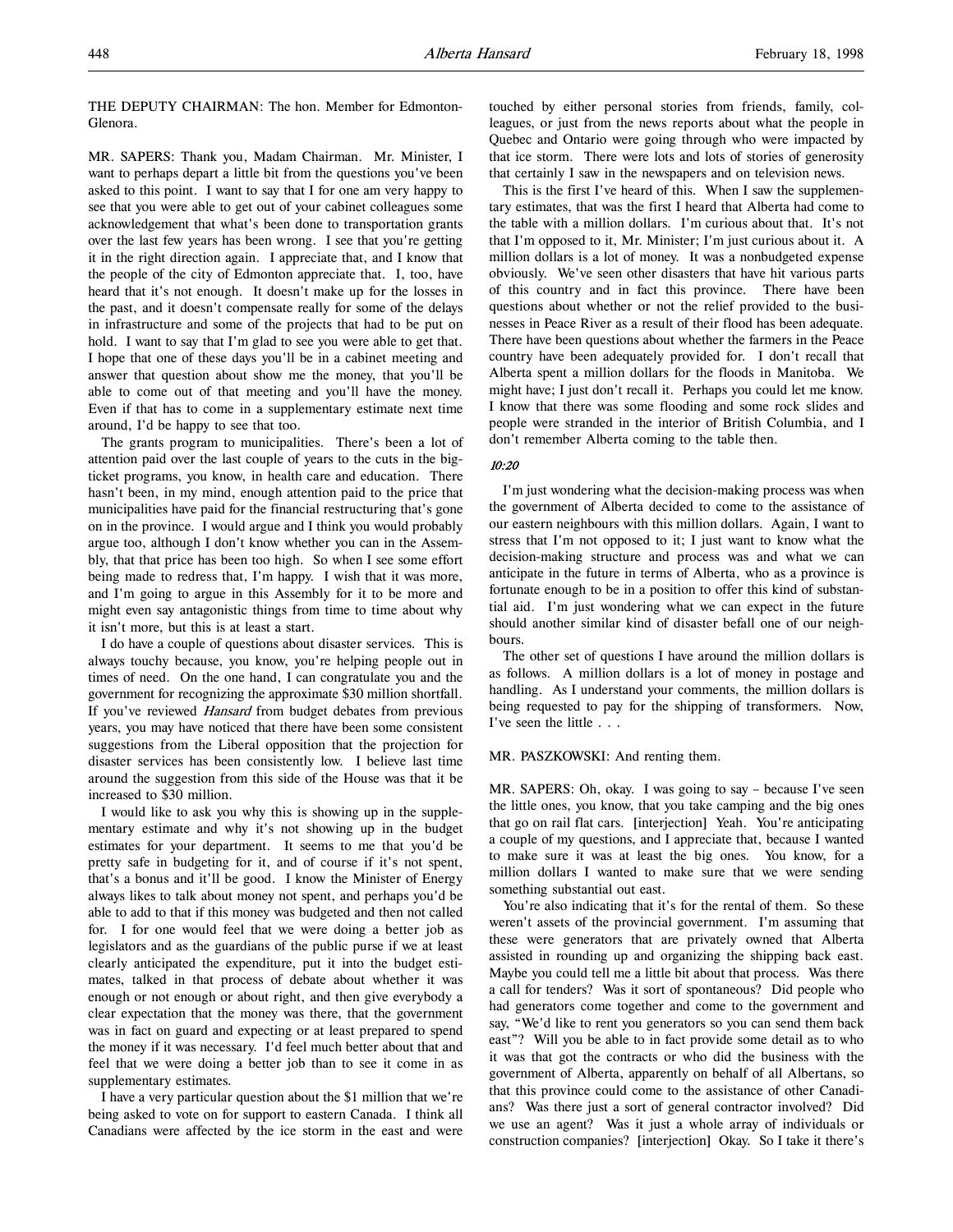THE DEPUTY CHAIRMAN: The hon. Member for Edmonton-Glenora.

MR. SAPERS: Thank you, Madam Chairman. Mr. Minister, I want to perhaps depart a little bit from the questions you've been asked to this point. I want to say that I for one am very happy to see that you were able to get out of your cabinet colleagues some acknowledgement that what's been done to transportation grants over the last few years has been wrong. I see that you're getting it in the right direction again. I appreciate that, and I know that the people of the city of Edmonton appreciate that. I, too, have heard that it's not enough. It doesn't make up for the losses in the past, and it doesn't compensate really for some of the delays in infrastructure and some of the projects that had to be put on hold. I want to say that I'm glad to see you were able to get that. I hope that one of these days you'll be in a cabinet meeting and answer that question about show me the money, that you'll be able to come out of that meeting and you'll have the money. Even if that has to come in a supplementary estimate next time around, I'd be happy to see that too.

The grants program to municipalities. There's been a lot of attention paid over the last couple of years to the cuts in the big-ticket programs, you know, in health care and education. There hasn't been, in my mind, enough attention paid to the price that municipalities have paid for the financial restructuring that's gone on in the province. I would argue and I think you would probably argue too, although I don't know whether you can in the Assembly, that that price has been too high. So when I see some effort being made to redress that, I'm happy. I wish that it was more, and I'm going to argue in this Assembly for it to be more and might even say antagonistic things from time to time about why it isn't more, but this is at least a start.

I do have a couple of questions about disaster services. This is always touchy because, you know, you're helping people out in times of need. On the one hand, I can congratulate you and the government for recognizing the approximate $30 million shortfall. If you've reviewed *Hansard* from budget debates from previous years, you may have noticed that there have been some consistent suggestions from the Liberal opposition that the projection for disaster services has been consistently low. I believe last time around the suggestion from this side of the House was that it be increased to $30 million.

I would like to ask you why this is showing up in the supplementary estimate and why it's not showing up in the budget estimates for your department. It seems to me that you'd be pretty safe in budgeting for it, and of course if it's not spent, that's a bonus and it'll be good. I know the Minister of Energy always likes to talk about money not spent, and perhaps you'd be able to add to that if this money was budgeted and then not called for. I for one would feel that we were doing a better job as legislators and as the guardians of the public purse if we at least clearly anticipated the expenditure, put it into the budget estimates, talked in that process of debate about whether it was enough or not enough or about right, and then give everybody a clear expectation that the money was there, that the government was in fact on guard and expecting or at least prepared to spend the money if it was necessary. I'd feel much better about that and feel that we were doing a better job than to see it come in as supplementary estimates.

I have a very particular question about the $1 million that we're being asked to vote on for support to eastern Canada. I think all Canadians were affected by the ice storm in the east and were touched by either personal stories from friends, family, colleagues, or just from the news reports about what the people in Quebec and Ontario were going through who were impacted by that ice storm. There were lots and lots of stories of generosity that certainly I saw in the newspapers and on television news.

This is the first I've heard of this. When I saw the supplementary estimates, that was the first I heard that Alberta had come to the table with a million dollars. I'm curious about that. It's not that I'm opposed to it, Mr. Minister; I'm just curious about it. A million dollars is a lot of money. It was a nonbudgeted expense obviously. We've seen other disasters that have hit various parts of this country and in fact this province. There have been questions about whether or not the relief provided to the businesses in Peace River as a result of their flood has been adequate. There have been questions about whether the farmers in the Peace country have been adequately provided for. I don't recall that Alberta spent a million dollars for the floods in Manitoba. We might have; I just don't recall it. Perhaps you could let me know. I know that there was some flooding and some rock slides and people were stranded in the interior of British Columbia, and I don't remember Alberta coming to the table then.

*10:20*

I'm just wondering what the decision-making process was when the government of Alberta decided to come to the assistance of our eastern neighbours with this million dollars. Again, I want to stress that I'm not opposed to it; I just want to know what the decision-making structure and process was and what we can anticipate in the future in terms of Alberta, who as a province is fortunate enough to be in a position to offer this kind of substantial aid. I'm just wondering what we can expect in the future should another similar kind of disaster befall one of our neighbours.

The other set of questions I have around the million dollars is as follows. A million dollars is a lot of money in postage and handling. As I understand your comments, the million dollars is being requested to pay for the shipping of transformers. Now, I've seen the little . . .

MR. PASZKOWSKI: And renting them.

MR. SAPERS: Oh, okay. I was going to say – because I've seen the little ones, you know, that you take camping and the big ones that go on rail flat cars. [interjection] Yeah. You're anticipating a couple of my questions, and I appreciate that, because I wanted to make sure it was at least the big ones. You know, for a million dollars I wanted to make sure that we were sending something substantial out east.

You're also indicating that it's for the rental of them. So these weren't assets of the provincial government. I'm assuming that these were generators that are privately owned that Alberta assisted in rounding up and organizing the shipping back east. Maybe you could tell me a little bit about that process. Was there a call for tenders? Was it sort of spontaneous? Did people who had generators come together and come to the government and say, "We'd like to rent you generators so you can send them back east"? Will you be able to in fact provide some detail as to who it was that got the contracts or who did the business with the government of Alberta, apparently on behalf of all Albertans, so that this province could come to the assistance of other Canadians? Was there just a sort of general contractor involved? Did we use an agent? Was it just a whole array of individuals or construction companies? [interjection] Okay. So I take it there's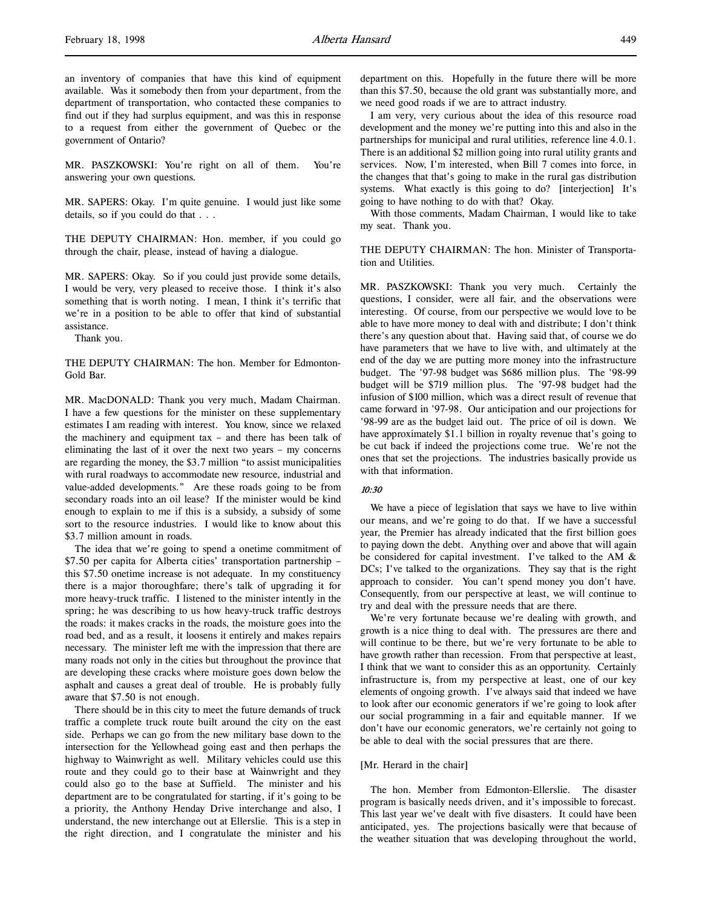an inventory of companies that have this kind of equipment available. Was it somebody then from your department, from the department of transportation, who contacted these companies to find out if they had surplus equipment, and was this in response to a request from either the government of Quebec or the government of Ontario?

MR. PASZKOWSKI: You're right on all of them. You're answering your own questions.

MR. SAPERS: Okay. I'm quite genuine. I would just like some details, so if you could do that . . .

THE DEPUTY CHAIRMAN: Hon. member, if you could go through the chair, please, instead of having a dialogue.

MR. SAPERS: Okay. So if you could just provide some details, I would be very, very pleased to receive those. I think it's also something that is worth noting. I mean, I think it's terrific that we're in a position to be able to offer that kind of substantial assistance.

Thank you.

THE DEPUTY CHAIRMAN: The hon. Member for Edmonton-Gold Bar.

MR. MacDONALD: Thank you very much, Madam Chairman. I have a few questions for the minister on these supplementary estimates I am reading with interest. You know, since we relaxed the machinery and equipment tax – and there has been talk of eliminating the last of it over the next two years – my concerns are regarding the money, the $3.7 million "to assist municipalities with rural roadways to accommodate new resource, industrial and value-added developments." Are these roads going to be from secondary roads into an oil lease? If the minister would be kind enough to explain to me if this is a subsidy, a subsidy of some sort to the resource industries. I would like to know about this $3.7 million amount in roads.

The idea that we're going to spend a onetime commitment of $7.50 per capita for Alberta cities' transportation partnership – this $7.50 onetime increase is not adequate. In my constituency there is a major thoroughfare; there's talk of upgrading it for more heavy-truck traffic. I listened to the minister intently in the spring; he was describing to us how heavy-truck traffic destroys the roads: it makes cracks in the roads, the moisture goes into the road bed, and as a result, it loosens it entirely and makes repairs necessary. The minister left me with the impression that there are many roads not only in the cities but throughout the province that are developing these cracks where moisture goes down below the asphalt and causes a great deal of trouble. He is probably fully aware that $7.50 is not enough.

There should be in this city to meet the future demands of truck traffic a complete truck route built around the city on the east side. Perhaps we can go from the new military base down to the intersection for the Yellowhead going east and then perhaps the highway to Wainwright as well. Military vehicles could use this route and they could go to their base at Wainwright and they could also go to the base at Suffield. The minister and his department are to be congratulated for starting, if it's going to be a priority, the Anthony Henday Drive interchange and also, I understand, the new interchange out at Ellerslie. This is a step in the right direction, and I congratulate the minister and his department on this. Hopefully in the future there will be more than this $7.50, because the old grant was substantially more, and we need good roads if we are to attract industry.

I am very, very curious about the idea of this resource road development and the money we're putting into this and also in the partnerships for municipal and rural utilities, reference line 4.0.1. There is an additional $2 million going into rural utility grants and services. Now, I'm interested, when Bill 7 comes into force, in the changes that that's going to make in the rural gas distribution systems. What exactly is this going to do? [interjection] It's going to have nothing to do with that? Okay.

With those comments, Madam Chairman, I would like to take my seat. Thank you.

THE DEPUTY CHAIRMAN: The hon. Minister of Transportation and Utilities.

MR. PASZKOWSKI: Thank you very much. Certainly the questions, I consider, were all fair, and the observations were interesting. Of course, from our perspective we would love to be able to have more money to deal with and distribute; I don't think there's any question about that. Having said that, of course we do have parameters that we have to live with, and ultimately at the end of the day we are putting more money into the infrastructure budget. The '97-98 budget was $686 million plus. The '98-99 budget will be $719 million plus. The '97-98 budget had the infusion of $100 million, which was a direct result of revenue that came forward in '97-98. Our anticipation and our projections for '98-99 are as the budget laid out. The price of oil is down. We have approximately $1.1 billion in royalty revenue that's going to be cut back if indeed the projections come true. We're not the ones that set the projections. The industries basically provide us with that information.

*10:30*

We have a piece of legislation that says we have to live within our means, and we're going to do that. If we have a successful year, the Premier has already indicated that the first billion goes to paying down the debt. Anything over and above that will again be considered for capital investment. I've talked to the AM & DCs; I've talked to the organizations. They say that is the right approach to consider. You can't spend money you don't have. Consequently, from our perspective at least, we will continue to try and deal with the pressure needs that are there.

We're very fortunate because we're dealing with growth, and growth is a nice thing to deal with. The pressures are there and will continue to be there, but we're very fortunate to be able to have growth rather than recession. From that perspective at least, I think that we want to consider this as an opportunity. Certainly infrastructure is, from my perspective at least, one of our key elements of ongoing growth. I've always said that indeed we have to look after our economic generators if we're going to look after our social programming in a fair and equitable manner. If we don't have our economic generators, we're certainly not going to be able to deal with the social pressures that are there.

[Mr. Herard in the chair]

The hon. Member from Edmonton-Ellerslie. The disaster program is basically needs driven, and it's impossible to forecast. This last year we've dealt with five disasters. It could have been anticipated, yes. The projections basically were that because of the weather situation that was developing throughout the world,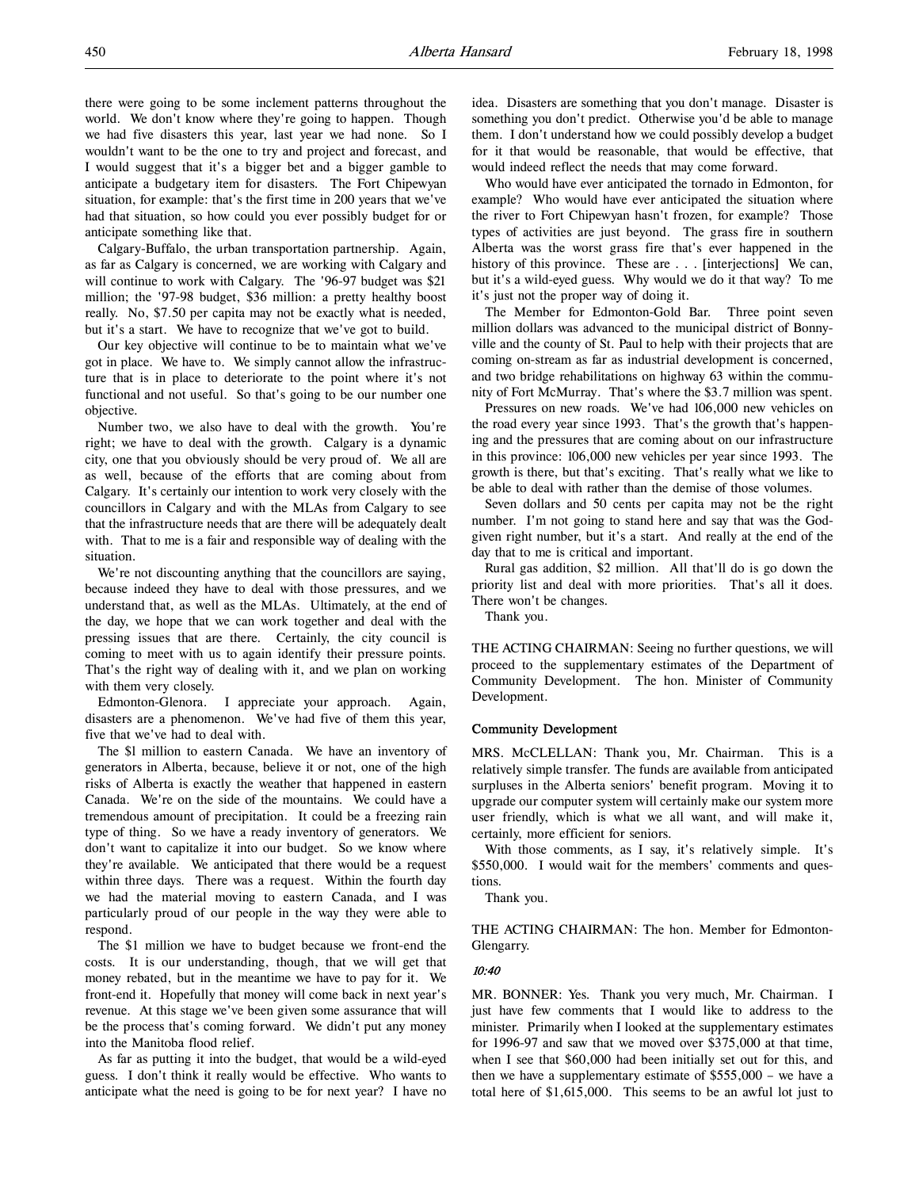there were going to be some inclement patterns throughout the world. We don't know where they're going to happen. Though we had five disasters this year, last year we had none. So I wouldn't want to be the one to try and project and forecast, and I would suggest that it's a bigger bet and a bigger gamble to anticipate a budgetary item for disasters. The Fort Chipewyan situation, for example: that's the first time in 200 years that we've had that situation, so how could you ever possibly budget for or anticipate something like that.

Calgary-Buffalo, the urban transportation partnership. Again, as far as Calgary is concerned, we are working with Calgary and will continue to work with Calgary. The '96-97 budget was $21 million; the '97-98 budget, $36 million: a pretty healthy boost really. No, $7.50 per capita may not be exactly what is needed, but it's a start. We have to recognize that we've got to build.

Our key objective will continue to be to maintain what we've got in place. We have to. We simply cannot allow the infrastructure that is in place to deteriorate to the point where it's not functional and not useful. So that's going to be our number one objective.

Number two, we also have to deal with the growth. You're right; we have to deal with the growth. Calgary is a dynamic city, one that you obviously should be very proud of. We all are as well, because of the efforts that are coming about from Calgary. It's certainly our intention to work very closely with the councillors in Calgary and with the MLAs from Calgary to see that the infrastructure needs that are there will be adequately dealt with. That to me is a fair and responsible way of dealing with the situation.

We're not discounting anything that the councillors are saying, because indeed they have to deal with those pressures, and we understand that, as well as the MLAs. Ultimately, at the end of the day, we hope that we can work together and deal with the pressing issues that are there. Certainly, the city council is coming to meet with us to again identify their pressure points. That's the right way of dealing with it, and we plan on working with them very closely.

Edmonton-Glenora. I appreciate your approach. Again, disasters are a phenomenon. We've had five of them this year, five that we've had to deal with.

The $1 million to eastern Canada. We have an inventory of generators in Alberta, because, believe it or not, one of the high risks of Alberta is exactly the weather that happened in eastern Canada. We're on the side of the mountains. We could have a tremendous amount of precipitation. It could be a freezing rain type of thing. So we have a ready inventory of generators. We don't want to capitalize it into our budget. So we know where they're available. We anticipated that there would be a request within three days. There was a request. Within the fourth day we had the material moving to eastern Canada, and I was particularly proud of our people in the way they were able to respond.

The $1 million we have to budget because we front-end the costs. It is our understanding, though, that we will get that money rebated, but in the meantime we have to pay for it. We front-end it. Hopefully that money will come back in next year's revenue. At this stage we've been given some assurance that will be the process that's coming forward. We didn't put any money into the Manitoba flood relief.

As far as putting it into the budget, that would be a wild-eyed guess. I don't think it really would be effective. Who wants to anticipate what the need is going to be for next year? I have no idea. Disasters are something that you don't manage. Disaster is something you don't predict. Otherwise you'd be able to manage them. I don't understand how we could possibly develop a budget for it that would be reasonable, that would be effective, that would indeed reflect the needs that may come forward.

Who would have ever anticipated the tornado in Edmonton, for example? Who would have ever anticipated the situation where the river to Fort Chipewyan hasn't frozen, for example? Those types of activities are just beyond. The grass fire in southern Alberta was the worst grass fire that's ever happened in the history of this province. These are . . . [interjections] We can, but it's a wild-eyed guess. Why would we do it that way? To me it's just not the proper way of doing it.

The Member for Edmonton-Gold Bar. Three point seven million dollars was advanced to the municipal district of Bonnyville and the county of St. Paul to help with their projects that are coming on-stream as far as industrial development is concerned, and two bridge rehabilitations on highway 63 within the community of Fort McMurray. That's where the $3.7 million was spent.

Pressures on new roads. We've had 106,000 new vehicles on the road every year since 1993. That's the growth that's happening and the pressures that are coming about on our infrastructure in this province: 106,000 new vehicles per year since 1993. The growth is there, but that's exciting. That's really what we like to be able to deal with rather than the demise of those volumes.

Seven dollars and 50 cents per capita may not be the right number. I'm not going to stand here and say that was the God-given right number, but it's a start. And really at the end of the day that to me is critical and important.

Rural gas addition, $2 million. All that'll do is go down the priority list and deal with more priorities. That's all it does. There won't be changes.

Thank you.

THE ACTING CHAIRMAN: Seeing no further questions, we will proceed to the supplementary estimates of the Department of Community Development. The hon. Minister of Community Development.

### Community Development

MRS. McCLELLAN: Thank you, Mr. Chairman. This is a relatively simple transfer. The funds are available from anticipated surpluses in the Alberta seniors' benefit program. Moving it to upgrade our computer system will certainly make our system more user friendly, which is what we all want, and will make it, certainly, more efficient for seniors.

With those comments, as I say, it's relatively simple. It's $550,000. I would wait for the members' comments and questions.

Thank you.

THE ACTING CHAIRMAN: The hon. Member for Edmonton-Glengarry.

*10:40*

MR. BONNER: Yes. Thank you very much, Mr. Chairman. I just have few comments that I would like to address to the minister. Primarily when I looked at the supplementary estimates for 1996-97 and saw that we moved over $375,000 at that time, when I see that $60,000 had been initially set out for this, and then we have a supplementary estimate of $555,000 – we have a total here of $1,615,000. This seems to be an awful lot just to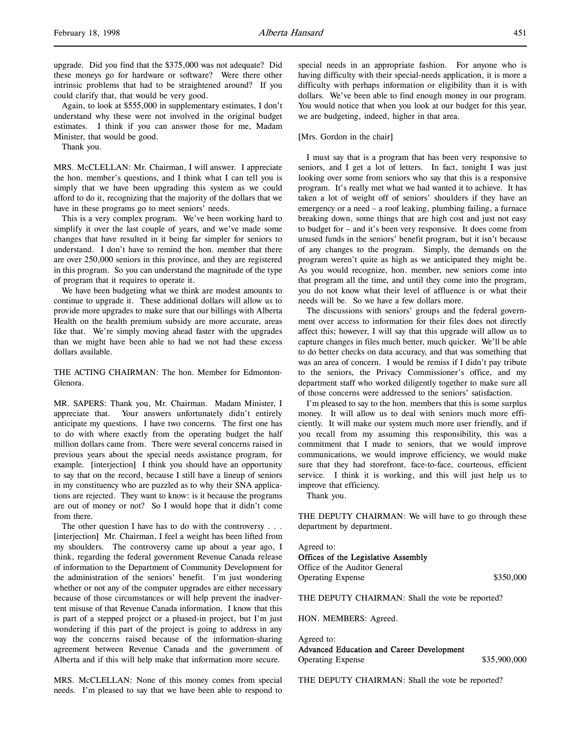upgrade. Did you find that the $375,000 was not adequate? Did these moneys go for hardware or software? Were there other intrinsic problems that had to be straightened around? If you could clarify that, that would be very good.

Again, to look at $555,000 in supplementary estimates, I don't understand why these were not involved in the original budget estimates. I think if you can answer those for me, Madam Minister, that would be good.

Thank you.

MRS. McCLELLAN: Mr. Chairman, I will answer. I appreciate the hon. member's questions, and I think what I can tell you is simply that we have been upgrading this system as we could afford to do it, recognizing that the majority of the dollars that we have in these programs go to meet seniors' needs.

This is a very complex program. We've been working hard to simplify it over the last couple of years, and we've made some changes that have resulted in it being far simpler for seniors to understand. I don't have to remind the hon. member that there are over 250,000 seniors in this province, and they are registered in this program. So you can understand the magnitude of the type of program that it requires to operate it.

We have been budgeting what we think are modest amounts to continue to upgrade it. These additional dollars will allow us to provide more upgrades to make sure that our billings with Alberta Health on the health premium subsidy are more accurate, areas like that. We're simply moving ahead faster with the upgrades than we might have been able to had we not had these excess dollars available.

THE ACTING CHAIRMAN: The hon. Member for Edmonton-Glenora.

MR. SAPERS: Thank you, Mr. Chairman. Madam Minister, I appreciate that. Your answers unfortunately didn't entirely anticipate my questions. I have two concerns. The first one has to do with where exactly from the operating budget the half million dollars came from. There were several concerns raised in previous years about the special needs assistance program, for example. [interjection] I think you should have an opportunity to say that on the record, because I still have a lineup of seniors in my constituency who are puzzled as to why their SNA applications are rejected. They want to know: is it because the programs are out of money or not? So I would hope that it didn't come from there.

The other question I have has to do with the controversy . . . [interjection] Mr. Chairman, I feel a weight has been lifted from my shoulders. The controversy came up about a year ago, I think, regarding the federal government Revenue Canada release of information to the Department of Community Development for the administration of the seniors' benefit. I'm just wondering whether or not any of the computer upgrades are either necessary because of those circumstances or will help prevent the inadvertent misuse of that Revenue Canada information. I know that this is part of a stepped project or a phased-in project, but I'm just wondering if this part of the project is going to address in any way the concerns raised because of the information-sharing agreement between Revenue Canada and the government of Alberta and if this will help make that information more secure.

MRS. McCLELLAN: None of this money comes from special needs. I'm pleased to say that we have been able to respond to special needs in an appropriate fashion. For anyone who is having difficulty with their special-needs application, it is more a difficulty with perhaps information or eligibility than it is with dollars. We've been able to find enough money in our program. You would notice that when you look at our budget for this year, we are budgeting, indeed, higher in that area.

[Mrs. Gordon in the chair]

I must say that is a program that has been very responsive to seniors, and I get a lot of letters. In fact, tonight I was just looking over some from seniors who say that this is a responsive program. It's really met what we had wanted it to achieve. It has taken a lot of weight off of seniors' shoulders if they have an emergency or a need – a roof leaking, plumbing failing, a furnace breaking down, some things that are high cost and just not easy to budget for – and it's been very responsive. It does come from unused funds in the seniors' benefit program, but it isn't because of any changes to the program. Simply, the demands on the program weren't quite as high as we anticipated they might be. As you would recognize, hon. member, new seniors come into that program all the time, and until they come into the program, you do not know what their level of affluence is or what their needs will be. So we have a few dollars more.

The discussions with seniors' groups and the federal government over access to information for their files does not directly affect this; however, I will say that this upgrade will allow us to capture changes in files much better, much quicker. We'll be able to do better checks on data accuracy, and that was something that was an area of concern. I would be remiss if I didn't pay tribute to the seniors, the Privacy Commissioner's office, and my department staff who worked diligently together to make sure all of those concerns were addressed to the seniors' satisfaction.

I'm pleased to say to the hon. members that this is some surplus money. It will allow us to deal with seniors much more efficiently. It will make our system much more user friendly, and if you recall from my assuming this responsibility, this was a commitment that I made to seniors, that we would improve communications, we would improve efficiency, we would make sure that they had storefront, face-to-face, courteous, efficient service. I think it is working, and this will just help us to improve that efficiency.

Thank you.

THE DEPUTY CHAIRMAN: We will have to go through these department by department.

Agreed to:
**Offices of the Legislative Assembly**
Office of the Auditor General
Operating Expense $350,000

THE DEPUTY CHAIRMAN: Shall the vote be reported?

HON. MEMBERS: Agreed.

Agreed to:
**Advanced Education and Career Development**
Operating Expense $35,900,000

THE DEPUTY CHAIRMAN: Shall the vote be reported?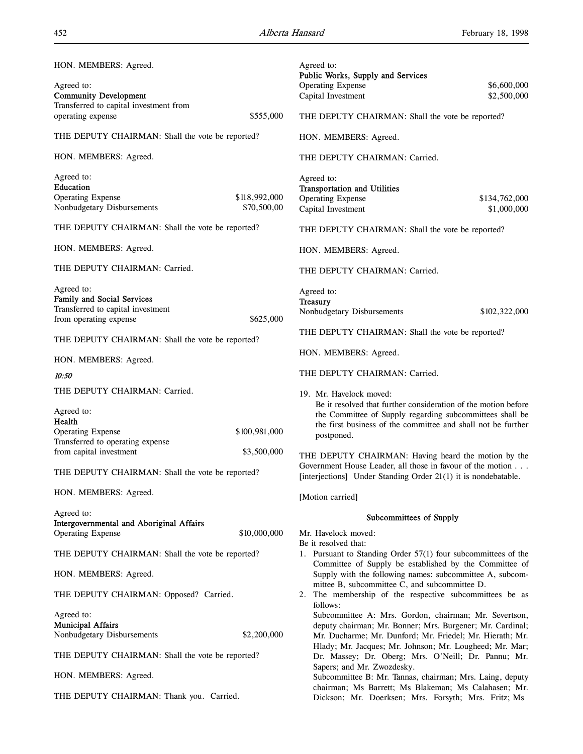HON. MEMBERS: Agreed.

Agreed to:
**Community Development**
Transferred to capital investment from
operating expense $555,000

THE DEPUTY CHAIRMAN: Shall the vote be reported?

HON. MEMBERS: Agreed.

Agreed to:
**Education**

| | |
|---|---|
| Operating Expense | $118,992,000 |
| Nonbudgetary Disbursements | $70,500,00 |

THE DEPUTY CHAIRMAN: Shall the vote be reported?

HON. MEMBERS: Agreed.

THE DEPUTY CHAIRMAN: Carried.

Agreed to:
**Family and Social Services**
Transferred to capital investment
from operating expense $625,000

THE DEPUTY CHAIRMAN: Shall the vote be reported?

HON. MEMBERS: Agreed.

*10:50*

THE DEPUTY CHAIRMAN: Carried.

Agreed to:
**Health**

| | |
|---|---|
| Operating Expense | $100,981,000 |
| Transferred to operating expense from capital investment | $3,500,000 |

THE DEPUTY CHAIRMAN: Shall the vote be reported?

HON. MEMBERS: Agreed.

Agreed to:
**Intergovernmental and Aboriginal Affairs**
Operating Expense $10,000,000

THE DEPUTY CHAIRMAN: Shall the vote be reported?

HON. MEMBERS: Agreed.

THE DEPUTY CHAIRMAN: Opposed? Carried.

Agreed to:
**Municipal Affairs**
Nonbudgetary Disbursements $2,200,000

THE DEPUTY CHAIRMAN: Shall the vote be reported?

HON. MEMBERS: Agreed.

THE DEPUTY CHAIRMAN: Thank you. Carried.

Agreed to:
**Public Works, Supply and Services**

| | |
|---|---|
| Operating Expense | $6,600,000 |
| Capital Investment | $2,500,000 |

THE DEPUTY CHAIRMAN: Shall the vote be reported?

HON. MEMBERS: Agreed.

THE DEPUTY CHAIRMAN: Carried.

Agreed to:
**Transportation and Utilities**

| | |
|---|---|
| Operating Expense | $134,762,000 |
| Capital Investment | $1,000,000 |

THE DEPUTY CHAIRMAN: Shall the vote be reported?

HON. MEMBERS: Agreed.

THE DEPUTY CHAIRMAN: Carried.

Agreed to:
**Treasury**
Nonbudgetary Disbursements $102,322,000

THE DEPUTY CHAIRMAN: Shall the vote be reported?

HON. MEMBERS: Agreed.

THE DEPUTY CHAIRMAN: Carried.

19. Mr. Havelock moved:
    Be it resolved that further consideration of the motion before the Committee of Supply regarding subcommittees shall be the first business of the committee and shall not be further postponed.

THE DEPUTY CHAIRMAN: Having heard the motion by the Government House Leader, all those in favour of the motion . . . [interjections] Under Standing Order 21(1) it is nondebatable.

[Motion carried]

### Subcommittees of Supply

Mr. Havelock moved:
Be it resolved that:

1. Pursuant to Standing Order 57(1) four subcommittees of the Committee of Supply be established by the Committee of Supply with the following names: subcommittee A, subcommittee B, subcommittee C, and subcommittee D.
2. The membership of the respective subcommittees be as follows:
   Subcommittee A: Mrs. Gordon, chairman; Mr. Severtson, deputy chairman; Mr. Bonner; Mrs. Burgener; Mr. Cardinal; Mr. Ducharme; Mr. Dunford; Mr. Friedel; Mr. Hierath; Mr. Hlady; Mr. Jacques; Mr. Johnson; Mr. Lougheed; Mr. Mar; Dr. Massey; Dr. Oberg; Mrs. O'Neill; Dr. Pannu; Mr. Sapers; and Mr. Zwozdesky.
   Subcommittee B: Mr. Tannas, chairman; Mrs. Laing, deputy chairman; Ms Barrett; Ms Blakeman; Ms Calahasen; Mr. Dickson; Mr. Doerksen; Mrs. Forsyth; Mrs. Fritz; Ms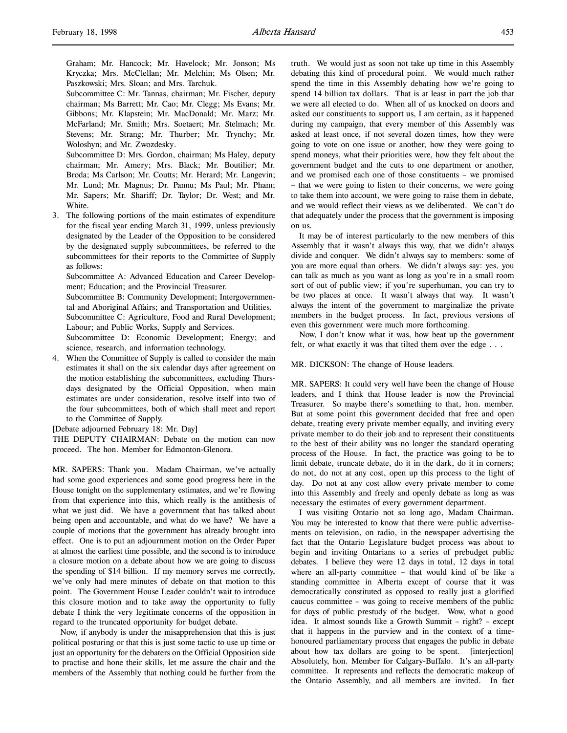Graham; Mr. Hancock; Mr. Havelock; Mr. Jonson; Ms Kryczka; Mrs. McClellan; Mr. Melchin; Ms Olsen; Mr. Paszkowski; Mrs. Sloan; and Mrs. Tarchuk.

Subcommittee C: Mr. Tannas, chairman; Mr. Fischer, deputy chairman; Ms Barrett; Mr. Cao; Mr. Clegg; Ms Evans; Mr. Gibbons; Mr. Klapstein; Mr. MacDonald; Mr. Marz; Mr. McFarland; Mr. Smith; Mrs. Soetaert; Mr. Stelmach; Mr. Stevens; Mr. Strang; Mr. Thurber; Mr. Trynchy; Mr. Woloshyn; and Mr. Zwozdesky.

Subcommittee D: Mrs. Gordon, chairman; Ms Haley, deputy chairman; Mr. Amery; Mrs. Black; Mr. Boutilier; Mr. Broda; Ms Carlson; Mr. Coutts; Mr. Herard; Mr. Langevin; Mr. Lund; Mr. Magnus; Dr. Pannu; Ms Paul; Mr. Pham; Mr. Sapers; Mr. Shariff; Dr. Taylor; Dr. West; and Mr. White.

3. The following portions of the main estimates of expenditure for the fiscal year ending March 31, 1999, unless previously designated by the Leader of the Opposition to be considered by the designated supply subcommittees, be referred to the subcommittees for their reports to the Committee of Supply as follows:

   Subcommittee A: Advanced Education and Career Development; Education; and the Provincial Treasurer.

   Subcommittee B: Community Development; Intergovernmental and Aboriginal Affairs; and Transportation and Utilities.

   Subcommittee C: Agriculture, Food and Rural Development; Labour; and Public Works, Supply and Services.

   Subcommittee D: Economic Development; Energy; and science, research, and information technology.

4. When the Committee of Supply is called to consider the main estimates it shall on the six calendar days after agreement on the motion establishing the subcommittees, excluding Thursdays designated by the Official Opposition, when main estimates are under consideration, resolve itself into two of the four subcommittees, both of which shall meet and report to the Committee of Supply.

[Debate adjourned February 18: Mr. Day]

THE DEPUTY CHAIRMAN: Debate on the motion can now proceed. The hon. Member for Edmonton-Glenora.

MR. SAPERS: Thank you. Madam Chairman, we've actually had some good experiences and some good progress here in the House tonight on the supplementary estimates, and we're flowing from that experience into this, which really is the antithesis of what we just did. We have a government that has talked about being open and accountable, and what do we have? We have a couple of motions that the government has already brought into effect. One is to put an adjournment motion on the Order Paper at almost the earliest time possible, and the second is to introduce a closure motion on a debate about how we are going to discuss the spending of $14 billion. If my memory serves me correctly, we've only had mere minutes of debate on that motion to this point. The Government House Leader couldn't wait to introduce this closure motion and to take away the opportunity to fully debate I think the very legitimate concerns of the opposition in regard to the truncated opportunity for budget debate.

Now, if anybody is under the misapprehension that this is just political posturing or that this is just some tactic to use up time or just an opportunity for the debaters on the Official Opposition side to practise and hone their skills, let me assure the chair and the members of the Assembly that nothing could be further from the truth. We would just as soon not take up time in this Assembly debating this kind of procedural point. We would much rather spend the time in this Assembly debating how we're going to spend 14 billion tax dollars. That is at least in part the job that we were all elected to do. When all of us knocked on doors and asked our constituents to support us, I am certain, as it happened during my campaign, that every member of this Assembly was asked at least once, if not several dozen times, how they were going to vote on one issue or another, how they were going to spend moneys, what their priorities were, how they felt about the government budget and the cuts to one department or another, and we promised each one of those constituents – we promised – that we were going to listen to their concerns, we were going to take them into account, we were going to raise them in debate, and we would reflect their views as we deliberated. We can't do that adequately under the process that the government is imposing on us.

It may be of interest particularly to the new members of this Assembly that it wasn't always this way, that we didn't always divide and conquer. We didn't always say to members: some of you are more equal than others. We didn't always say: yes, you can talk as much as you want as long as you're in a small room sort of out of public view; if you're superhuman, you can try to be two places at once. It wasn't always that way. It wasn't always the intent of the government to marginalize the private members in the budget process. In fact, previous versions of even this government were much more forthcoming.

Now, I don't know what it was, how beat up the government felt, or what exactly it was that tilted them over the edge . . .

MR. DICKSON: The change of House leaders.

MR. SAPERS: It could very well have been the change of House leaders, and I think that House leader is now the Provincial Treasurer. So maybe there's something to that, hon. member. But at some point this government decided that free and open debate, treating every private member equally, and inviting every private member to do their job and to represent their constituents to the best of their ability was no longer the standard operating process of the House. In fact, the practice was going to be to limit debate, truncate debate, do it in the dark, do it in corners; do not, do not at any cost, open up this process to the light of day. Do not at any cost allow every private member to come into this Assembly and freely and openly debate as long as was necessary the estimates of every government department.

I was visiting Ontario not so long ago, Madam Chairman. You may be interested to know that there were public advertisements on television, on radio, in the newspaper advertising the fact that the Ontario Legislature budget process was about to begin and inviting Ontarians to a series of prebudget public debates. I believe they were 12 days in total, 12 days in total where an all-party committee – that would kind of be like a standing committee in Alberta except of course that it was democratically constituted as opposed to really just a glorified caucus committee – was going to receive members of the public for days of public prestudy of the budget. Wow, what a good idea. It almost sounds like a Growth Summit – right? – except that it happens in the purview and in the context of a time-honoured parliamentary process that engages the public in debate about how tax dollars are going to be spent. [interjection] Absolutely, hon. Member for Calgary-Buffalo. It's an all-party committee. It represents and reflects the democratic makeup of the Ontario Assembly, and all members are invited. In fact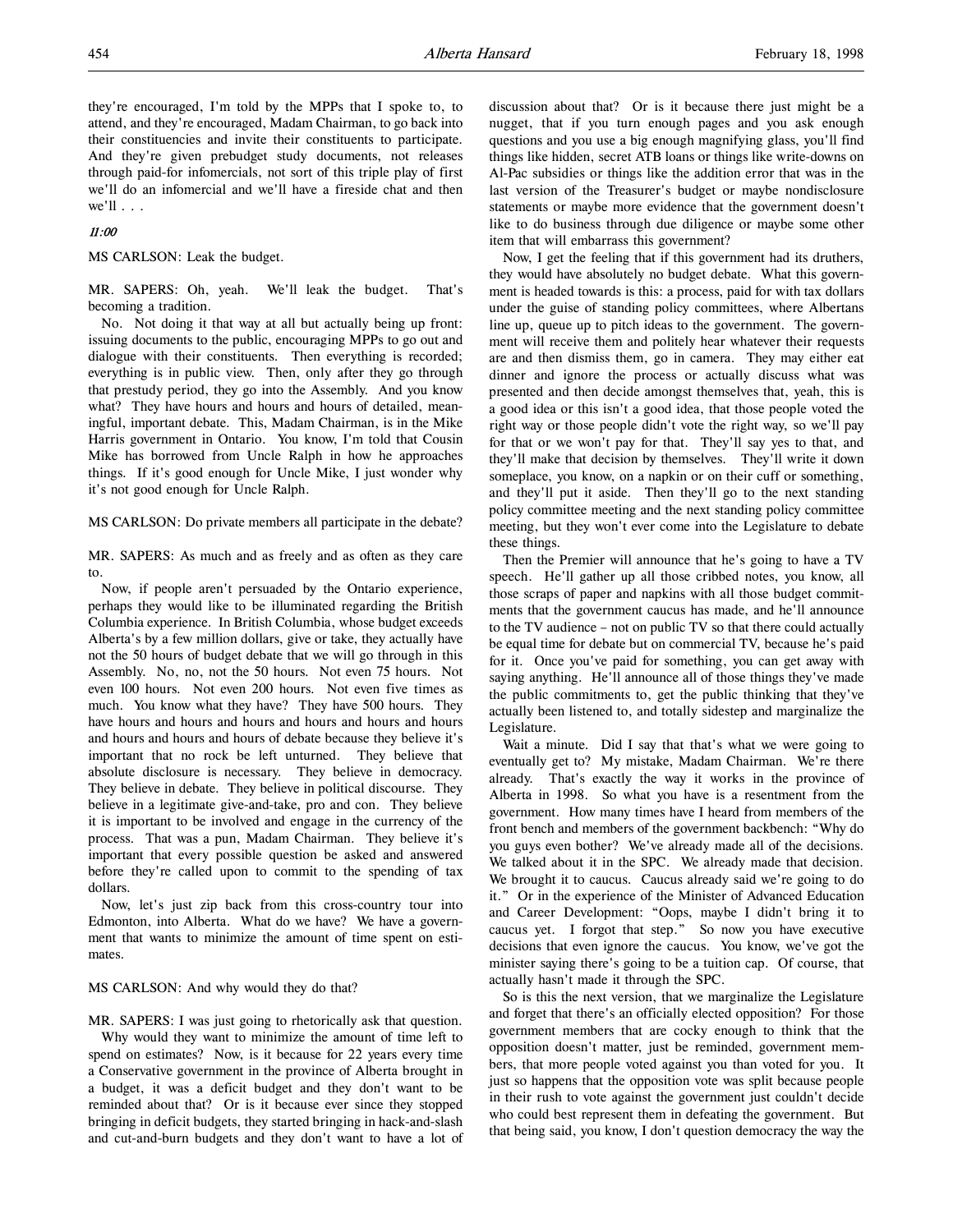they're encouraged, I'm told by the MPPs that I spoke to, to attend, and they're encouraged, Madam Chairman, to go back into their constituencies and invite their constituents to participate. And they're given prebudget study documents, not releases through paid-for infomercials, not sort of this triple play of first we'll do an infomercial and we'll have a fireside chat and then we'll . . .

*11:00*

MS CARLSON: Leak the budget.

MR. SAPERS: Oh, yeah. We'll leak the budget. That's becoming a tradition.

No. Not doing it that way at all but actually being up front: issuing documents to the public, encouraging MPPs to go out and dialogue with their constituents. Then everything is recorded; everything is in public view. Then, only after they go through that prestudy period, they go into the Assembly. And you know what? They have hours and hours and hours of detailed, meaningful, important debate. This, Madam Chairman, is in the Mike Harris government in Ontario. You know, I'm told that Cousin Mike has borrowed from Uncle Ralph in how he approaches things. If it's good enough for Uncle Mike, I just wonder why it's not good enough for Uncle Ralph.

MS CARLSON: Do private members all participate in the debate?

MR. SAPERS: As much and as freely and as often as they care to.

Now, if people aren't persuaded by the Ontario experience, perhaps they would like to be illuminated regarding the British Columbia experience. In British Columbia, whose budget exceeds Alberta's by a few million dollars, give or take, they actually have not the 50 hours of budget debate that we will go through in this Assembly. No, no, not the 50 hours. Not even 75 hours. Not even 100 hours. Not even 200 hours. Not even five times as much. You know what they have? They have 500 hours. They have hours and hours and hours and hours and hours and hours and hours and hours of debate because they believe it's important that no rock be left unturned. They believe that absolute disclosure is necessary. They believe in democracy. They believe in debate. They believe in political discourse. They believe in a legitimate give-and-take, pro and con. They believe it is important to be involved and engage in the currency of the process. That was a pun, Madam Chairman. They believe it's important that every possible question be asked and answered before they're called upon to commit to the spending of tax dollars.

Now, let's just zip back from this cross-country tour into Edmonton, into Alberta. What do we have? We have a government that wants to minimize the amount of time spent on estimates.

MS CARLSON: And why would they do that?

MR. SAPERS: I was just going to rhetorically ask that question.

Why would they want to minimize the amount of time left to spend on estimates? Now, is it because for 22 years every time a Conservative government in the province of Alberta brought in a budget, it was a deficit budget and they don't want to be reminded about that? Or is it because ever since they stopped bringing in deficit budgets, they started bringing in hack-and-slash and cut-and-burn budgets and they don't want to have a lot of discussion about that? Or is it because there just might be a nugget, that if you turn enough pages and you ask enough questions and you use a big enough magnifying glass, you'll find things like hidden, secret ATB loans or things like write-downs on Al-Pac subsidies or things like the addition error that was in the last version of the Treasurer's budget or maybe nondisclosure statements or maybe more evidence that the government doesn't like to do business through due diligence or maybe some other item that will embarrass this government?

Now, I get the feeling that if this government had its druthers, they would have absolutely no budget debate. What this government is headed towards is this: a process, paid for with tax dollars under the guise of standing policy committees, where Albertans line up, queue up to pitch ideas to the government. The government will receive them and politely hear whatever their requests are and then dismiss them, go in camera. They may either eat dinner and ignore the process or actually discuss what was presented and then decide amongst themselves that, yeah, this is a good idea or this isn't a good idea, that those people voted the right way or those people didn't vote the right way, so we'll pay for that or we won't pay for that. They'll say yes to that, and they'll make that decision by themselves. They'll write it down someplace, you know, on a napkin or on their cuff or something, and they'll put it aside. Then they'll go to the next standing policy committee meeting and the next standing policy committee meeting, but they won't ever come into the Legislature to debate these things.

Then the Premier will announce that he's going to have a TV speech. He'll gather up all those cribbed notes, you know, all those scraps of paper and napkins with all those budget commitments that the government caucus has made, and he'll announce to the TV audience – not on public TV so that there could actually be equal time for debate but on commercial TV, because he's paid for it. Once you've paid for something, you can get away with saying anything. He'll announce all of those things they've made the public commitments to, get the public thinking that they've actually been listened to, and totally sidestep and marginalize the Legislature.

Wait a minute. Did I say that that's what we were going to eventually get to? My mistake, Madam Chairman. We're there already. That's exactly the way it works in the province of Alberta in 1998. So what you have is a resentment from the government. How many times have I heard from members of the front bench and members of the government backbench: "Why do you guys even bother? We've already made all of the decisions. We talked about it in the SPC. We already made that decision. We brought it to caucus. Caucus already said we're going to do it." Or in the experience of the Minister of Advanced Education and Career Development: "Oops, maybe I didn't bring it to caucus yet. I forgot that step." So now you have executive decisions that even ignore the caucus. You know, we've got the minister saying there's going to be a tuition cap. Of course, that actually hasn't made it through the SPC.

So is this the next version, that we marginalize the Legislature and forget that there's an officially elected opposition? For those government members that are cocky enough to think that the opposition doesn't matter, just be reminded, government members, that more people voted against you than voted for you. It just so happens that the opposition vote was split because people in their rush to vote against the government just couldn't decide who could best represent them in defeating the government. But that being said, you know, I don't question democracy the way the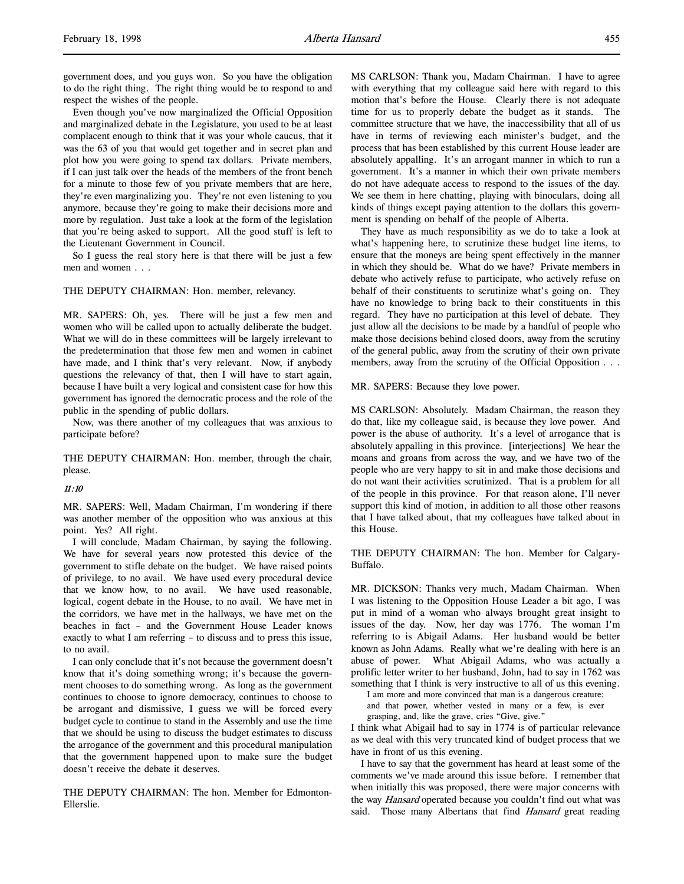government does, and you guys won. So you have the obligation to do the right thing. The right thing would be to respond to and respect the wishes of the people.

Even though you've now marginalized the Official Opposition and marginalized debate in the Legislature, you used to be at least complacent enough to think that it was your whole caucus, that it was the 63 of you that would get together and in secret plan and plot how you were going to spend tax dollars. Private members, if I can just talk over the heads of the members of the front bench for a minute to those few of you private members that are here, they're even marginalizing you. They're not even listening to you anymore, because they're going to make their decisions more and more by regulation. Just take a look at the form of the legislation that you're being asked to support. All the good stuff is left to the Lieutenant Government in Council.

So I guess the real story here is that there will be just a few men and women . . .

THE DEPUTY CHAIRMAN: Hon. member, relevancy.

MR. SAPERS: Oh, yes. There will be just a few men and women who will be called upon to actually deliberate the budget. What we will do in these committees will be largely irrelevant to the predetermination that those few men and women in cabinet have made, and I think that's very relevant. Now, if anybody questions the relevancy of that, then I will have to start again, because I have built a very logical and consistent case for how this government has ignored the democratic process and the role of the public in the spending of public dollars.

Now, was there another of my colleagues that was anxious to participate before?

THE DEPUTY CHAIRMAN: Hon. member, through the chair, please.

*11:10*

MR. SAPERS: Well, Madam Chairman, I'm wondering if there was another member of the opposition who was anxious at this point. Yes? All right.

I will conclude, Madam Chairman, by saying the following. We have for several years now protested this device of the government to stifle debate on the budget. We have raised points of privilege, to no avail. We have used every procedural device that we know how, to no avail. We have used reasonable, logical, cogent debate in the House, to no avail. We have met in the corridors, we have met in the hallways, we have met on the beaches in fact – and the Government House Leader knows exactly to what I am referring – to discuss and to press this issue, to no avail.

I can only conclude that it's not because the government doesn't know that it's doing something wrong; it's because the government chooses to do something wrong. As long as the government continues to choose to ignore democracy, continues to choose to be arrogant and dismissive, I guess we will be forced every budget cycle to continue to stand in the Assembly and use the time that we should be using to discuss the budget estimates to discuss the arrogance of the government and this procedural manipulation that the government happened upon to make sure the budget doesn't receive the debate it deserves.

THE DEPUTY CHAIRMAN: The hon. Member for Edmonton-Ellerslie.

MS CARLSON: Thank you, Madam Chairman. I have to agree with everything that my colleague said here with regard to this motion that's before the House. Clearly there is not adequate time for us to properly debate the budget as it stands. The committee structure that we have, the inaccessibility that all of us have in terms of reviewing each minister's budget, and the process that has been established by this current House leader are absolutely appalling. It's an arrogant manner in which to run a government. It's a manner in which their own private members do not have adequate access to respond to the issues of the day. We see them in here chatting, playing with binoculars, doing all kinds of things except paying attention to the dollars this government is spending on behalf of the people of Alberta.

They have as much responsibility as we do to take a look at what's happening here, to scrutinize these budget line items, to ensure that the moneys are being spent effectively in the manner in which they should be. What do we have? Private members in debate who actively refuse to participate, who actively refuse on behalf of their constituents to scrutinize what's going on. They have no knowledge to bring back to their constituents in this regard. They have no participation at this level of debate. They just allow all the decisions to be made by a handful of people who make those decisions behind closed doors, away from the scrutiny of the general public, away from the scrutiny of their own private members, away from the scrutiny of the Official Opposition . . .

MR. SAPERS: Because they love power.

MS CARLSON: Absolutely. Madam Chairman, the reason they do that, like my colleague said, is because they love power. And power is the abuse of authority. It's a level of arrogance that is absolutely appalling in this province. [interjections] We hear the moans and groans from across the way, and we have two of the people who are very happy to sit in and make those decisions and do not want their activities scrutinized. That is a problem for all of the people in this province. For that reason alone, I'll never support this kind of motion, in addition to all those other reasons that I have talked about, that my colleagues have talked about in this House.

THE DEPUTY CHAIRMAN: The hon. Member for Calgary-Buffalo.

MR. DICKSON: Thanks very much, Madam Chairman. When I was listening to the Opposition House Leader a bit ago, I was put in mind of a woman who always brought great insight to issues of the day. Now, her day was 1776. The woman I'm referring to is Abigail Adams. Her husband would be better known as John Adams. Really what we're dealing with here is an abuse of power. What Abigail Adams, who was actually a prolific letter writer to her husband, John, had to say in 1762 was something that I think is very instructive to all of us this evening.

> I am more and more convinced that man is a dangerous creature; and that power, whether vested in many or a few, is ever grasping, and, like the grave, cries "Give, give."

I think what Abigail had to say in 1774 is of particular relevance as we deal with this very truncated kind of budget process that we have in front of us this evening.

I have to say that the government has heard at least some of the comments we've made around this issue before. I remember that when initially this was proposed, there were major concerns with the way *Hansard* operated because you couldn't find out what was said. Those many Albertans that find *Hansard* great reading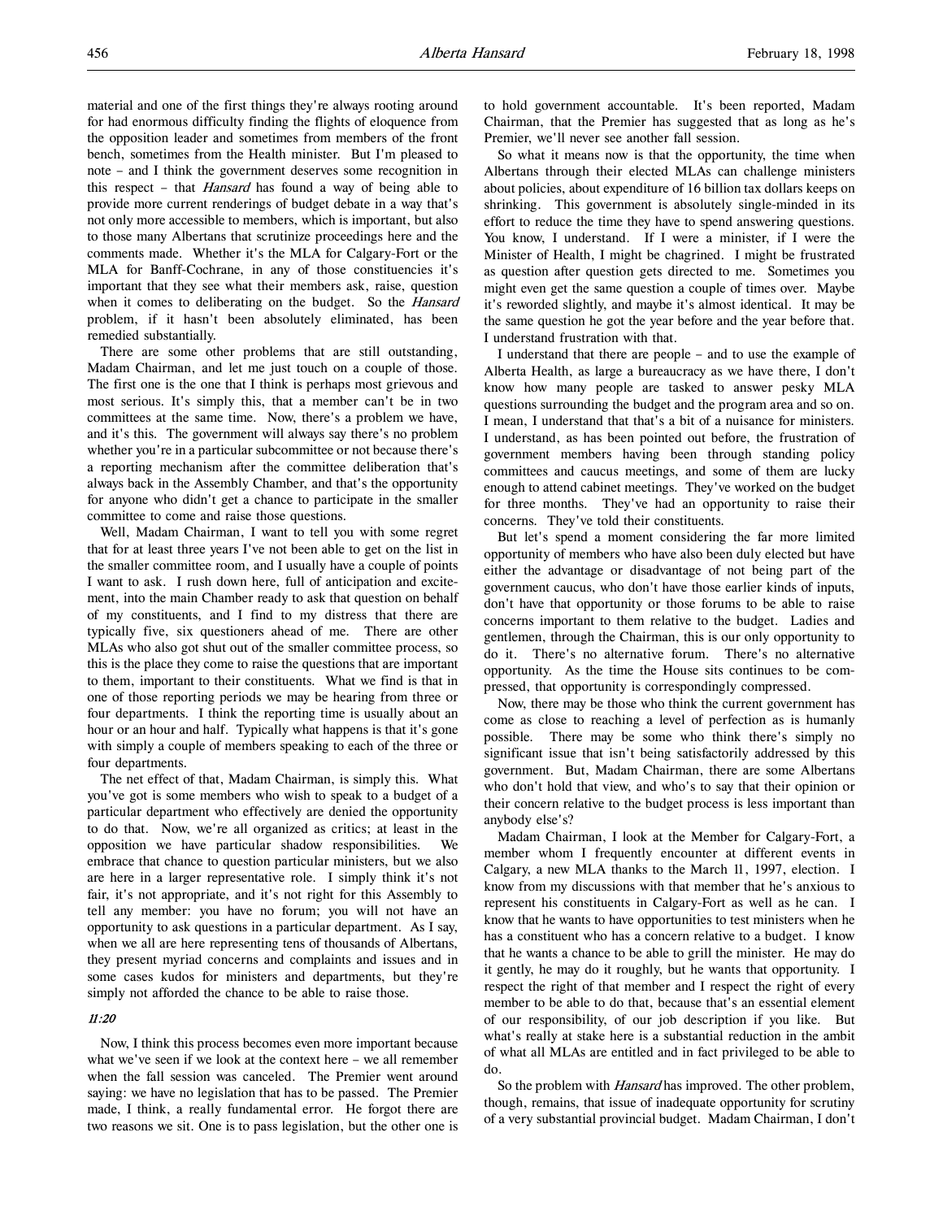material and one of the first things they're always rooting around for had enormous difficulty finding the flights of eloquence from the opposition leader and sometimes from members of the front bench, sometimes from the Health minister. But I'm pleased to note – and I think the government deserves some recognition in this respect – that *Hansard* has found a way of being able to provide more current renderings of budget debate in a way that's not only more accessible to members, which is important, but also to those many Albertans that scrutinize proceedings here and the comments made. Whether it's the MLA for Calgary-Fort or the MLA for Banff-Cochrane, in any of those constituencies it's important that they see what their members ask, raise, question when it comes to deliberating on the budget. So the *Hansard* problem, if it hasn't been absolutely eliminated, has been remedied substantially.

There are some other problems that are still outstanding, Madam Chairman, and let me just touch on a couple of those. The first one is the one that I think is perhaps most grievous and most serious. It's simply this, that a member can't be in two committees at the same time. Now, there's a problem we have, and it's this. The government will always say there's no problem whether you're in a particular subcommittee or not because there's a reporting mechanism after the committee deliberation that's always back in the Assembly Chamber, and that's the opportunity for anyone who didn't get a chance to participate in the smaller committee to come and raise those questions.

Well, Madam Chairman, I want to tell you with some regret that for at least three years I've not been able to get on the list in the smaller committee room, and I usually have a couple of points I want to ask. I rush down here, full of anticipation and excitement, into the main Chamber ready to ask that question on behalf of my constituents, and I find to my distress that there are typically five, six questioners ahead of me. There are other MLAs who also got shut out of the smaller committee process, so this is the place they come to raise the questions that are important to them, important to their constituents. What we find is that in one of those reporting periods we may be hearing from three or four departments. I think the reporting time is usually about an hour or an hour and half. Typically what happens is that it's gone with simply a couple of members speaking to each of the three or four departments.

The net effect of that, Madam Chairman, is simply this. What you've got is some members who wish to speak to a budget of a particular department who effectively are denied the opportunity to do that. Now, we're all organized as critics; at least in the opposition we have particular shadow responsibilities. We embrace that chance to question particular ministers, but we also are here in a larger representative role. I simply think it's not fair, it's not appropriate, and it's not right for this Assembly to tell any member: you have no forum; you will not have an opportunity to ask questions in a particular department. As I say, when we all are here representing tens of thousands of Albertans, they present myriad concerns and complaints and issues and in some cases kudos for ministers and departments, but they're simply not afforded the chance to be able to raise those.

*11:20*

Now, I think this process becomes even more important because what we've seen if we look at the context here – we all remember when the fall session was canceled. The Premier went around saying: we have no legislation that has to be passed. The Premier made, I think, a really fundamental error. He forgot there are two reasons we sit. One is to pass legislation, but the other one is to hold government accountable. It's been reported, Madam Chairman, that the Premier has suggested that as long as he's Premier, we'll never see another fall session.

So what it means now is that the opportunity, the time when Albertans through their elected MLAs can challenge ministers about policies, about expenditure of 16 billion tax dollars keeps on shrinking. This government is absolutely single-minded in its effort to reduce the time they have to spend answering questions. You know, I understand. If I were a minister, if I were the Minister of Health, I might be chagrined. I might be frustrated as question after question gets directed to me. Sometimes you might even get the same question a couple of times over. Maybe it's reworded slightly, and maybe it's almost identical. It may be the same question he got the year before and the year before that. I understand frustration with that.

I understand that there are people – and to use the example of Alberta Health, as large a bureaucracy as we have there, I don't know how many people are tasked to answer pesky MLA questions surrounding the budget and the program area and so on. I mean, I understand that that's a bit of a nuisance for ministers. I understand, as has been pointed out before, the frustration of government members having been through standing policy committees and caucus meetings, and some of them are lucky enough to attend cabinet meetings. They've worked on the budget for three months. They've had an opportunity to raise their concerns. They've told their constituents.

But let's spend a moment considering the far more limited opportunity of members who have also been duly elected but have either the advantage or disadvantage of not being part of the government caucus, who don't have those earlier kinds of inputs, don't have that opportunity or those forums to be able to raise concerns important to them relative to the budget. Ladies and gentlemen, through the Chairman, this is our only opportunity to do it. There's no alternative forum. There's no alternative opportunity. As the time the House sits continues to be compressed, that opportunity is correspondingly compressed.

Now, there may be those who think the current government has come as close to reaching a level of perfection as is humanly possible. There may be some who think there's simply no significant issue that isn't being satisfactorily addressed by this government. But, Madam Chairman, there are some Albertans who don't hold that view, and who's to say that their opinion or their concern relative to the budget process is less important than anybody else's?

Madam Chairman, I look at the Member for Calgary-Fort, a member whom I frequently encounter at different events in Calgary, a new MLA thanks to the March 11, 1997, election. I know from my discussions with that member that he's anxious to represent his constituents in Calgary-Fort as well as he can. I know that he wants to have opportunities to test ministers when he has a constituent who has a concern relative to a budget. I know that he wants a chance to be able to grill the minister. He may do it gently, he may do it roughly, but he wants that opportunity. I respect the right of that member and I respect the right of every member to be able to do that, because that's an essential element of our responsibility, of our job description if you like. But what's really at stake here is a substantial reduction in the ambit of what all MLAs are entitled and in fact privileged to be able to do.

So the problem with *Hansard* has improved. The other problem, though, remains, that issue of inadequate opportunity for scrutiny of a very substantial provincial budget. Madam Chairman, I don't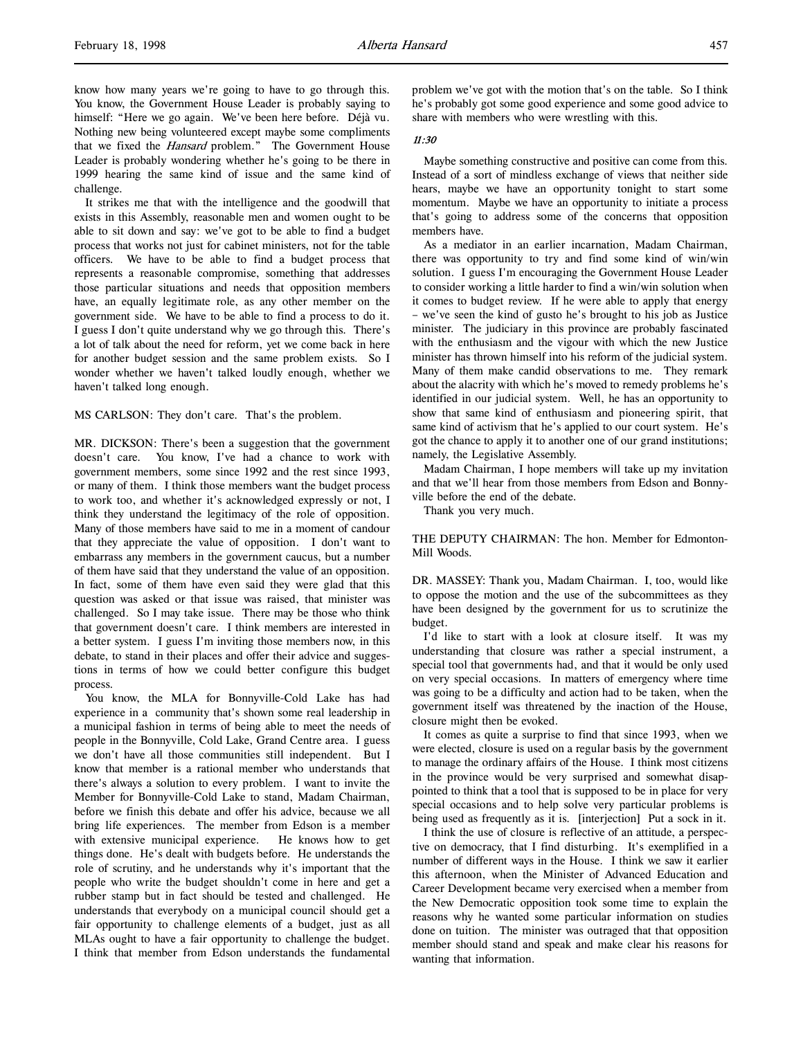know how many years we're going to have to go through this. You know, the Government House Leader is probably saying to himself: "Here we go again. We've been here before. Déjà vu. Nothing new being volunteered except maybe some compliments that we fixed the *Hansard* problem." The Government House Leader is probably wondering whether he's going to be there in 1999 hearing the same kind of issue and the same kind of challenge.

It strikes me that with the intelligence and the goodwill that exists in this Assembly, reasonable men and women ought to be able to sit down and say: we've got to be able to find a budget process that works not just for cabinet ministers, not for the table officers. We have to be able to find a budget process that represents a reasonable compromise, something that addresses those particular situations and needs that opposition members have, an equally legitimate role, as any other member on the government side. We have to be able to find a process to do it. I guess I don't quite understand why we go through this. There's a lot of talk about the need for reform, yet we come back in here for another budget session and the same problem exists. So I wonder whether we haven't talked loudly enough, whether we haven't talked long enough.

MS CARLSON: They don't care. That's the problem.

MR. DICKSON: There's been a suggestion that the government doesn't care. You know, I've had a chance to work with government members, some since 1992 and the rest since 1993, or many of them. I think those members want the budget process to work too, and whether it's acknowledged expressly or not, I think they understand the legitimacy of the role of opposition. Many of those members have said to me in a moment of candour that they appreciate the value of opposition. I don't want to embarrass any members in the government caucus, but a number of them have said that they understand the value of an opposition. In fact, some of them have even said they were glad that this question was asked or that issue was raised, that minister was challenged. So I may take issue. There may be those who think that government doesn't care. I think members are interested in a better system. I guess I'm inviting those members now, in this debate, to stand in their places and offer their advice and suggestions in terms of how we could better configure this budget process.

You know, the MLA for Bonnyville-Cold Lake has had experience in a community that's shown some real leadership in a municipal fashion in terms of being able to meet the needs of people in the Bonnyville, Cold Lake, Grand Centre area. I guess we don't have all those communities still independent. But I know that member is a rational member who understands that there's always a solution to every problem. I want to invite the Member for Bonnyville-Cold Lake to stand, Madam Chairman, before we finish this debate and offer his advice, because we all bring life experiences. The member from Edson is a member with extensive municipal experience. He knows how to get things done. He's dealt with budgets before. He understands the role of scrutiny, and he understands why it's important that the people who write the budget shouldn't come in here and get a rubber stamp but in fact should be tested and challenged. He understands that everybody on a municipal council should get a fair opportunity to challenge elements of a budget, just as all MLAs ought to have a fair opportunity to challenge the budget. I think that member from Edson understands the fundamental problem we've got with the motion that's on the table. So I think he's probably got some good experience and some good advice to share with members who were wrestling with this.

*11:30*

Maybe something constructive and positive can come from this. Instead of a sort of mindless exchange of views that neither side hears, maybe we have an opportunity tonight to start some momentum. Maybe we have an opportunity to initiate a process that's going to address some of the concerns that opposition members have.

As a mediator in an earlier incarnation, Madam Chairman, there was opportunity to try and find some kind of win/win solution. I guess I'm encouraging the Government House Leader to consider working a little harder to find a win/win solution when it comes to budget review. If he were able to apply that energy – we've seen the kind of gusto he's brought to his job as Justice minister. The judiciary in this province are probably fascinated with the enthusiasm and the vigour with which the new Justice minister has thrown himself into his reform of the judicial system. Many of them make candid observations to me. They remark about the alacrity with which he's moved to remedy problems he's identified in our judicial system. Well, he has an opportunity to show that same kind of enthusiasm and pioneering spirit, that same kind of activism that he's applied to our court system. He's got the chance to apply it to another one of our grand institutions; namely, the Legislative Assembly.

Madam Chairman, I hope members will take up my invitation and that we'll hear from those members from Edson and Bonnyville before the end of the debate.

Thank you very much.

THE DEPUTY CHAIRMAN: The hon. Member for Edmonton-Mill Woods.

DR. MASSEY: Thank you, Madam Chairman. I, too, would like to oppose the motion and the use of the subcommittees as they have been designed by the government for us to scrutinize the budget.

I'd like to start with a look at closure itself. It was my understanding that closure was rather a special instrument, a special tool that governments had, and that it would be only used on very special occasions. In matters of emergency where time was going to be a difficulty and action had to be taken, when the government itself was threatened by the inaction of the House, closure might then be evoked.

It comes as quite a surprise to find that since 1993, when we were elected, closure is used on a regular basis by the government to manage the ordinary affairs of the House. I think most citizens in the province would be very surprised and somewhat disappointed to think that a tool that is supposed to be in place for very special occasions and to help solve very particular problems is being used as frequently as it is. [interjection] Put a sock in it.

I think the use of closure is reflective of an attitude, a perspective on democracy, that I find disturbing. It's exemplified in a number of different ways in the House. I think we saw it earlier this afternoon, when the Minister of Advanced Education and Career Development became very exercised when a member from the New Democratic opposition took some time to explain the reasons why he wanted some particular information on studies done on tuition. The minister was outraged that that opposition member should stand and speak and make clear his reasons for wanting that information.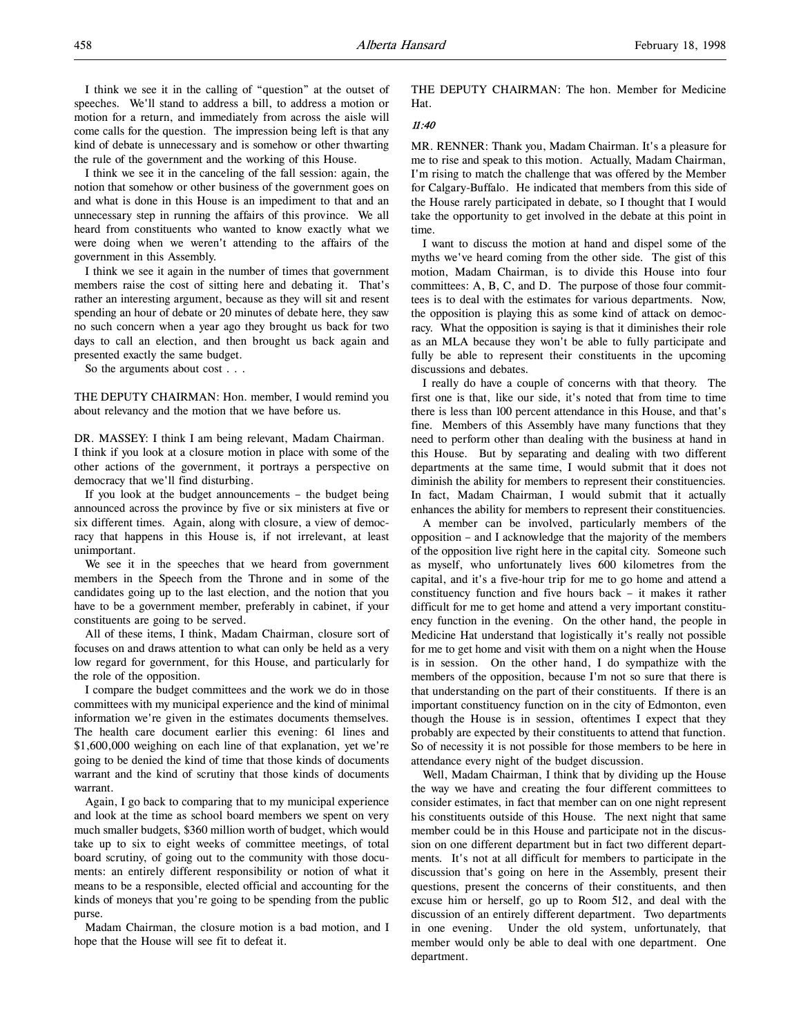I think we see it in the calling of "question" at the outset of speeches. We'll stand to address a bill, to address a motion or motion for a return, and immediately from across the aisle will come calls for the question. The impression being left is that any kind of debate is unnecessary and is somehow or other thwarting the rule of the government and the working of this House.

I think we see it in the canceling of the fall session: again, the notion that somehow or other business of the government goes on and what is done in this House is an impediment to that and an unnecessary step in running the affairs of this province. We all heard from constituents who wanted to know exactly what we were doing when we weren't attending to the affairs of the government in this Assembly.

I think we see it again in the number of times that government members raise the cost of sitting here and debating it. That's rather an interesting argument, because as they will sit and resent spending an hour of debate or 20 minutes of debate here, they saw no such concern when a year ago they brought us back for two days to call an election, and then brought us back again and presented exactly the same budget.

So the arguments about cost . . .

THE DEPUTY CHAIRMAN: Hon. member, I would remind you about relevancy and the motion that we have before us.

DR. MASSEY: I think I am being relevant, Madam Chairman. I think if you look at a closure motion in place with some of the other actions of the government, it portrays a perspective on democracy that we'll find disturbing.

If you look at the budget announcements – the budget being announced across the province by five or six ministers at five or six different times. Again, along with closure, a view of democracy that happens in this House is, if not irrelevant, at least unimportant.

We see it in the speeches that we heard from government members in the Speech from the Throne and in some of the candidates going up to the last election, and the notion that you have to be a government member, preferably in cabinet, if your constituents are going to be served.

All of these items, I think, Madam Chairman, closure sort of focuses on and draws attention to what can only be held as a very low regard for government, for this House, and particularly for the role of the opposition.

I compare the budget committees and the work we do in those committees with my municipal experience and the kind of minimal information we're given in the estimates documents themselves. The health care document earlier this evening: 61 lines and $1,600,000 weighing on each line of that explanation, yet we're going to be denied the kind of time that those kinds of documents warrant and the kind of scrutiny that those kinds of documents warrant.

Again, I go back to comparing that to my municipal experience and look at the time as school board members we spent on very much smaller budgets, $360 million worth of budget, which would take up to six to eight weeks of committee meetings, of total board scrutiny, of going out to the community with those documents: an entirely different responsibility or notion of what it means to be a responsible, elected official and accounting for the kinds of moneys that you're going to be spending from the public purse.

Madam Chairman, the closure motion is a bad motion, and I hope that the House will see fit to defeat it.

THE DEPUTY CHAIRMAN: The hon. Member for Medicine Hat.

*11:40*

MR. RENNER: Thank you, Madam Chairman. It's a pleasure for me to rise and speak to this motion. Actually, Madam Chairman, I'm rising to match the challenge that was offered by the Member for Calgary-Buffalo. He indicated that members from this side of the House rarely participated in debate, so I thought that I would take the opportunity to get involved in the debate at this point in time.

I want to discuss the motion at hand and dispel some of the myths we've heard coming from the other side. The gist of this motion, Madam Chairman, is to divide this House into four committees: A, B, C, and D. The purpose of those four committees is to deal with the estimates for various departments. Now, the opposition is playing this as some kind of attack on democracy. What the opposition is saying is that it diminishes their role as an MLA because they won't be able to fully participate and fully be able to represent their constituents in the upcoming discussions and debates.

I really do have a couple of concerns with that theory. The first one is that, like our side, it's noted that from time to time there is less than 100 percent attendance in this House, and that's fine. Members of this Assembly have many functions that they need to perform other than dealing with the business at hand in this House. But by separating and dealing with two different departments at the same time, I would submit that it does not diminish the ability for members to represent their constituencies. In fact, Madam Chairman, I would submit that it actually enhances the ability for members to represent their constituencies.

A member can be involved, particularly members of the opposition – and I acknowledge that the majority of the members of the opposition live right here in the capital city. Someone such as myself, who unfortunately lives 600 kilometres from the capital, and it's a five-hour trip for me to go home and attend a constituency function and five hours back – it makes it rather difficult for me to get home and attend a very important constituency function in the evening. On the other hand, the people in Medicine Hat understand that logistically it's really not possible for me to get home and visit with them on a night when the House is in session. On the other hand, I do sympathize with the members of the opposition, because I'm not so sure that there is that understanding on the part of their constituents. If there is an important constituency function on in the city of Edmonton, even though the House is in session, oftentimes I expect that they probably are expected by their constituents to attend that function. So of necessity it is not possible for those members to be here in attendance every night of the budget discussion.

Well, Madam Chairman, I think that by dividing up the House the way we have and creating the four different committees to consider estimates, in fact that member can on one night represent his constituents outside of this House. The next night that same member could be in this House and participate not in the discussion on one different department but in fact two different departments. It's not at all difficult for members to participate in the discussion that's going on here in the Assembly, present their questions, present the concerns of their constituents, and then excuse him or herself, go up to Room 512, and deal with the discussion of an entirely different department. Two departments in one evening. Under the old system, unfortunately, that member would only be able to deal with one department. One department.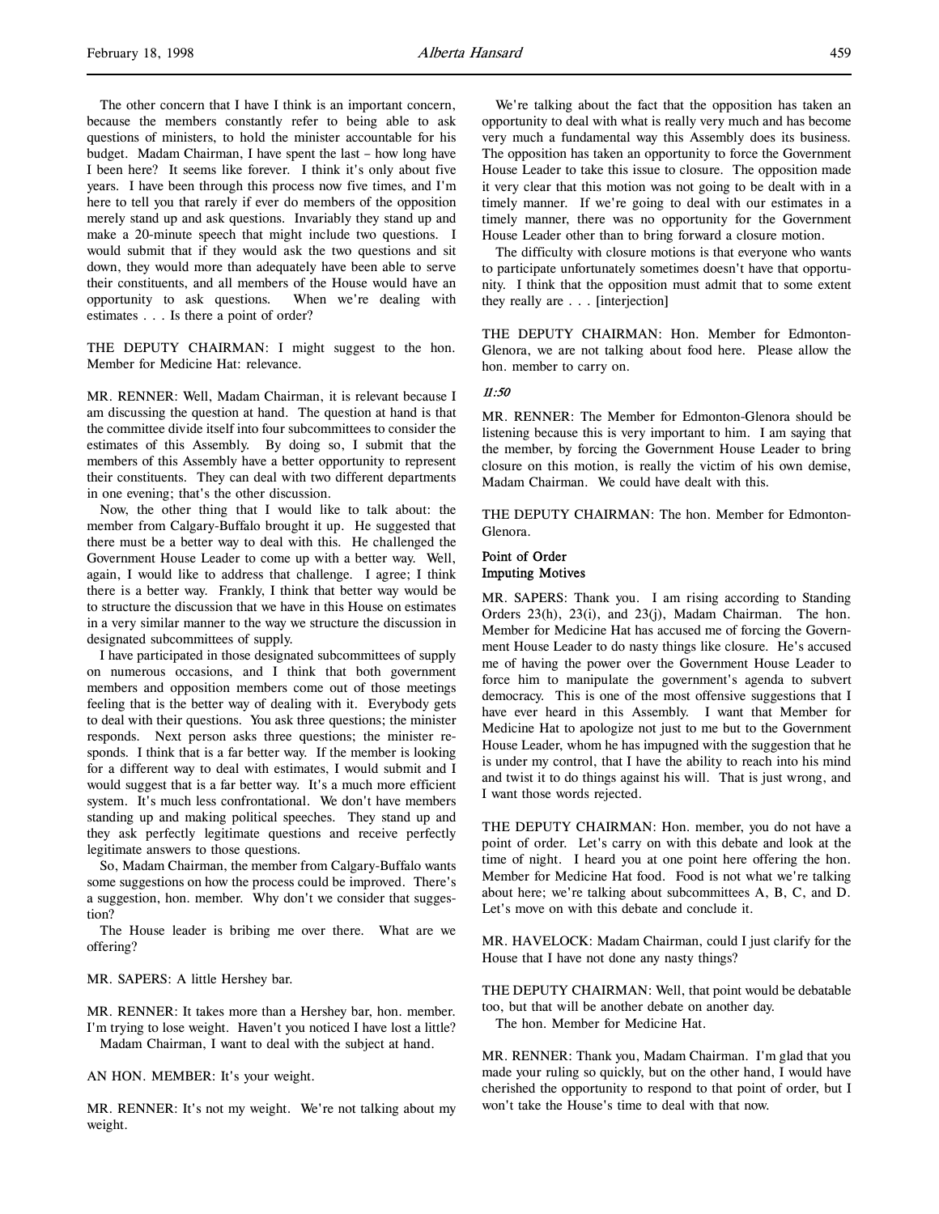The other concern that I have I think is an important concern, because the members constantly refer to being able to ask questions of ministers, to hold the minister accountable for his budget. Madam Chairman, I have spent the last – how long have I been here? It seems like forever. I think it's only about five years. I have been through this process now five times, and I'm here to tell you that rarely if ever do members of the opposition merely stand up and ask questions. Invariably they stand up and make a 20-minute speech that might include two questions. I would submit that if they would ask the two questions and sit down, they would more than adequately have been able to serve their constituents, and all members of the House would have an opportunity to ask questions. When we're dealing with estimates . . . Is there a point of order?

THE DEPUTY CHAIRMAN: I might suggest to the hon. Member for Medicine Hat: relevance.

MR. RENNER: Well, Madam Chairman, it is relevant because I am discussing the question at hand. The question at hand is that the committee divide itself into four subcommittees to consider the estimates of this Assembly. By doing so, I submit that the members of this Assembly have a better opportunity to represent their constituents. They can deal with two different departments in one evening; that's the other discussion.

Now, the other thing that I would like to talk about: the member from Calgary-Buffalo brought it up. He suggested that there must be a better way to deal with this. He challenged the Government House Leader to come up with a better way. Well, again, I would like to address that challenge. I agree; I think there is a better way. Frankly, I think that better way would be to structure the discussion that we have in this House on estimates in a very similar manner to the way we structure the discussion in designated subcommittees of supply.

I have participated in those designated subcommittees of supply on numerous occasions, and I think that both government members and opposition members come out of those meetings feeling that is the better way of dealing with it. Everybody gets to deal with their questions. You ask three questions; the minister responds. Next person asks three questions; the minister responds. I think that is a far better way. If the member is looking for a different way to deal with estimates, I would submit and I would suggest that is a far better way. It's a much more efficient system. It's much less confrontational. We don't have members standing up and making political speeches. They stand up and they ask perfectly legitimate questions and receive perfectly legitimate answers to those questions.

So, Madam Chairman, the member from Calgary-Buffalo wants some suggestions on how the process could be improved. There's a suggestion, hon. member. Why don't we consider that suggestion?

The House leader is bribing me over there. What are we offering?

MR. SAPERS: A little Hershey bar.

MR. RENNER: It takes more than a Hershey bar, hon. member. I'm trying to lose weight. Haven't you noticed I have lost a little?

Madam Chairman, I want to deal with the subject at hand.

AN HON. MEMBER: It's your weight.

MR. RENNER: It's not my weight. We're not talking about my weight.

We're talking about the fact that the opposition has taken an opportunity to deal with what is really very much and has become very much a fundamental way this Assembly does its business. The opposition has taken an opportunity to force the Government House Leader to take this issue to closure. The opposition made it very clear that this motion was not going to be dealt with in a timely manner. If we're going to deal with our estimates in a timely manner, there was no opportunity for the Government House Leader other than to bring forward a closure motion.

The difficulty with closure motions is that everyone who wants to participate unfortunately sometimes doesn't have that opportunity. I think that the opposition must admit that to some extent they really are . . . [interjection]

THE DEPUTY CHAIRMAN: Hon. Member for Edmonton-Glenora, we are not talking about food here. Please allow the hon. member to carry on.

*11:50*

MR. RENNER: The Member for Edmonton-Glenora should be listening because this is very important to him. I am saying that the member, by forcing the Government House Leader to bring closure on this motion, is really the victim of his own demise, Madam Chairman. We could have dealt with this.

THE DEPUTY CHAIRMAN: The hon. Member for Edmonton-Glenora.

**Point of Order**
**Imputing Motives**

MR. SAPERS: Thank you. I am rising according to Standing Orders 23(h), 23(i), and 23(j), Madam Chairman. The hon. Member for Medicine Hat has accused me of forcing the Government House Leader to do nasty things like closure. He's accused me of having the power over the Government House Leader to force him to manipulate the government's agenda to subvert democracy. This is one of the most offensive suggestions that I have ever heard in this Assembly. I want that Member for Medicine Hat to apologize not just to me but to the Government House Leader, whom he has impugned with the suggestion that he is under my control, that I have the ability to reach into his mind and twist it to do things against his will. That is just wrong, and I want those words rejected.

THE DEPUTY CHAIRMAN: Hon. member, you do not have a point of order. Let's carry on with this debate and look at the time of night. I heard you at one point here offering the hon. Member for Medicine Hat food. Food is not what we're talking about here; we're talking about subcommittees A, B, C, and D. Let's move on with this debate and conclude it.

MR. HAVELOCK: Madam Chairman, could I just clarify for the House that I have not done any nasty things?

THE DEPUTY CHAIRMAN: Well, that point would be debatable too, but that will be another debate on another day.

The hon. Member for Medicine Hat.

MR. RENNER: Thank you, Madam Chairman. I'm glad that you made your ruling so quickly, but on the other hand, I would have cherished the opportunity to respond to that point of order, but I won't take the House's time to deal with that now.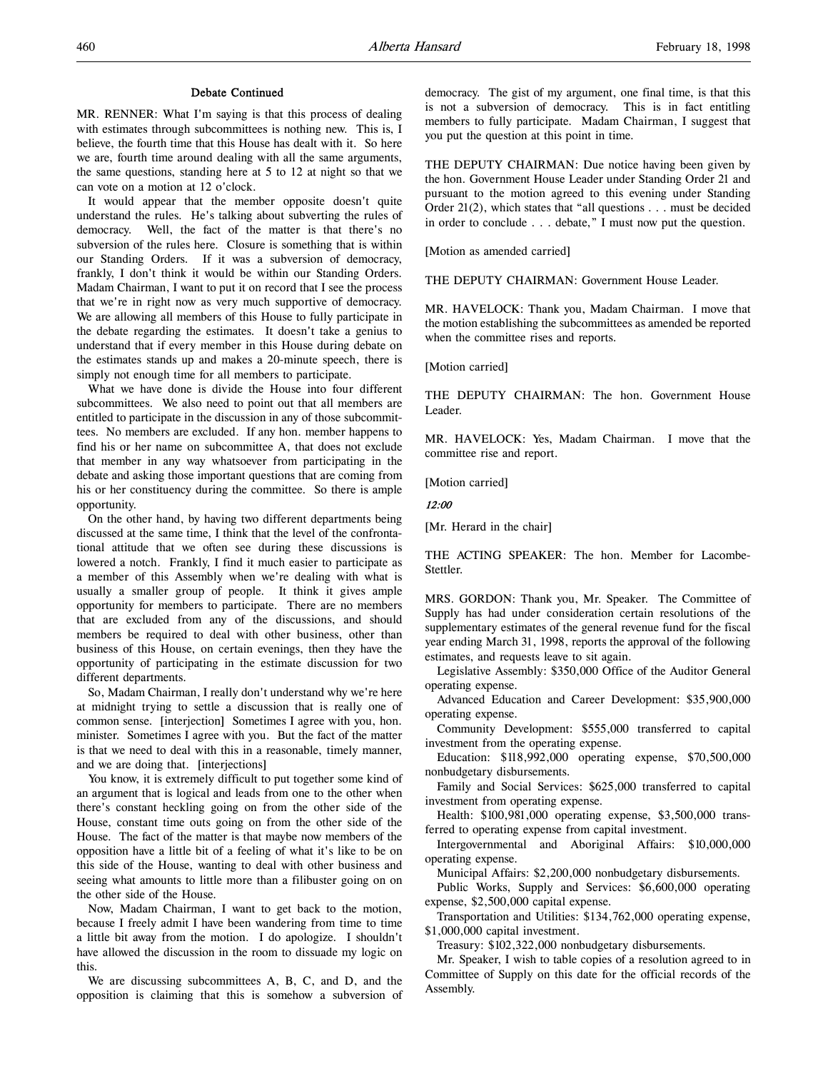### Debate Continued

MR. RENNER: What I'm saying is that this process of dealing with estimates through subcommittees is nothing new. This is, I believe, the fourth time that this House has dealt with it. So here we are, fourth time around dealing with all the same arguments, the same questions, standing here at 5 to 12 at night so that we can vote on a motion at 12 o'clock.

It would appear that the member opposite doesn't quite understand the rules. He's talking about subverting the rules of democracy. Well, the fact of the matter is that there's no subversion of the rules here. Closure is something that is within our Standing Orders. If it was a subversion of democracy, frankly, I don't think it would be within our Standing Orders. Madam Chairman, I want to put it on record that I see the process that we're in right now as very much supportive of democracy. We are allowing all members of this House to fully participate in the debate regarding the estimates. It doesn't take a genius to understand that if every member in this House during debate on the estimates stands up and makes a 20-minute speech, there is simply not enough time for all members to participate.

What we have done is divide the House into four different subcommittees. We also need to point out that all members are entitled to participate in the discussion in any of those subcommittees. No members are excluded. If any hon. member happens to find his or her name on subcommittee A, that does not exclude that member in any way whatsoever from participating in the debate and asking those important questions that are coming from his or her constituency during the committee. So there is ample opportunity.

On the other hand, by having two different departments being discussed at the same time, I think that the level of the confrontational attitude that we often see during these discussions is lowered a notch. Frankly, I find it much easier to participate as a member of this Assembly when we're dealing with what is usually a smaller group of people. It think it gives ample opportunity for members to participate. There are no members that are excluded from any of the discussions, and should members be required to deal with other business, other than business of this House, on certain evenings, then they have the opportunity of participating in the estimate discussion for two different departments.

So, Madam Chairman, I really don't understand why we're here at midnight trying to settle a discussion that is really one of common sense. [interjection] Sometimes I agree with you, hon. minister. Sometimes I agree with you. But the fact of the matter is that we need to deal with this in a reasonable, timely manner, and we are doing that. [interjections]

You know, it is extremely difficult to put together some kind of an argument that is logical and leads from one to the other when there's constant heckling going on from the other side of the House, constant time outs going on from the other side of the House. The fact of the matter is that maybe now members of the opposition have a little bit of a feeling of what it's like to be on this side of the House, wanting to deal with other business and seeing what amounts to little more than a filibuster going on on the other side of the House.

Now, Madam Chairman, I want to get back to the motion, because I freely admit I have been wandering from time to time a little bit away from the motion. I do apologize. I shouldn't have allowed the discussion in the room to dissuade my logic on this.

We are discussing subcommittees A, B, C, and D, and the opposition is claiming that this is somehow a subversion of democracy. The gist of my argument, one final time, is that this is not a subversion of democracy. This is in fact entitling members to fully participate. Madam Chairman, I suggest that you put the question at this point in time.

THE DEPUTY CHAIRMAN: Due notice having been given by the hon. Government House Leader under Standing Order 21 and pursuant to the motion agreed to this evening under Standing Order 21(2), which states that "all questions . . . must be decided in order to conclude . . . debate," I must now put the question.

[Motion as amended carried]

THE DEPUTY CHAIRMAN: Government House Leader.

MR. HAVELOCK: Thank you, Madam Chairman. I move that the motion establishing the subcommittees as amended be reported when the committee rises and reports.

[Motion carried]

THE DEPUTY CHAIRMAN: The hon. Government House Leader.

MR. HAVELOCK: Yes, Madam Chairman. I move that the committee rise and report.

[Motion carried]

*12:00*

[Mr. Herard in the chair]

THE ACTING SPEAKER: The hon. Member for Lacombe-Stettler.

MRS. GORDON: Thank you, Mr. Speaker. The Committee of Supply has had under consideration certain resolutions of the supplementary estimates of the general revenue fund for the fiscal year ending March 31, 1998, reports the approval of the following estimates, and requests leave to sit again.

Legislative Assembly: $350,000 Office of the Auditor General operating expense.

Advanced Education and Career Development: $35,900,000 operating expense.

Community Development: $555,000 transferred to capital investment from the operating expense.

Education: $118,992,000 operating expense, $70,500,000 nonbudgetary disbursements.

Family and Social Services: $625,000 transferred to capital investment from operating expense.

Health: $100,981,000 operating expense, $3,500,000 transferred to operating expense from capital investment.

Intergovernmental and Aboriginal Affairs: $10,000,000 operating expense.

Municipal Affairs: $2,200,000 nonbudgetary disbursements.

Public Works, Supply and Services: $6,600,000 operating expense, $2,500,000 capital expense.

Transportation and Utilities: $134,762,000 operating expense, $1,000,000 capital investment.

Treasury: $102,322,000 nonbudgetary disbursements.

Mr. Speaker, I wish to table copies of a resolution agreed to in Committee of Supply on this date for the official records of the Assembly.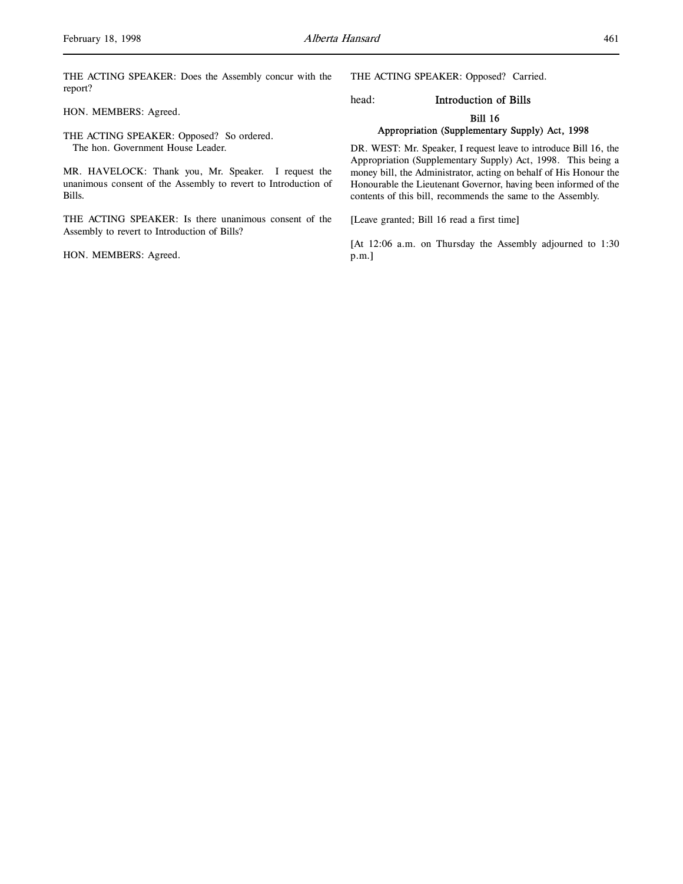THE ACTING SPEAKER: Does the Assembly concur with the report?

HON. MEMBERS: Agreed.

THE ACTING SPEAKER: Opposed? So ordered.
The hon. Government House Leader.

MR. HAVELOCK: Thank you, Mr. Speaker. I request the unanimous consent of the Assembly to revert to Introduction of Bills.

THE ACTING SPEAKER: Is there unanimous consent of the Assembly to revert to Introduction of Bills?

HON. MEMBERS: Agreed.

THE ACTING SPEAKER: Opposed? Carried.

head: **Introduction of Bills**

### Bill 16
### Appropriation (Supplementary Supply) Act, 1998

DR. WEST: Mr. Speaker, I request leave to introduce Bill 16, the Appropriation (Supplementary Supply) Act, 1998. This being a money bill, the Administrator, acting on behalf of His Honour the Honourable the Lieutenant Governor, having been informed of the contents of this bill, recommends the same to the Assembly.

[Leave granted; Bill 16 read a first time]

[At 12:06 a.m. on Thursday the Assembly adjourned to 1:30 p.m.]